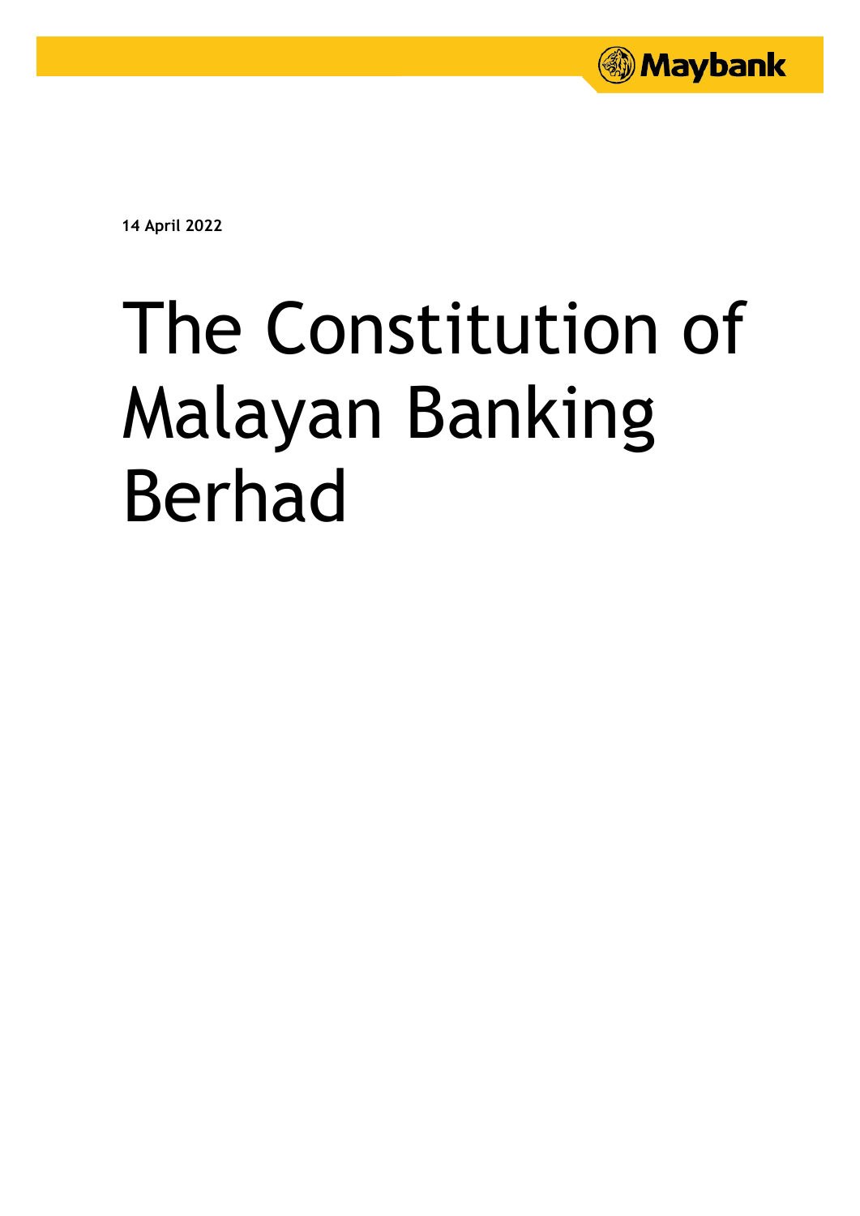**14 April 2022**

# The Constitution of Malayan Banking Berhad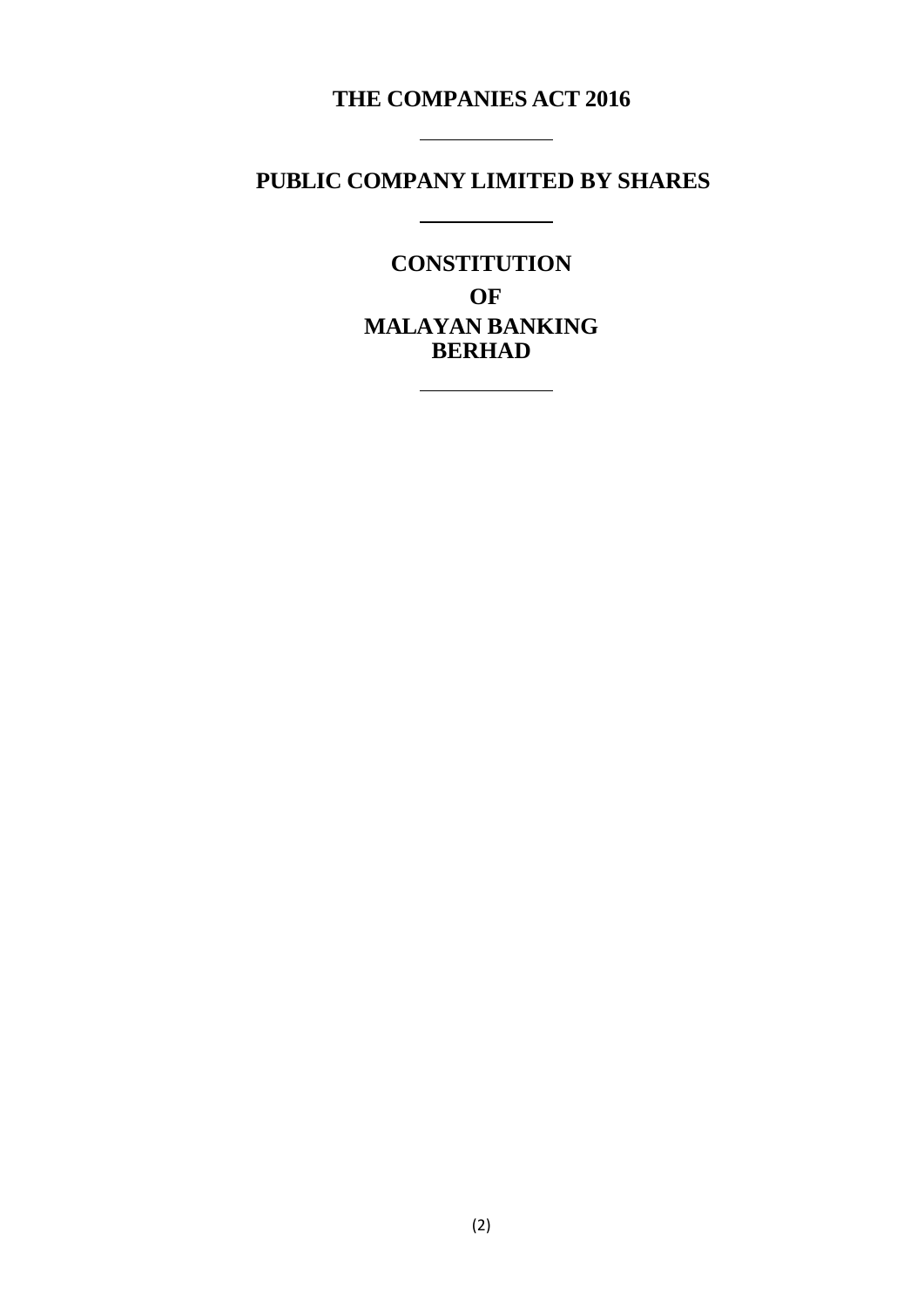# THE COMPANIES ACT 2016

---

## PUBLIC COMPANY LIMITED BY SHARES

---

## CONSTITUTION

## OF

## MALAYAN BANKING BERHAD

---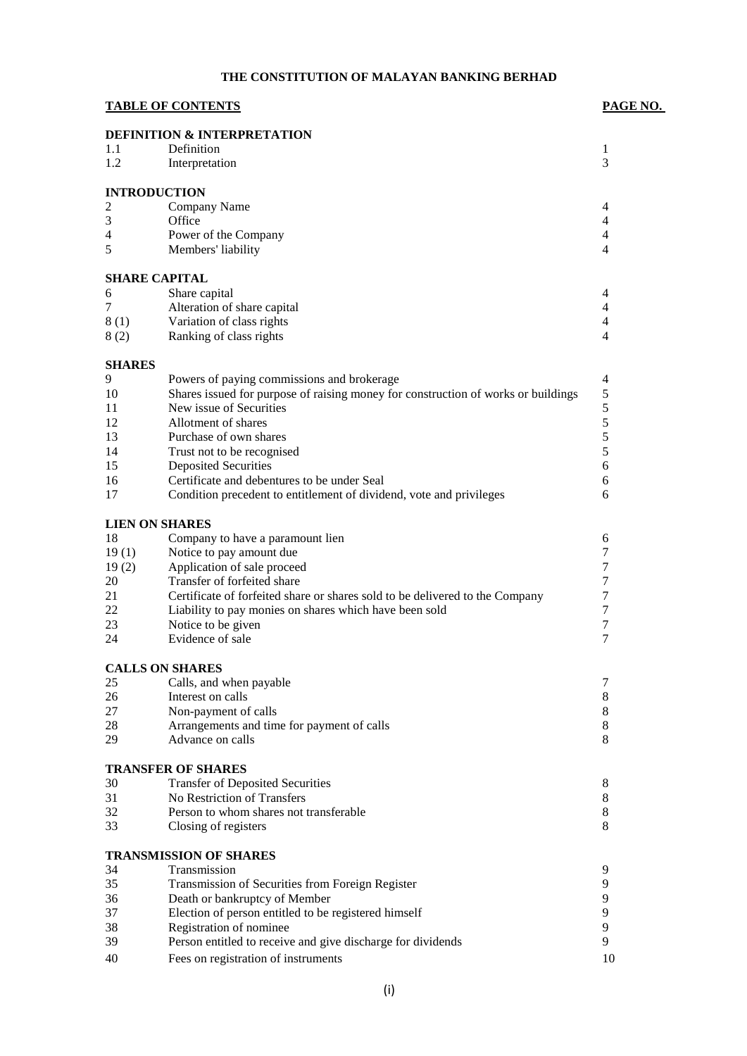# THE CONSTITUTION OF MALAYAN BANKING BERHAD

| **TABLE OF CONTENTS** | | **PAGE NO.** |
|---|---|---|
| **DEFINITION & INTERPRETATION** | | |
| 1.1 | Definition | 1 |
| 1.2 | Interpretation | 3 |
| **INTRODUCTION** | | |
| 2 | Company Name | 4 |
| 3 | Office | 4 |
| 4 | Power of the Company | 4 |
| 5 | Members' liability | 4 |
| **SHARE CAPITAL** | | |
| 6 | Share capital | 4 |
| 7 | Alteration of share capital | 4 |
| 8 (1) | Variation of class rights | 4 |
| 8 (2) | Ranking of class rights | 4 |
| **SHARES** | | |
| 9 | Powers of paying commissions and brokerage | 4 |
| 10 | Shares issued for purpose of raising money for construction of works or buildings | 5 |
| 11 | New issue of Securities | 5 |
| 12 | Allotment of shares | 5 |
| 13 | Purchase of own shares | 5 |
| 14 | Trust not to be recognised | 5 |
| 15 | Deposited Securities | 6 |
| 16 | Certificate and debentures to be under Seal | 6 |
| 17 | Condition precedent to entitlement of dividend, vote and privileges | 6 |
| **LIEN ON SHARES** | | |
| 18 | Company to have a paramount lien | 6 |
| 19 (1) | Notice to pay amount due | 7 |
| 19 (2) | Application of sale proceed | 7 |
| 20 | Transfer of forfeited share | 7 |
| 21 | Certificate of forfeited share or shares sold to be delivered to the Company | 7 |
| 22 | Liability to pay monies on shares which have been sold | 7 |
| 23 | Notice to be given | 7 |
| 24 | Evidence of sale | 7 |
| **CALLS ON SHARES** | | |
| 25 | Calls, and when payable | 7 |
| 26 | Interest on calls | 8 |
| 27 | Non-payment of calls | 8 |
| 28 | Arrangements and time for payment of calls | 8 |
| 29 | Advance on calls | 8 |
| **TRANSFER OF SHARES** | | |
| 30 | Transfer of Deposited Securities | 8 |
| 31 | No Restriction of Transfers | 8 |
| 32 | Person to whom shares not transferable | 8 |
| 33 | Closing of registers | 8 |
| **TRANSMISSION OF SHARES** | | |
| 34 | Transmission | 9 |
| 35 | Transmission of Securities from Foreign Register | 9 |
| 36 | Death or bankruptcy of Member | 9 |
| 37 | Election of person entitled to be registered himself | 9 |
| 38 | Registration of nominee | 9 |
| 39 | Person entitled to receive and give discharge for dividends | 9 |
| 40 | Fees on registration of instruments | 10 |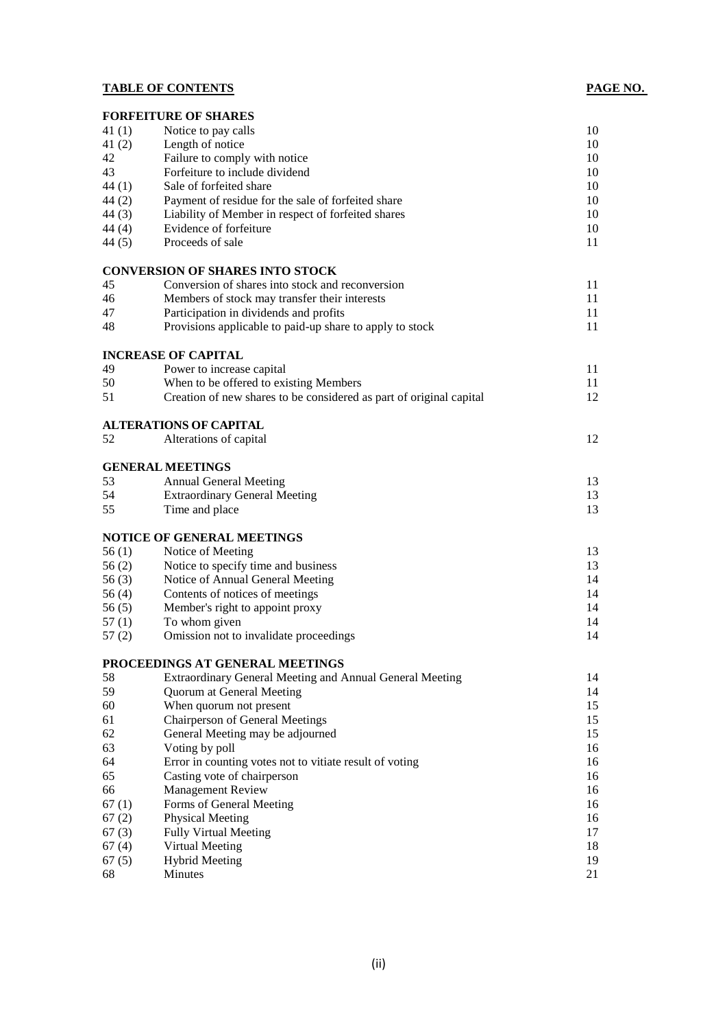**TABLE OF CONTENTS** **PAGE NO.**

| | | |
|---|---|---|
| | **FORFEITURE OF SHARES** | |
| 41 (1) | Notice to pay calls | 10 |
| 41 (2) | Length of notice | 10 |
| 42 | Failure to comply with notice | 10 |
| 43 | Forfeiture to include dividend | 10 |
| 44 (1) | Sale of forfeited share | 10 |
| 44 (2) | Payment of residue for the sale of forfeited share | 10 |
| 44 (3) | Liability of Member in respect of forfeited shares | 10 |
| 44 (4) | Evidence of forfeiture | 10 |
| 44 (5) | Proceeds of sale | 11 |
| | **CONVERSION OF SHARES INTO STOCK** | |
| 45 | Conversion of shares into stock and reconversion | 11 |
| 46 | Members of stock may transfer their interests | 11 |
| 47 | Participation in dividends and profits | 11 |
| 48 | Provisions applicable to paid-up share to apply to stock | 11 |
| | **INCREASE OF CAPITAL** | |
| 49 | Power to increase capital | 11 |
| 50 | When to be offered to existing Members | 11 |
| 51 | Creation of new shares to be considered as part of original capital | 12 |
| | **ALTERATIONS OF CAPITAL** | |
| 52 | Alterations of capital | 12 |
| | **GENERAL MEETINGS** | |
| 53 | Annual General Meeting | 13 |
| 54 | Extraordinary General Meeting | 13 |
| 55 | Time and place | 13 |
| | **NOTICE OF GENERAL MEETINGS** | |
| 56 (1) | Notice of Meeting | 13 |
| 56 (2) | Notice to specify time and business | 13 |
| 56 (3) | Notice of Annual General Meeting | 14 |
| 56 (4) | Contents of notices of meetings | 14 |
| 56 (5) | Member's right to appoint proxy | 14 |
| 57 (1) | To whom given | 14 |
| 57 (2) | Omission not to invalidate proceedings | 14 |
| | **PROCEEDINGS AT GENERAL MEETINGS** | |
| 58 | Extraordinary General Meeting and Annual General Meeting | 14 |
| 59 | Quorum at General Meeting | 14 |
| 60 | When quorum not present | 15 |
| 61 | Chairperson of General Meetings | 15 |
| 62 | General Meeting may be adjourned | 15 |
| 63 | Voting by poll | 16 |
| 64 | Error in counting votes not to vitiate result of voting | 16 |
| 65 | Casting vote of chairperson | 16 |
| 66 | Management Review | 16 |
| 67 (1) | Forms of General Meeting | 16 |
| 67 (2) | Physical Meeting | 16 |
| 67 (3) | Fully Virtual Meeting | 17 |
| 67 (4) | Virtual Meeting | 18 |
| 67 (5) | Hybrid Meeting | 19 |
| 68 | Minutes | 21 |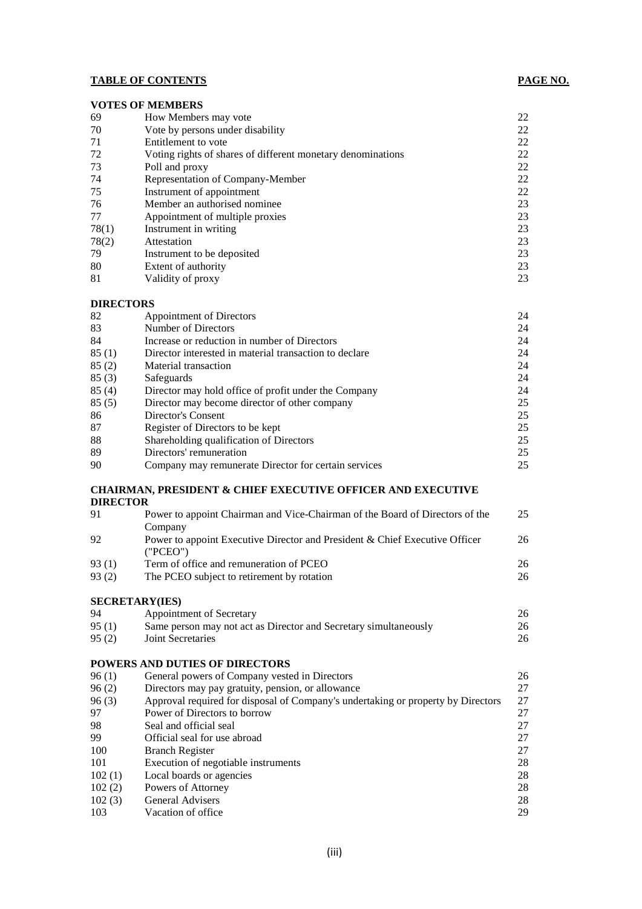**TABLE OF CONTENTS** **PAGE NO.**

| | | |
|---|---|---|
| **VOTES OF MEMBERS** | | |
| 69 | How Members may vote | 22 |
| 70 | Vote by persons under disability | 22 |
| 71 | Entitlement to vote | 22 |
| 72 | Voting rights of shares of different monetary denominations | 22 |
| 73 | Poll and proxy | 22 |
| 74 | Representation of Company-Member | 22 |
| 75 | Instrument of appointment | 22 |
| 76 | Member an authorised nominee | 23 |
| 77 | Appointment of multiple proxies | 23 |
| 78(1) | Instrument in writing | 23 |
| 78(2) | Attestation | 23 |
| 79 | Instrument to be deposited | 23 |
| 80 | Extent of authority | 23 |
| 81 | Validity of proxy | 23 |
| **DIRECTORS** | | |
| 82 | Appointment of Directors | 24 |
| 83 | Number of Directors | 24 |
| 84 | Increase or reduction in number of Directors | 24 |
| 85 (1) | Director interested in material transaction to declare | 24 |
| 85 (2) | Material transaction | 24 |
| 85 (3) | Safeguards | 24 |
| 85 (4) | Director may hold office of profit under the Company | 24 |
| 85 (5) | Director may become director of other company | 25 |
| 86 | Director's Consent | 25 |
| 87 | Register of Directors to be kept | 25 |
| 88 | Shareholding qualification of Directors | 25 |
| 89 | Directors' remuneration | 25 |
| 90 | Company may remunerate Director for certain services | 25 |
| **CHAIRMAN, PRESIDENT & CHIEF EXECUTIVE OFFICER AND EXECUTIVE DIRECTOR** | | |
| 91 | Power to appoint Chairman and Vice-Chairman of the Board of Directors of the Company | 25 |
| 92 | Power to appoint Executive Director and President & Chief Executive Officer ("PCEO") | 26 |
| 93 (1) | Term of office and remuneration of PCEO | 26 |
| 93 (2) | The PCEO subject to retirement by rotation | 26 |
| **SECRETARY(IES)** | | |
| 94 | Appointment of Secretary | 26 |
| 95 (1) | Same person may not act as Director and Secretary simultaneously | 26 |
| 95 (2) | Joint Secretaries | 26 |
| **POWERS AND DUTIES OF DIRECTORS** | | |
| 96 (1) | General powers of Company vested in Directors | 26 |
| 96 (2) | Directors may pay gratuity, pension, or allowance | 27 |
| 96 (3) | Approval required for disposal of Company's undertaking or property by Directors | 27 |
| 97 | Power of Directors to borrow | 27 |
| 98 | Seal and official seal | 27 |
| 99 | Official seal for use abroad | 27 |
| 100 | Branch Register | 27 |
| 101 | Execution of negotiable instruments | 28 |
| 102 (1) | Local boards or agencies | 28 |
| 102 (2) | Powers of Attorney | 28 |
| 102 (3) | General Advisers | 28 |
| 103 | Vacation of office | 29 |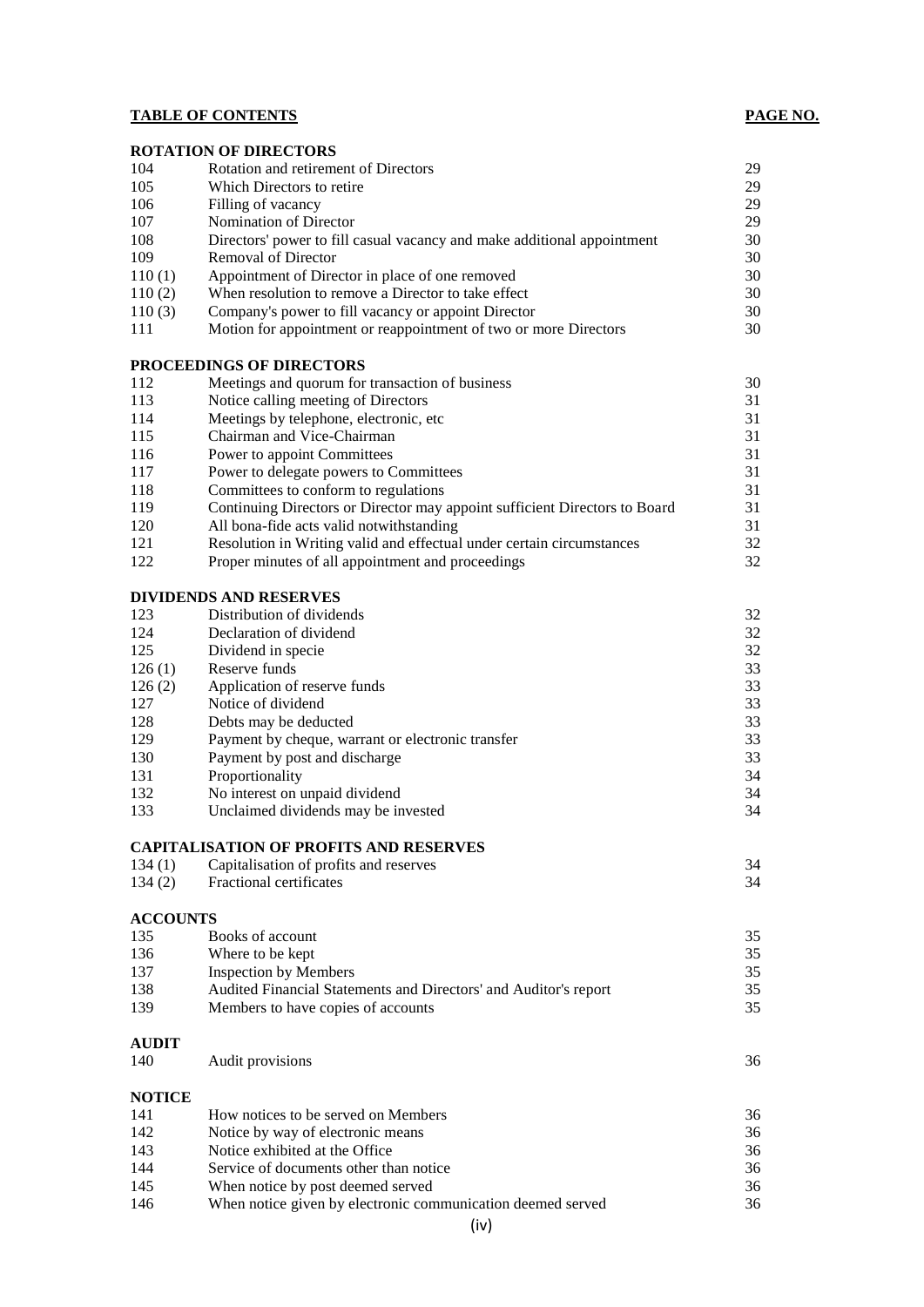| **TABLE OF CONTENTS** | | **PAGE NO.** |
|---|---|---|
| **ROTATION OF DIRECTORS** | | |
| 104 | Rotation and retirement of Directors | 29 |
| 105 | Which Directors to retire | 29 |
| 106 | Filling of vacancy | 29 |
| 107 | Nomination of Director | 29 |
| 108 | Directors' power to fill casual vacancy and make additional appointment | 30 |
| 109 | Removal of Director | 30 |
| 110 (1) | Appointment of Director in place of one removed | 30 |
| 110 (2) | When resolution to remove a Director to take effect | 30 |
| 110 (3) | Company's power to fill vacancy or appoint Director | 30 |
| 111 | Motion for appointment or reappointment of two or more Directors | 30 |
| **PROCEEDINGS OF DIRECTORS** | | |
| 112 | Meetings and quorum for transaction of business | 30 |
| 113 | Notice calling meeting of Directors | 31 |
| 114 | Meetings by telephone, electronic, etc | 31 |
| 115 | Chairman and Vice-Chairman | 31 |
| 116 | Power to appoint Committees | 31 |
| 117 | Power to delegate powers to Committees | 31 |
| 118 | Committees to conform to regulations | 31 |
| 119 | Continuing Directors or Director may appoint sufficient Directors to Board | 31 |
| 120 | All bona-fide acts valid notwithstanding | 31 |
| 121 | Resolution in Writing valid and effectual under certain circumstances | 32 |
| 122 | Proper minutes of all appointment and proceedings | 32 |
| **DIVIDENDS AND RESERVES** | | |
| 123 | Distribution of dividends | 32 |
| 124 | Declaration of dividend | 32 |
| 125 | Dividend in specie | 32 |
| 126 (1) | Reserve funds | 33 |
| 126 (2) | Application of reserve funds | 33 |
| 127 | Notice of dividend | 33 |
| 128 | Debts may be deducted | 33 |
| 129 | Payment by cheque, warrant or electronic transfer | 33 |
| 130 | Payment by post and discharge | 33 |
| 131 | Proportionality | 34 |
| 132 | No interest on unpaid dividend | 34 |
| 133 | Unclaimed dividends may be invested | 34 |
| **CAPITALISATION OF PROFITS AND RESERVES** | | |
| 134 (1) | Capitalisation of profits and reserves | 34 |
| 134 (2) | Fractional certificates | 34 |
| **ACCOUNTS** | | |
| 135 | Books of account | 35 |
| 136 | Where to be kept | 35 |
| 137 | Inspection by Members | 35 |
| 138 | Audited Financial Statements and Directors' and Auditor's report | 35 |
| 139 | Members to have copies of accounts | 35 |
| **AUDIT** | | |
| 140 | Audit provisions | 36 |
| **NOTICE** | | |
| 141 | How notices to be served on Members | 36 |
| 142 | Notice by way of electronic means | 36 |
| 143 | Notice exhibited at the Office | 36 |
| 144 | Service of documents other than notice | 36 |
| 145 | When notice by post deemed served | 36 |
| 146 | When notice given by electronic communication deemed served | 36 |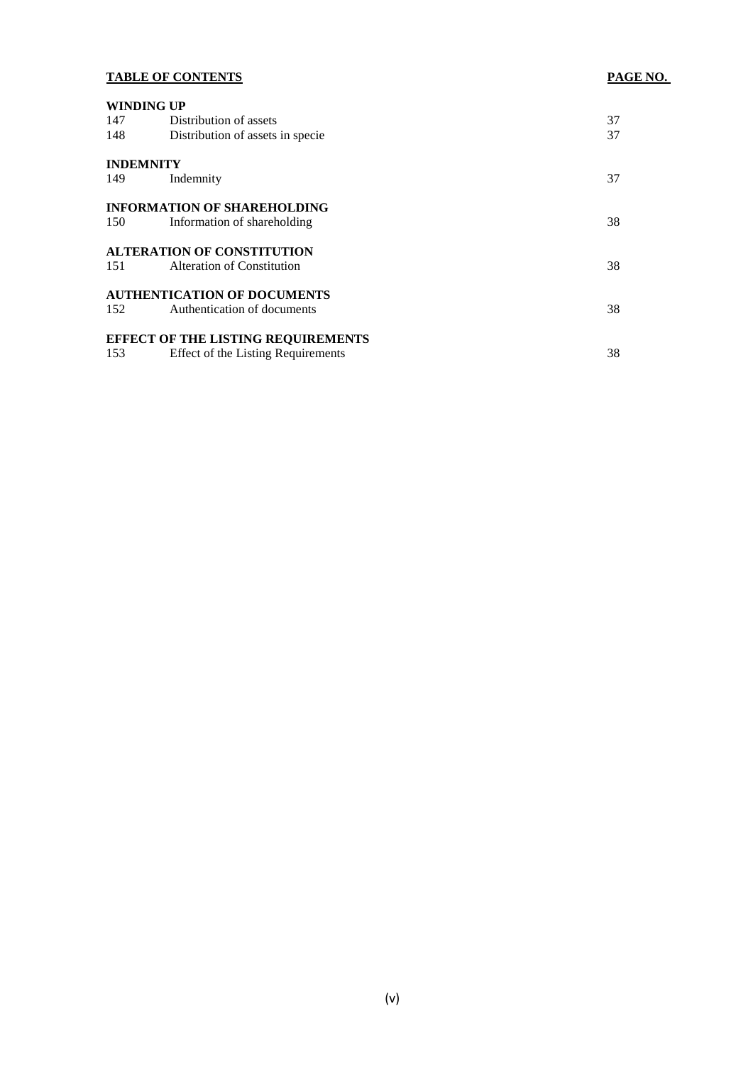| TABLE OF CONTENTS | | PAGE NO. |
|---|---|---|
| **WINDING UP** | | |
| 147 | Distribution of assets | 37 |
| 148 | Distribution of assets in specie | 37 |
| **INDEMNITY** | | |
| 149 | Indemnity | 37 |
| **INFORMATION OF SHAREHOLDING** | | |
| 150 | Information of shareholding | 38 |
| **ALTERATION OF CONSTITUTION** | | |
| 151 | Alteration of Constitution | 38 |
| **AUTHENTICATION OF DOCUMENTS** | | |
| 152 | Authentication of documents | 38 |
| **EFFECT OF THE LISTING REQUIREMENTS** | | |
| 153 | Effect of the Listing Requirements | 38 |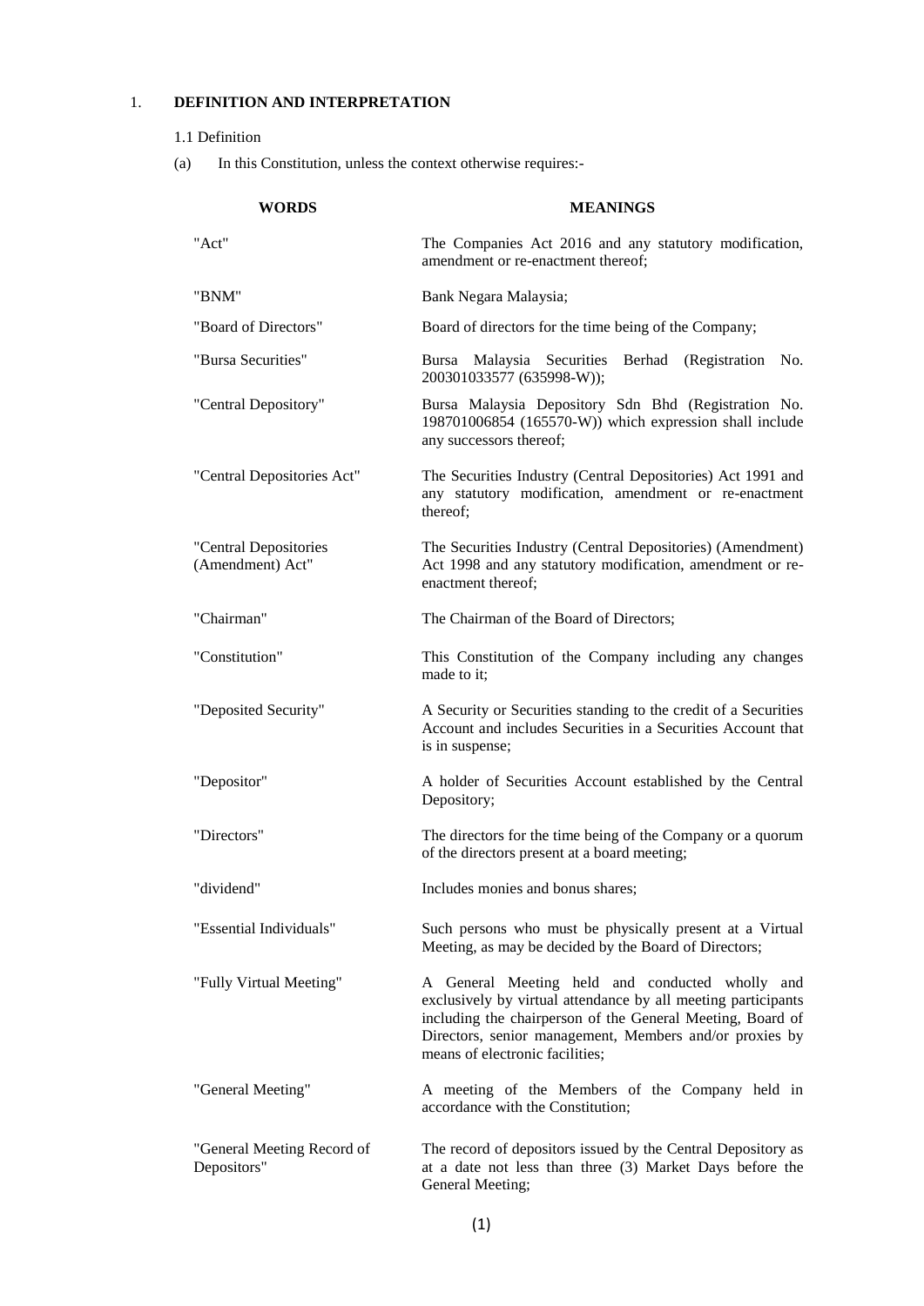1. **DEFINITION AND INTERPRETATION**

1.1 Definition

(a) In this Constitution, unless the context otherwise requires:-

| WORDS | MEANINGS |
|---|---|
| "Act" | The Companies Act 2016 and any statutory modification, amendment or re-enactment thereof; |
| "BNM" | Bank Negara Malaysia; |
| "Board of Directors" | Board of directors for the time being of the Company; |
| "Bursa Securities" | Bursa Malaysia Securities Berhad (Registration No. 200301033577 (635998-W)); |
| "Central Depository" | Bursa Malaysia Depository Sdn Bhd (Registration No. 198701006854 (165570-W)) which expression shall include any successors thereof; |
| "Central Depositories Act" | The Securities Industry (Central Depositories) Act 1991 and any statutory modification, amendment or re-enactment thereof; |
| "Central Depositories (Amendment) Act" | The Securities Industry (Central Depositories) (Amendment) Act 1998 and any statutory modification, amendment or re-enactment thereof; |
| "Chairman" | The Chairman of the Board of Directors; |
| "Constitution" | This Constitution of the Company including any changes made to it; |
| "Deposited Security" | A Security or Securities standing to the credit of a Securities Account and includes Securities in a Securities Account that is in suspense; |
| "Depositor" | A holder of Securities Account established by the Central Depository; |
| "Directors" | The directors for the time being of the Company or a quorum of the directors present at a board meeting; |
| "dividend" | Includes monies and bonus shares; |
| "Essential Individuals" | Such persons who must be physically present at a Virtual Meeting, as may be decided by the Board of Directors; |
| "Fully Virtual Meeting" | A General Meeting held and conducted wholly and exclusively by virtual attendance by all meeting participants including the chairperson of the General Meeting, Board of Directors, senior management, Members and/or proxies by means of electronic facilities; |
| "General Meeting" | A meeting of the Members of the Company held in accordance with the Constitution; |
| "General Meeting Record of Depositors" | The record of depositors issued by the Central Depository as at a date not less than three (3) Market Days before the General Meeting; |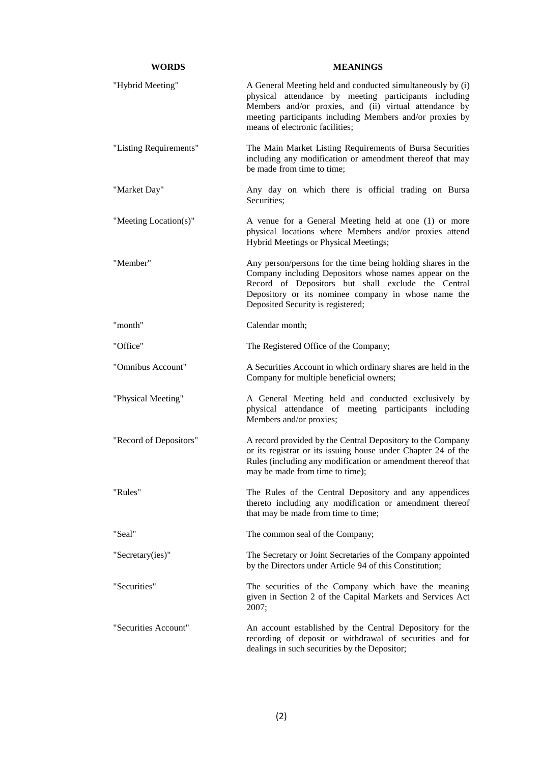| WORDS | MEANINGS |
| --- | --- |
| "Hybrid Meeting" | A General Meeting held and conducted simultaneously by (i) physical attendance by meeting participants including Members and/or proxies, and (ii) virtual attendance by meeting participants including Members and/or proxies by means of electronic facilities; |
| "Listing Requirements" | The Main Market Listing Requirements of Bursa Securities including any modification or amendment thereof that may be made from time to time; |
| "Market Day" | Any day on which there is official trading on Bursa Securities; |
| "Meeting Location(s)" | A venue for a General Meeting held at one (1) or more physical locations where Members and/or proxies attend Hybrid Meetings or Physical Meetings; |
| "Member" | Any person/persons for the time being holding shares in the Company including Depositors whose names appear on the Record of Depositors but shall exclude the Central Depository or its nominee company in whose name the Deposited Security is registered; |
| "month" | Calendar month; |
| "Office" | The Registered Office of the Company; |
| "Omnibus Account" | A Securities Account in which ordinary shares are held in the Company for multiple beneficial owners; |
| "Physical Meeting" | A General Meeting held and conducted exclusively by physical attendance of meeting participants including Members and/or proxies; |
| "Record of Depositors" | A record provided by the Central Depository to the Company or its registrar or its issuing house under Chapter 24 of the Rules (including any modification or amendment thereof that may be made from time to time); |
| "Rules" | The Rules of the Central Depository and any appendices thereto including any modification or amendment thereof that may be made from time to time; |
| "Seal" | The common seal of the Company; |
| "Secretary(ies)" | The Secretary or Joint Secretaries of the Company appointed by the Directors under Article 94 of this Constitution; |
| "Securities" | The securities of the Company which have the meaning given in Section 2 of the Capital Markets and Services Act 2007; |
| "Securities Account" | An account established by the Central Depository for the recording of deposit or withdrawal of securities and for dealings in such securities by the Depositor; |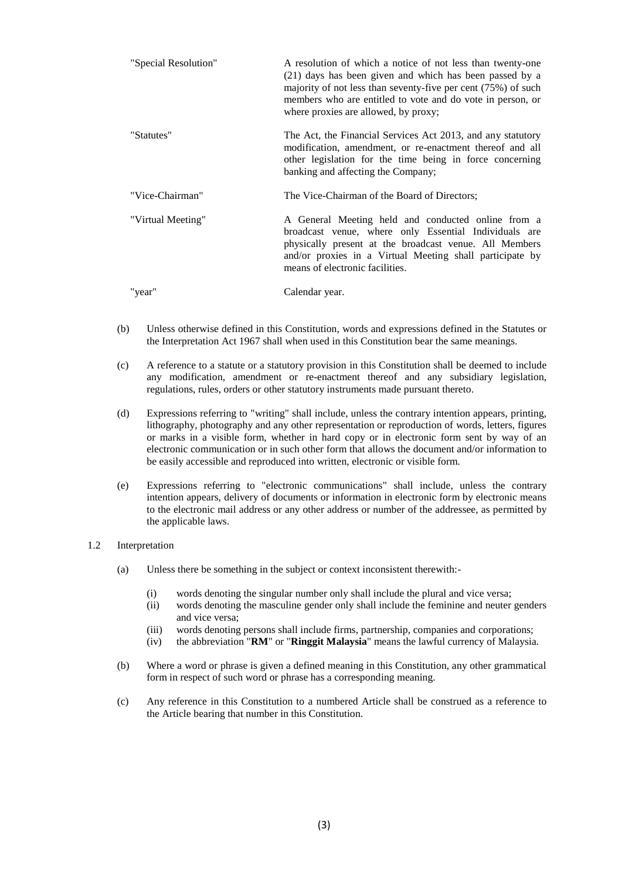| | |
|---|---|
| "Special Resolution" | A resolution of which a notice of not less than twenty-one (21) days has been given and which has been passed by a majority of not less than seventy-five per cent (75%) of such members who are entitled to vote and do vote in person, or where proxies are allowed, by proxy; |
| "Statutes" | The Act, the Financial Services Act 2013, and any statutory modification, amendment, or re-enactment thereof and all other legislation for the time being in force concerning banking and affecting the Company; |
| "Vice-Chairman" | The Vice-Chairman of the Board of Directors; |
| "Virtual Meeting" | A General Meeting held and conducted online from a broadcast venue, where only Essential Individuals are physically present at the broadcast venue. All Members and/or proxies in a Virtual Meeting shall participate by means of electronic facilities. |
| "year" | Calendar year. |

(b) Unless otherwise defined in this Constitution, words and expressions defined in the Statutes or the Interpretation Act 1967 shall when used in this Constitution bear the same meanings.

(c) A reference to a statute or a statutory provision in this Constitution shall be deemed to include any modification, amendment or re-enactment thereof and any subsidiary legislation, regulations, rules, orders or other statutory instruments made pursuant thereto.

(d) Expressions referring to "writing" shall include, unless the contrary intention appears, printing, lithography, photography and any other representation or reproduction of words, letters, figures or marks in a visible form, whether in hard copy or in electronic form sent by way of an electronic communication or in such other form that allows the document and/or information to be easily accessible and reproduced into written, electronic or visible form.

(e) Expressions referring to "electronic communications" shall include, unless the contrary intention appears, delivery of documents or information in electronic form by electronic means to the electronic mail address or any other address or number of the addressee, as permitted by the applicable laws.

1.2 Interpretation

(a) Unless there be something in the subject or context inconsistent therewith:-

(i) words denoting the singular number only shall include the plural and vice versa;
(ii) words denoting the masculine gender only shall include the feminine and neuter genders and vice versa;
(iii) words denoting persons shall include firms, partnership, companies and corporations;
(iv) the abbreviation "**RM**" or "**Ringgit Malaysia**" means the lawful currency of Malaysia.

(b) Where a word or phrase is given a defined meaning in this Constitution, any other grammatical form in respect of such word or phrase has a corresponding meaning.

(c) Any reference in this Constitution to a numbered Article shall be construed as a reference to the Article bearing that number in this Constitution.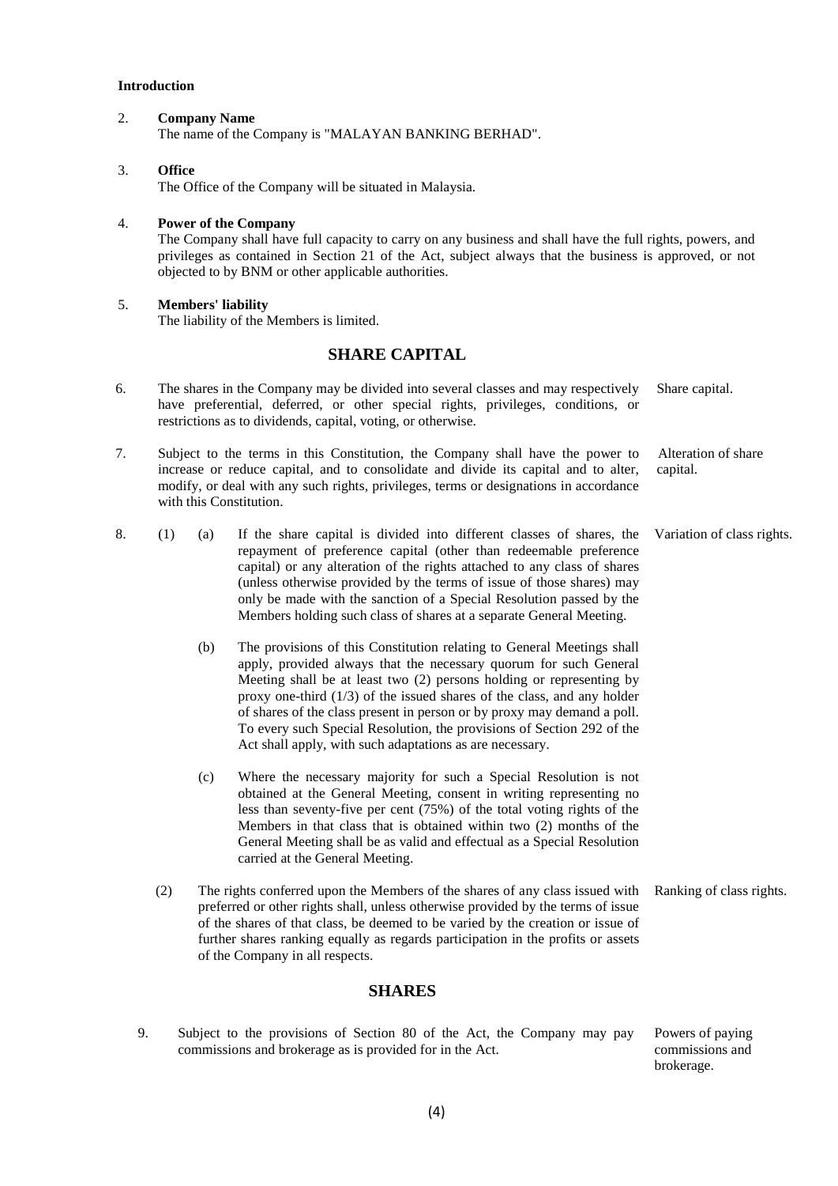**Introduction**

2. **Company Name**
   The name of the Company is "MALAYAN BANKING BERHAD".

3. **Office**
   The Office of the Company will be situated in Malaysia.

4. **Power of the Company**
   The Company shall have full capacity to carry on any business and shall have the full rights, powers, and privileges as contained in Section 21 of the Act, subject always that the business is approved, or not objected to by BNM or other applicable authorities.

5. **Members' liability**
   The liability of the Members is limited.

## SHARE CAPITAL

6. The shares in the Company may be divided into several classes and may respectively have preferential, deferred, or other special rights, privileges, conditions, or restrictions as to dividends, capital, voting, or otherwise. *Share capital.*

7. Subject to the terms in this Constitution, the Company shall have the power to increase or reduce capital, and to consolidate and divide its capital and to alter, modify, or deal with any such rights, privileges, terms or designations in accordance with this Constitution. *Alteration of share capital.*

8. (1) (a) If the share capital is divided into different classes of shares, the repayment of preference capital (other than redeemable preference capital) or any alteration of the rights attached to any class of shares (unless otherwise provided by the terms of issue of those shares) may only be made with the sanction of a Special Resolution passed by the Members holding such class of shares at a separate General Meeting. *Variation of class rights.*

   (b) The provisions of this Constitution relating to General Meetings shall apply, provided always that the necessary quorum for such General Meeting shall be at least two (2) persons holding or representing by proxy one-third (1/3) of the issued shares of the class, and any holder of shares of the class present in person or by proxy may demand a poll. To every such Special Resolution, the provisions of Section 292 of the Act shall apply, with such adaptations as are necessary.

   (c) Where the necessary majority for such a Special Resolution is not obtained at the General Meeting, consent in writing representing no less than seventy-five per cent (75%) of the total voting rights of the Members in that class that is obtained within two (2) months of the General Meeting shall be as valid and effectual as a Special Resolution carried at the General Meeting.

   (2) The rights conferred upon the Members of the shares of any class issued with preferred or other rights shall, unless otherwise provided by the terms of issue of the shares of that class, be deemed to be varied by the creation or issue of further shares ranking equally as regards participation in the profits or assets of the Company in all respects. *Ranking of class rights.*

## SHARES

9. Subject to the provisions of Section 80 of the Act, the Company may pay commissions and brokerage as is provided for in the Act. *Powers of paying commissions and brokerage.*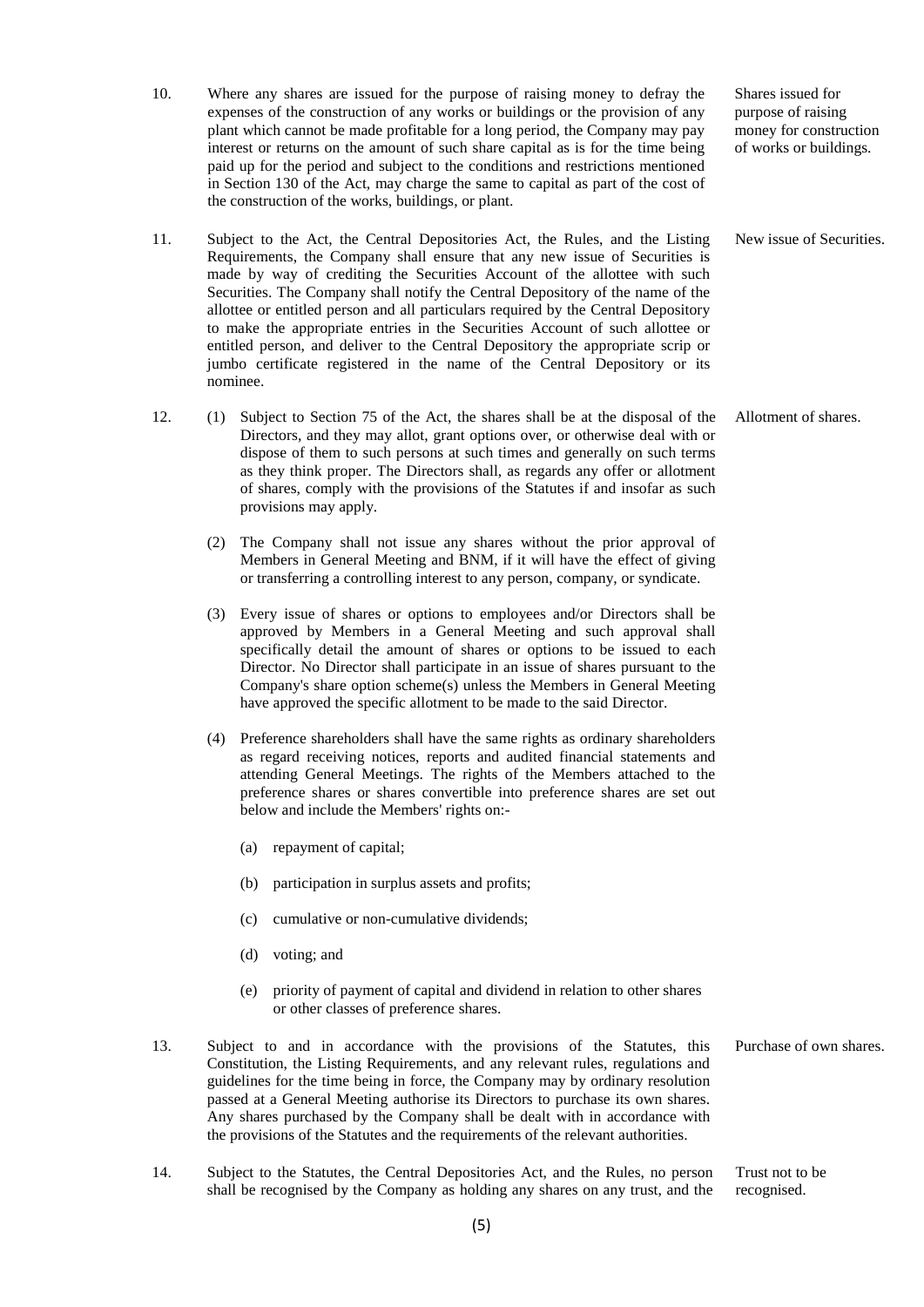10. Where any shares are issued for the purpose of raising money to defray the expenses of the construction of any works or buildings or the provision of any plant which cannot be made profitable for a long period, the Company may pay interest or returns on the amount of such share capital as is for the time being paid up for the period and subject to the conditions and restrictions mentioned in Section 130 of the Act, may charge the same to capital as part of the cost of the construction of the works, buildings, or plant.

*Shares issued for purpose of raising money for construction of works or buildings.*

11. Subject to the Act, the Central Depositories Act, the Rules, and the Listing Requirements, the Company shall ensure that any new issue of Securities is made by way of crediting the Securities Account of the allottee with such Securities. The Company shall notify the Central Depository of the name of the allottee or entitled person and all particulars required by the Central Depository to make the appropriate entries in the Securities Account of such allottee or entitled person, and deliver to the Central Depository the appropriate scrip or jumbo certificate registered in the name of the Central Depository or its nominee.

*New issue of Securities.*

12. (1) Subject to Section 75 of the Act, the shares shall be at the disposal of the Directors, and they may allot, grant options over, or otherwise deal with or dispose of them to such persons at such times and generally on such terms as they think proper. The Directors shall, as regards any offer or allotment of shares, comply with the provisions of the Statutes if and insofar as such provisions may apply.

*Allotment of shares.*

(2) The Company shall not issue any shares without the prior approval of Members in General Meeting and BNM, if it will have the effect of giving or transferring a controlling interest to any person, company, or syndicate.

(3) Every issue of shares or options to employees and/or Directors shall be approved by Members in a General Meeting and such approval shall specifically detail the amount of shares or options to be issued to each Director. No Director shall participate in an issue of shares pursuant to the Company's share option scheme(s) unless the Members in General Meeting have approved the specific allotment to be made to the said Director.

(4) Preference shareholders shall have the same rights as ordinary shareholders as regard receiving notices, reports and audited financial statements and attending General Meetings. The rights of the Members attached to the preference shares or shares convertible into preference shares are set out below and include the Members' rights on:-

(a) repayment of capital;

(b) participation in surplus assets and profits;

(c) cumulative or non-cumulative dividends;

(d) voting; and

(e) priority of payment of capital and dividend in relation to other shares or other classes of preference shares.

13. Subject to and in accordance with the provisions of the Statutes, this Constitution, the Listing Requirements, and any relevant rules, regulations and guidelines for the time being in force, the Company may by ordinary resolution passed at a General Meeting authorise its Directors to purchase its own shares. Any shares purchased by the Company shall be dealt with in accordance with the provisions of the Statutes and the requirements of the relevant authorities.

*Purchase of own shares.*

14. Subject to the Statutes, the Central Depositories Act, and the Rules, no person shall be recognised by the Company as holding any shares on any trust, and the

*Trust not to be recognised.*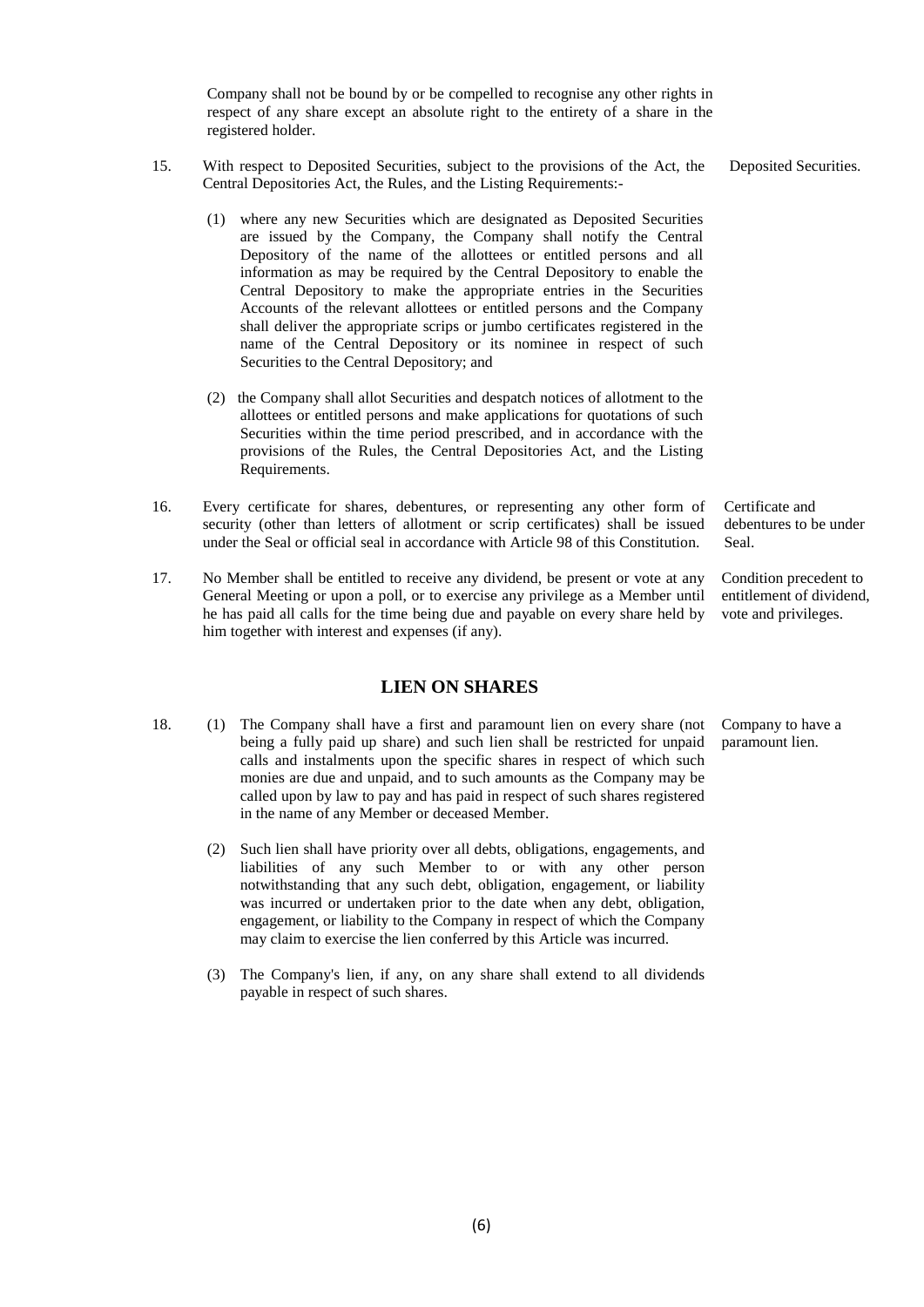Company shall not be bound by or be compelled to recognise any other rights in respect of any share except an absolute right to the entirety of a share in the registered holder.

15. With respect to Deposited Securities, subject to the provisions of the Act, the Central Depositories Act, the Rules, and the Listing Requirements:- *Deposited Securities.*

   (1) where any new Securities which are designated as Deposited Securities are issued by the Company, the Company shall notify the Central Depository of the name of the allottees or entitled persons and all information as may be required by the Central Depository to enable the Central Depository to make the appropriate entries in the Securities Accounts of the relevant allottees or entitled persons and the Company shall deliver the appropriate scrips or jumbo certificates registered in the name of the Central Depository or its nominee in respect of such Securities to the Central Depository; and

   (2) the Company shall allot Securities and despatch notices of allotment to the allottees or entitled persons and make applications for quotations of such Securities within the time period prescribed, and in accordance with the provisions of the Rules, the Central Depositories Act, and the Listing Requirements.

16. Every certificate for shares, debentures, or representing any other form of security (other than letters of allotment or scrip certificates) shall be issued under the Seal or official seal in accordance with Article 98 of this Constitution. *Certificate and debentures to be under Seal.*

17. No Member shall be entitled to receive any dividend, be present or vote at any General Meeting or upon a poll, or to exercise any privilege as a Member until he has paid all calls for the time being due and payable on every share held by him together with interest and expenses (if any). *Condition precedent to entitlement of dividend, vote and privileges.*

## LIEN ON SHARES

18. (1) The Company shall have a first and paramount lien on every share (not being a fully paid up share) and such lien shall be restricted for unpaid calls and instalments upon the specific shares in respect of which such monies are due and unpaid, and to such amounts as the Company may be called upon by law to pay and has paid in respect of such shares registered in the name of any Member or deceased Member. *Company to have a paramount lien.*

   (2) Such lien shall have priority over all debts, obligations, engagements, and liabilities of any such Member to or with any other person notwithstanding that any such debt, obligation, engagement, or liability was incurred or undertaken prior to the date when any debt, obligation, engagement, or liability to the Company in respect of which the Company may claim to exercise the lien conferred by this Article was incurred.

   (3) The Company's lien, if any, on any share shall extend to all dividends payable in respect of such shares.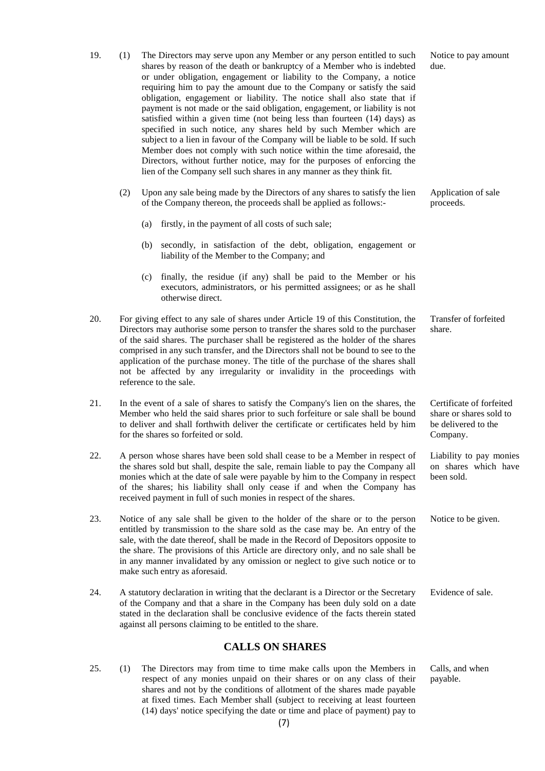19. (1) The Directors may serve upon any Member or any person entitled to such shares by reason of the death or bankruptcy of a Member who is indebted or under obligation, engagement or liability to the Company, a notice requiring him to pay the amount due to the Company or satisfy the said obligation, engagement or liability. The notice shall also state that if payment is not made or the said obligation, engagement, or liability is not satisfied within a given time (not being less than fourteen (14) days) as specified in such notice, any shares held by such Member which are subject to a lien in favour of the Company will be liable to be sold. If such Member does not comply with such notice within the time aforesaid, the Directors, without further notice, may for the purposes of enforcing the lien of the Company sell such shares in any manner as they think fit. *Notice to pay amount due.*

(2) Upon any sale being made by the Directors of any shares to satisfy the lien of the Company thereon, the proceeds shall be applied as follows:- *Application of sale proceeds.*

(a) firstly, in the payment of all costs of such sale;

(b) secondly, in satisfaction of the debt, obligation, engagement or liability of the Member to the Company; and

(c) finally, the residue (if any) shall be paid to the Member or his executors, administrators, or his permitted assignees; or as he shall otherwise direct.

20. For giving effect to any sale of shares under Article 19 of this Constitution, the Directors may authorise some person to transfer the shares sold to the purchaser of the said shares. The purchaser shall be registered as the holder of the shares comprised in any such transfer, and the Directors shall not be bound to see to the application of the purchase money. The title of the purchase of the shares shall not be affected by any irregularity or invalidity in the proceedings with reference to the sale. *Transfer of forfeited share.*

21. In the event of a sale of shares to satisfy the Company's lien on the shares, the Member who held the said shares prior to such forfeiture or sale shall be bound to deliver and shall forthwith deliver the certificate or certificates held by him for the shares so forfeited or sold. *Certificate of forfeited share or shares sold to be delivered to the Company.*

22. A person whose shares have been sold shall cease to be a Member in respect of the shares sold but shall, despite the sale, remain liable to pay the Company all monies which at the date of sale were payable by him to the Company in respect of the shares; his liability shall only cease if and when the Company has received payment in full of such monies in respect of the shares. *Liability to pay monies on shares which have been sold.*

23. Notice of any sale shall be given to the holder of the share or to the person entitled by transmission to the share sold as the case may be. An entry of the sale, with the date thereof, shall be made in the Record of Depositors opposite to the share. The provisions of this Article are directory only, and no sale shall be in any manner invalidated by any omission or neglect to give such notice or to make such entry as aforesaid. *Notice to be given.*

24. A statutory declaration in writing that the declarant is a Director or the Secretary of the Company and that a share in the Company has been duly sold on a date stated in the declaration shall be conclusive evidence of the facts therein stated against all persons claiming to be entitled to the share. *Evidence of sale.*

## CALLS ON SHARES

25. (1) The Directors may from time to time make calls upon the Members in respect of any monies unpaid on their shares or on any class of their shares and not by the conditions of allotment of the shares made payable at fixed times. Each Member shall (subject to receiving at least fourteen (14) days' notice specifying the date or time and place of payment) pay to *Calls, and when payable.*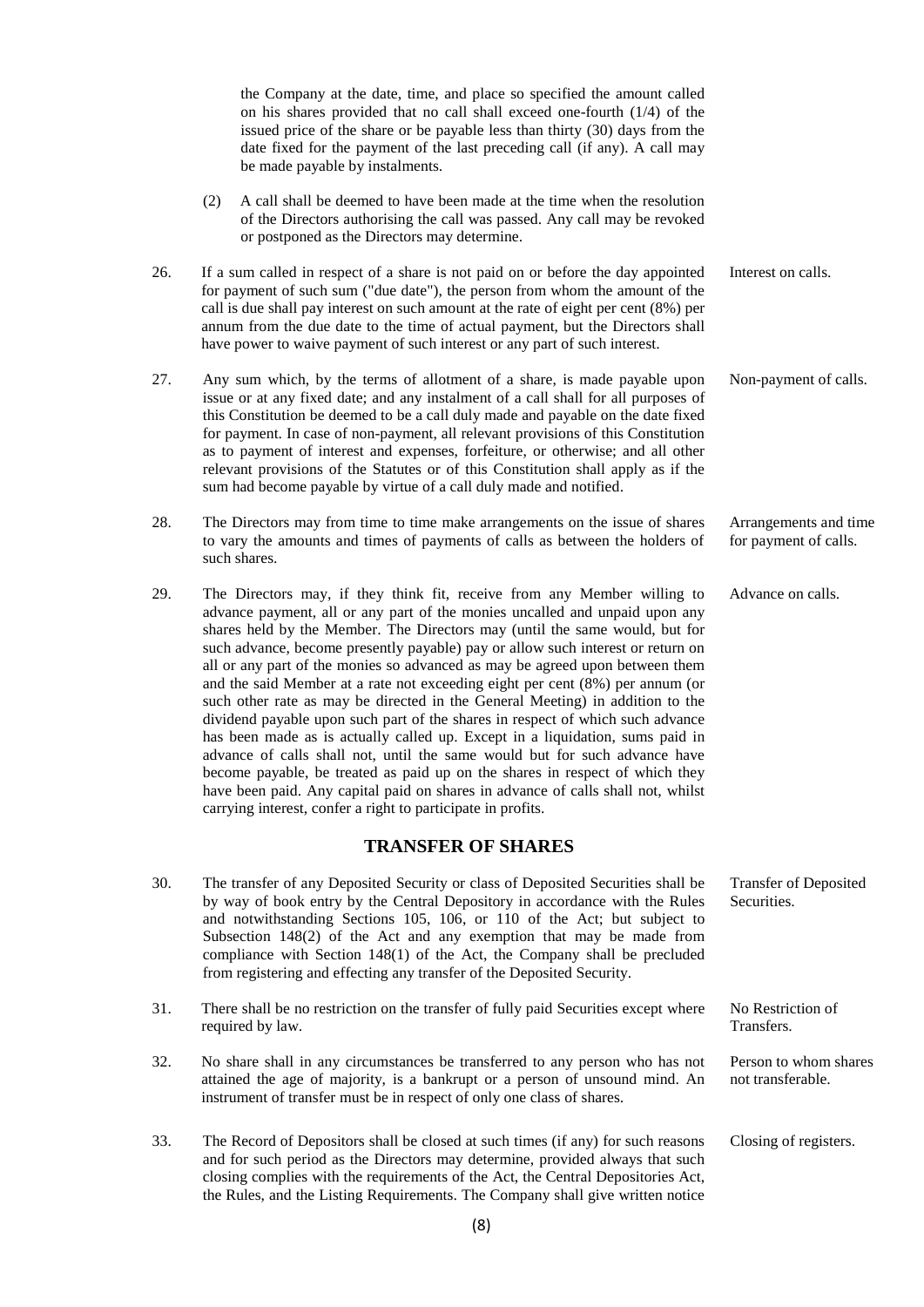the Company at the date, time, and place so specified the amount called on his shares provided that no call shall exceed one-fourth (1/4) of the issued price of the share or be payable less than thirty (30) days from the date fixed for the payment of the last preceding call (if any). A call may be made payable by instalments.

(2) A call shall be deemed to have been made at the time when the resolution of the Directors authorising the call was passed. Any call may be revoked or postponed as the Directors may determine.

26. If a sum called in respect of a share is not paid on or before the day appointed for payment of such sum ("due date"), the person from whom the amount of the call is due shall pay interest on such amount at the rate of eight per cent (8%) per annum from the due date to the time of actual payment, but the Directors shall have power to waive payment of such interest or any part of such interest. *Interest on calls.*

27. Any sum which, by the terms of allotment of a share, is made payable upon issue or at any fixed date; and any instalment of a call shall for all purposes of this Constitution be deemed to be a call duly made and payable on the date fixed for payment. In case of non-payment, all relevant provisions of this Constitution as to payment of interest and expenses, forfeiture, or otherwise; and all other relevant provisions of the Statutes or of this Constitution shall apply as if the sum had become payable by virtue of a call duly made and notified. *Non-payment of calls.*

28. The Directors may from time to time make arrangements on the issue of shares to vary the amounts and times of payments of calls as between the holders of such shares. *Arrangements and time for payment of calls.*

29. The Directors may, if they think fit, receive from any Member willing to advance payment, all or any part of the monies uncalled and unpaid upon any shares held by the Member. The Directors may (until the same would, but for such advance, become presently payable) pay or allow such interest or return on all or any part of the monies so advanced as may be agreed upon between them and the said Member at a rate not exceeding eight per cent (8%) per annum (or such other rate as may be directed in the General Meeting) in addition to the dividend payable upon such part of the shares in respect of which such advance has been made as is actually called up. Except in a liquidation, sums paid in advance of calls shall not, until the same would but for such advance have become payable, be treated as paid up on the shares in respect of which they have been paid. Any capital paid on shares in advance of calls shall not, whilst carrying interest, confer a right to participate in profits. *Advance on calls.*

## TRANSFER OF SHARES

30. The transfer of any Deposited Security or class of Deposited Securities shall be by way of book entry by the Central Depository in accordance with the Rules and notwithstanding Sections 105, 106, or 110 of the Act; but subject to Subsection 148(2) of the Act and any exemption that may be made from compliance with Section 148(1) of the Act, the Company shall be precluded from registering and effecting any transfer of the Deposited Security. *Transfer of Deposited Securities.*

31. There shall be no restriction on the transfer of fully paid Securities except where required by law. *No Restriction of Transfers.*

32. No share shall in any circumstances be transferred to any person who has not attained the age of majority, is a bankrupt or a person of unsound mind. An instrument of transfer must be in respect of only one class of shares. *Person to whom shares not transferable.*

33. The Record of Depositors shall be closed at such times (if any) for such reasons and for such period as the Directors may determine, provided always that such closing complies with the requirements of the Act, the Central Depositories Act, the Rules, and the Listing Requirements. The Company shall give written notice *Closing of registers.*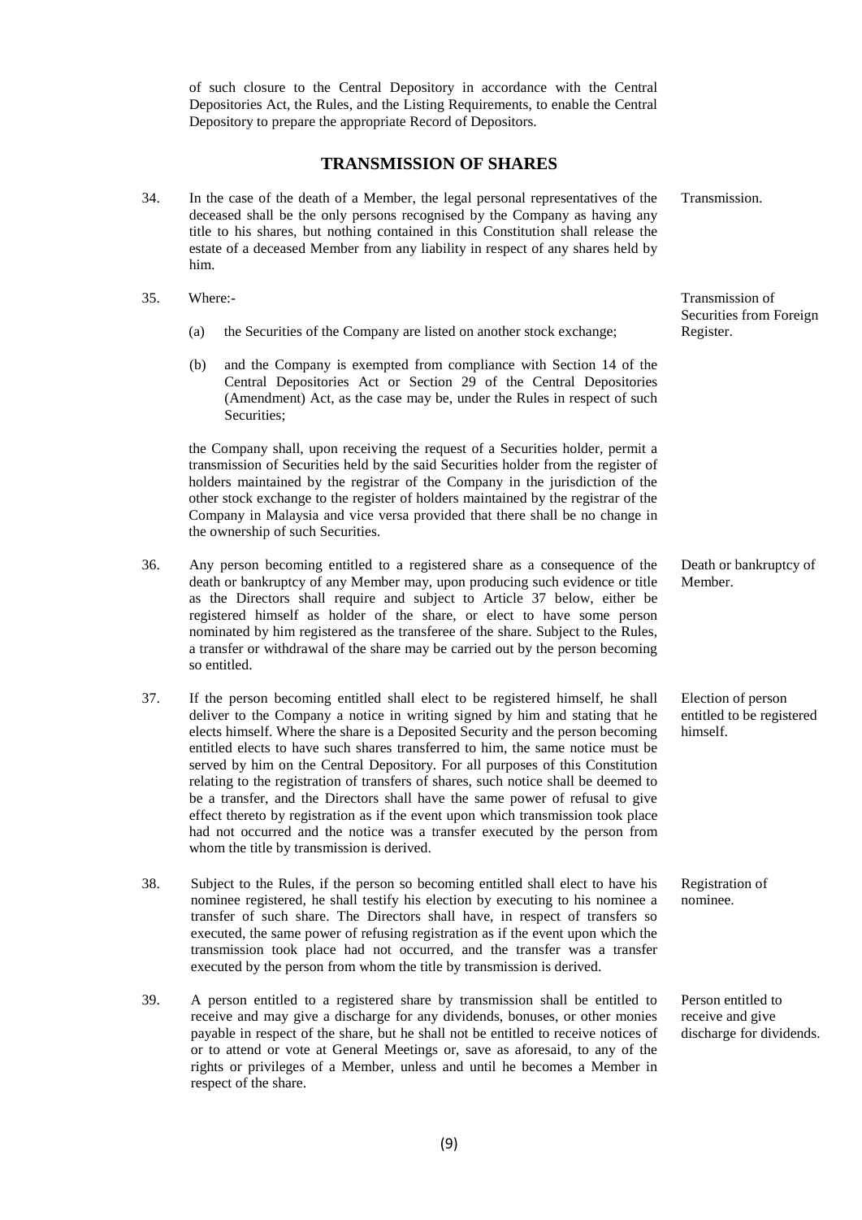of such closure to the Central Depository in accordance with the Central Depositories Act, the Rules, and the Listing Requirements, to enable the Central Depository to prepare the appropriate Record of Depositors.

## TRANSMISSION OF SHARES

34. In the case of the death of a Member, the legal personal representatives of the deceased shall be the only persons recognised by the Company as having any title to his shares, but nothing contained in this Constitution shall release the estate of a deceased Member from any liability in respect of any shares held by him. *Transmission.*

35. Where:- *Transmission of Securities from Foreign Register.*

    (a) the Securities of the Company are listed on another stock exchange;

    (b) and the Company is exempted from compliance with Section 14 of the Central Depositories Act or Section 29 of the Central Depositories (Amendment) Act, as the case may be, under the Rules in respect of such Securities;

    the Company shall, upon receiving the request of a Securities holder, permit a transmission of Securities held by the said Securities holder from the register of holders maintained by the registrar of the Company in the jurisdiction of the other stock exchange to the register of holders maintained by the registrar of the Company in Malaysia and vice versa provided that there shall be no change in the ownership of such Securities.

36. Any person becoming entitled to a registered share as a consequence of the death or bankruptcy of any Member may, upon producing such evidence or title as the Directors shall require and subject to Article 37 below, either be registered himself as holder of the share, or elect to have some person nominated by him registered as the transferee of the share. Subject to the Rules, a transfer or withdrawal of the share may be carried out by the person becoming so entitled. *Death or bankruptcy of Member.*

37. If the person becoming entitled shall elect to be registered himself, he shall deliver to the Company a notice in writing signed by him and stating that he elects himself. Where the share is a Deposited Security and the person becoming entitled elects to have such shares transferred to him, the same notice must be served by him on the Central Depository. For all purposes of this Constitution relating to the registration of transfers of shares, such notice shall be deemed to be a transfer, and the Directors shall have the same power of refusal to give effect thereto by registration as if the event upon which transmission took place had not occurred and the notice was a transfer executed by the person from whom the title by transmission is derived. *Election of person entitled to be registered himself.*

38. Subject to the Rules, if the person so becoming entitled shall elect to have his nominee registered, he shall testify his election by executing to his nominee a transfer of such share. The Directors shall have, in respect of transfers so executed, the same power of refusing registration as if the event upon which the transmission took place had not occurred, and the transfer was a transfer executed by the person from whom the title by transmission is derived. *Registration of nominee.*

39. A person entitled to a registered share by transmission shall be entitled to receive and may give a discharge for any dividends, bonuses, or other monies payable in respect of the share, but he shall not be entitled to receive notices of or to attend or vote at General Meetings or, save as aforesaid, to any of the rights or privileges of a Member, unless and until he becomes a Member in respect of the share. *Person entitled to receive and give discharge for dividends.*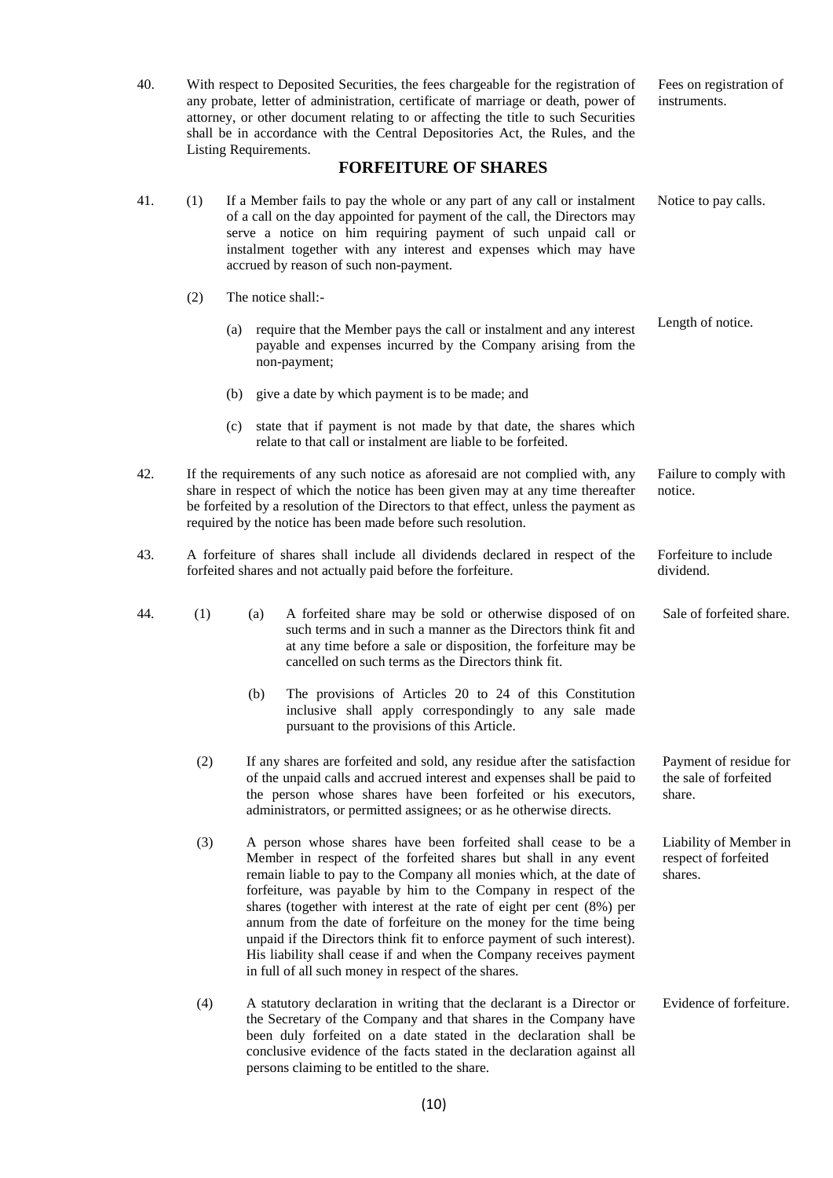40. With respect to Deposited Securities, the fees chargeable for the registration of any probate, letter of administration, certificate of marriage or death, power of attorney, or other document relating to or affecting the title to such Securities shall be in accordance with the Central Depositories Act, the Rules, and the Listing Requirements.

*Fees on registration of instruments.*

## FORFEITURE OF SHARES

41. (1) If a Member fails to pay the whole or any part of any call or instalment of a call on the day appointed for payment of the call, the Directors may serve a notice on him requiring payment of such unpaid call or instalment together with any interest and expenses which may have accrued by reason of such non-payment.

*Notice to pay calls.*

(2) The notice shall:-

*Length of notice.*

(a) require that the Member pays the call or instalment and any interest payable and expenses incurred by the Company arising from the non-payment;

(b) give a date by which payment is to be made; and

(c) state that if payment is not made by that date, the shares which relate to that call or instalment are liable to be forfeited.

42. If the requirements of any such notice as aforesaid are not complied with, any share in respect of which the notice has been given may at any time thereafter be forfeited by a resolution of the Directors to that effect, unless the payment as required by the notice has been made before such resolution.

*Failure to comply with notice.*

43. A forfeiture of shares shall include all dividends declared in respect of the forfeited shares and not actually paid before the forfeiture.

*Forfeiture to include dividend.*

44. (1) (a) A forfeited share may be sold or otherwise disposed of on such terms and in such a manner as the Directors think fit and at any time before a sale or disposition, the forfeiture may be cancelled on such terms as the Directors think fit.

*Sale of forfeited share.*

(b) The provisions of Articles 20 to 24 of this Constitution inclusive shall apply correspondingly to any sale made pursuant to the provisions of this Article.

(2) If any shares are forfeited and sold, any residue after the satisfaction of the unpaid calls and accrued interest and expenses shall be paid to the person whose shares have been forfeited or his executors, administrators, or permitted assignees; or as he otherwise directs.

*Payment of residue for the sale of forfeited share.*

(3) A person whose shares have been forfeited shall cease to be a Member in respect of the forfeited shares but shall in any event remain liable to pay to the Company all monies which, at the date of forfeiture, was payable by him to the Company in respect of the shares (together with interest at the rate of eight per cent (8%) per annum from the date of forfeiture on the money for the time being unpaid if the Directors think fit to enforce payment of such interest). His liability shall cease if and when the Company receives payment in full of all such money in respect of the shares.

*Liability of Member in respect of forfeited shares.*

(4) A statutory declaration in writing that the declarant is a Director or the Secretary of the Company and that shares in the Company have been duly forfeited on a date stated in the declaration shall be conclusive evidence of the facts stated in the declaration against all persons claiming to be entitled to the share.

*Evidence of forfeiture.*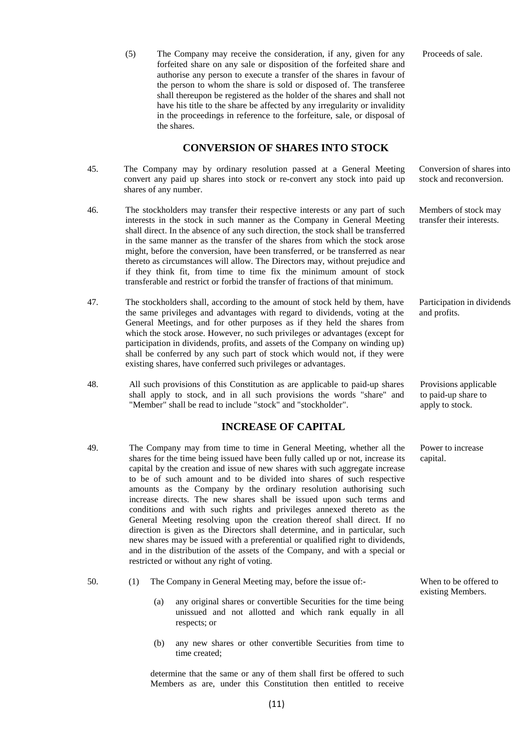(5) The Company may receive the consideration, if any, given for any forfeited share on any sale or disposition of the forfeited share and authorise any person to execute a transfer of the shares in favour of the person to whom the share is sold or disposed of. The transferee shall thereupon be registered as the holder of the shares and shall not have his title to the share be affected by any irregularity or invalidity in the proceedings in reference to the forfeiture, sale, or disposal of the shares. *Proceeds of sale.*

## CONVERSION OF SHARES INTO STOCK

45. The Company may by ordinary resolution passed at a General Meeting convert any paid up shares into stock or re-convert any stock into paid up shares of any number. *Conversion of shares into stock and reconversion.*

46. The stockholders may transfer their respective interests or any part of such interests in the stock in such manner as the Company in General Meeting shall direct. In the absence of any such direction, the stock shall be transferred in the same manner as the transfer of the shares from which the stock arose might, before the conversion, have been transferred, or be transferred as near thereto as circumstances will allow. The Directors may, without prejudice and if they think fit, from time to time fix the minimum amount of stock transferable and restrict or forbid the transfer of fractions of that minimum. *Members of stock may transfer their interests.*

47. The stockholders shall, according to the amount of stock held by them, have the same privileges and advantages with regard to dividends, voting at the General Meetings, and for other purposes as if they held the shares from which the stock arose. However, no such privileges or advantages (except for participation in dividends, profits, and assets of the Company on winding up) shall be conferred by any such part of stock which would not, if they were existing shares, have conferred such privileges or advantages. *Participation in dividends and profits.*

48. All such provisions of this Constitution as are applicable to paid-up shares shall apply to stock, and in all such provisions the words "share" and "Member" shall be read to include "stock" and "stockholder". *Provisions applicable to paid-up share to apply to stock.*

## INCREASE OF CAPITAL

49. The Company may from time to time in General Meeting, whether all the shares for the time being issued have been fully called up or not, increase its capital by the creation and issue of new shares with such aggregate increase to be of such amount and to be divided into shares of such respective amounts as the Company by the ordinary resolution authorising such increase directs. The new shares shall be issued upon such terms and conditions and with such rights and privileges annexed thereto as the General Meeting resolving upon the creation thereof shall direct. If no direction is given as the Directors shall determine, and in particular, such new shares may be issued with a preferential or qualified right to dividends, and in the distribution of the assets of the Company, and with a special or restricted or without any right of voting. *Power to increase capital.*

50. (1) The Company in General Meeting may, before the issue of:- *When to be offered to existing Members.*

   (a) any original shares or convertible Securities for the time being unissued and not allotted and which rank equally in all respects; or

   (b) any new shares or other convertible Securities from time to time created;

   determine that the same or any of them shall first be offered to such Members as are, under this Constitution then entitled to receive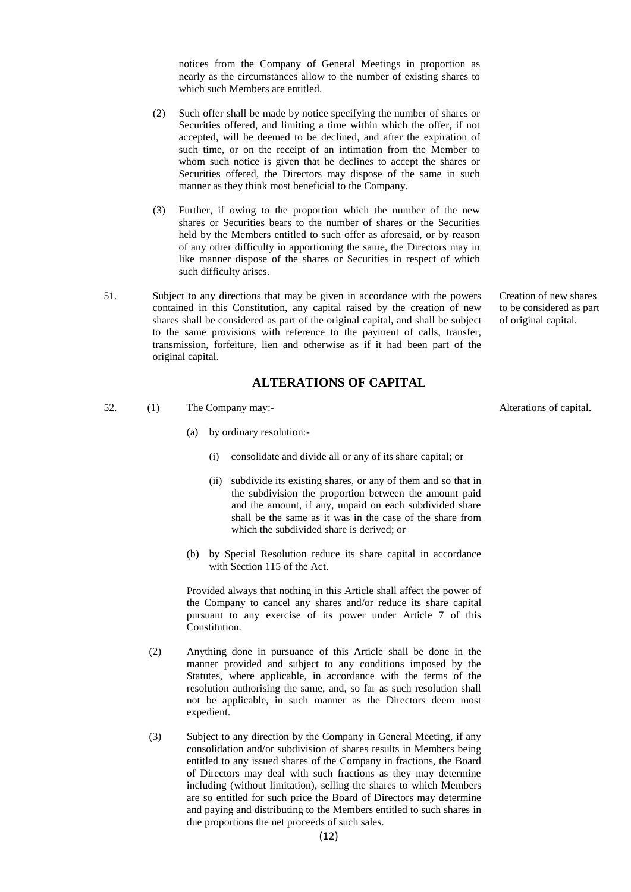notices from the Company of General Meetings in proportion as nearly as the circumstances allow to the number of existing shares to which such Members are entitled.

(2) Such offer shall be made by notice specifying the number of shares or Securities offered, and limiting a time within which the offer, if not accepted, will be deemed to be declined, and after the expiration of such time, or on the receipt of an intimation from the Member to whom such notice is given that he declines to accept the shares or Securities offered, the Directors may dispose of the same in such manner as they think most beneficial to the Company.

(3) Further, if owing to the proportion which the number of the new shares or Securities bears to the number of shares or the Securities held by the Members entitled to such offer as aforesaid, or by reason of any other difficulty in apportioning the same, the Directors may in like manner dispose of the shares or Securities in respect of which such difficulty arises.

51. Subject to any directions that may be given in accordance with the powers contained in this Constitution, any capital raised by the creation of new shares shall be considered as part of the original capital, and shall be subject to the same provisions with reference to the payment of calls, transfer, transmission, forfeiture, lien and otherwise as if it had been part of the original capital.

*Creation of new shares to be considered as part of original capital.*

## ALTERATIONS OF CAPITAL

52. (1) The Company may:-

*Alterations of capital.*

(a) by ordinary resolution:-

(i) consolidate and divide all or any of its share capital; or

(ii) subdivide its existing shares, or any of them and so that in the subdivision the proportion between the amount paid and the amount, if any, unpaid on each subdivided share shall be the same as it was in the case of the share from which the subdivided share is derived; or

(b) by Special Resolution reduce its share capital in accordance with Section 115 of the Act.

Provided always that nothing in this Article shall affect the power of the Company to cancel any shares and/or reduce its share capital pursuant to any exercise of its power under Article 7 of this Constitution.

(2) Anything done in pursuance of this Article shall be done in the manner provided and subject to any conditions imposed by the Statutes, where applicable, in accordance with the terms of the resolution authorising the same, and, so far as such resolution shall not be applicable, in such manner as the Directors deem most expedient.

(3) Subject to any direction by the Company in General Meeting, if any consolidation and/or subdivision of shares results in Members being entitled to any issued shares of the Company in fractions, the Board of Directors may deal with such fractions as they may determine including (without limitation), selling the shares to which Members are so entitled for such price the Board of Directors may determine and paying and distributing to the Members entitled to such shares in due proportions the net proceeds of such sales.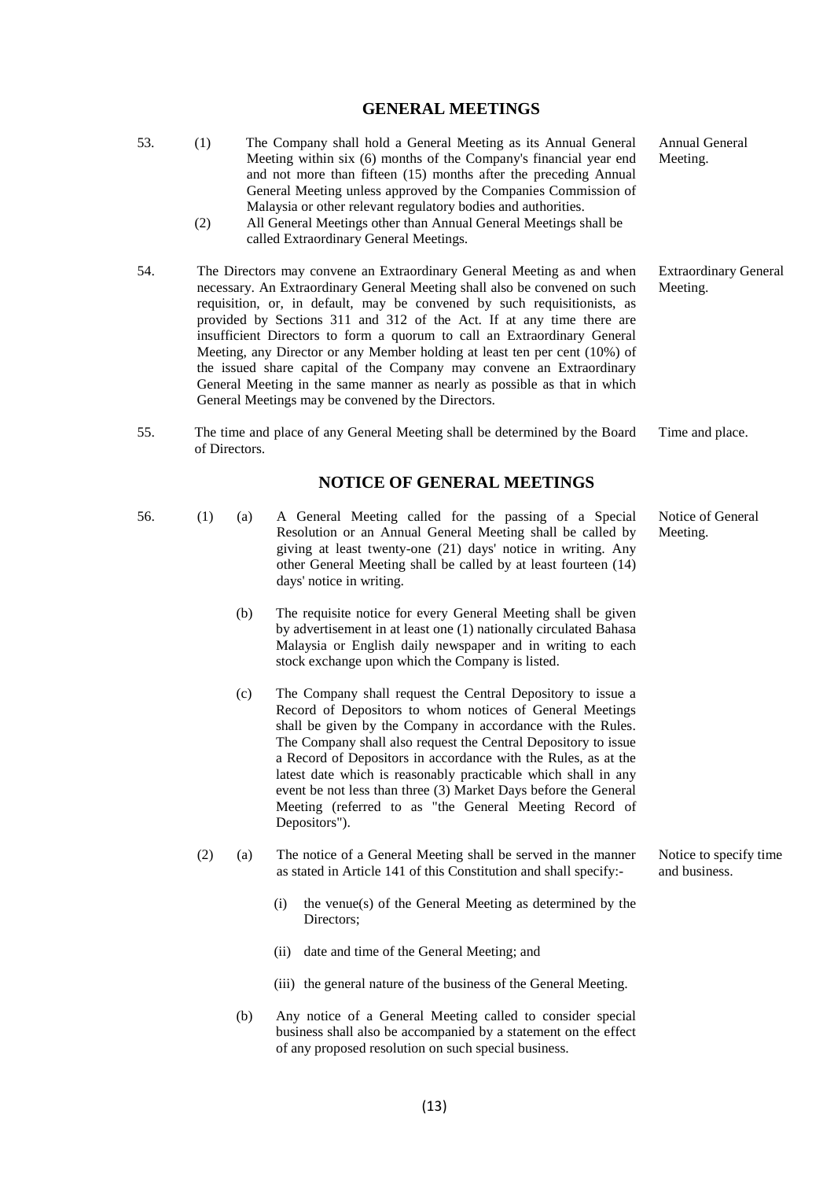## GENERAL MEETINGS

53. (1) The Company shall hold a General Meeting as its Annual General Meeting within six (6) months of the Company's financial year end and not more than fifteen (15) months after the preceding Annual General Meeting unless approved by the Companies Commission of Malaysia or other relevant regulatory bodies and authorities. *Annual General Meeting.*

(2) All General Meetings other than Annual Meetings shall be called Extraordinary General Meetings.

54. The Directors may convene an Extraordinary General Meeting as and when necessary. An Extraordinary General Meeting shall also be convened on such requisition, or, in default, may be convened by such requisitionists, as provided by Sections 311 and 312 of the Act. If at any time there are insufficient Directors to form a quorum to call an Extraordinary General Meeting, any Director or any Member holding at least ten per cent (10%) of the issued share capital of the Company may convene an Extraordinary General Meeting in the same manner as nearly as possible as that in which General Meetings may be convened by the Directors. *Extraordinary General Meeting.*

55. The time and place of any General Meeting shall be determined by the Board of Directors. *Time and place.*

## NOTICE OF GENERAL MEETINGS

56. (1) (a) A General Meeting called for the passing of a Special Resolution or an Annual General Meeting shall be called by giving at least twenty-one (21) days' notice in writing. Any other General Meeting shall be called by at least fourteen (14) days' notice in writing. *Notice of General Meeting.*

(b) The requisite notice for every General Meeting shall be given by advertisement in at least one (1) nationally circulated Bahasa Malaysia or English daily newspaper and in writing to each stock exchange upon which the Company is listed.

(c) The Company shall request the Central Depository to issue a Record of Depositors to whom notices of General Meetings shall be given by the Company in accordance with the Rules. The Company shall also request the Central Depository to issue a Record of Depositors in accordance with the Rules, as at the latest date which is reasonably practicable which shall in any event be not less than three (3) Market Days before the General Meeting (referred to as "the General Meeting Record of Depositors").

(2) (a) The notice of a General Meeting shall be served in the manner as stated in Article 141 of this Constitution and shall specify:- *Notice to specify time and business.*

(i) the venue(s) of the General Meeting as determined by the Directors;

(ii) date and time of the General Meeting; and

(iii) the general nature of the business of the General Meeting.

(b) Any notice of a General Meeting called to consider special business shall also be accompanied by a statement on the effect of any proposed resolution on such special business.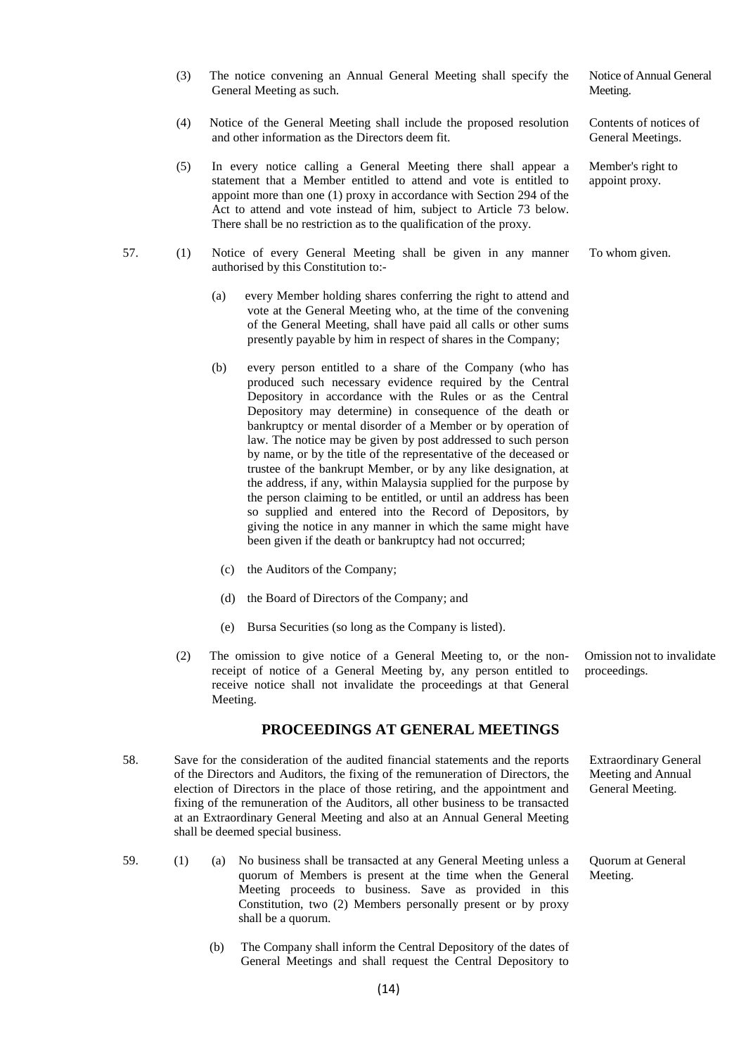(3) The notice convening an Annual General Meeting shall specify the General Meeting as such. *Notice of Annual General Meeting.*

(4) Notice of the General Meeting shall include the proposed resolution and other information as the Directors deem fit. *Contents of notices of General Meetings.*

(5) In every notice calling a General Meeting there shall appear a statement that a Member entitled to attend and vote is entitled to appoint more than one (1) proxy in accordance with Section 294 of the Act to attend and vote instead of him, subject to Article 73 below. There shall be no restriction as to the qualification of the proxy. *Member's right to appoint proxy.*

57. (1) Notice of every General Meeting shall be given in any manner authorised by this Constitution to:- *To whom given.*

(a) every Member holding shares conferring the right to attend and vote at the General Meeting who, at the time of the convening of the General Meeting, shall have paid all calls or other sums presently payable by him in respect of shares in the Company;

(b) every person entitled to a share of the Company (who has produced such necessary evidence required by the Central Depository in accordance with the Rules or as the Central Depository may determine) in consequence of the death or bankruptcy or mental disorder of a Member or by operation of law. The notice may be given by post addressed to such person by name, or by the title of the representative of the deceased or trustee of the bankrupt Member, or by any like designation, at the address, if any, within Malaysia supplied for the purpose by the person claiming to be entitled, or until an address has been so supplied and entered into the Record of Depositors, by giving the notice in any manner in which the same might have been given if the death or bankruptcy had not occurred;

(c) the Auditors of the Company;

(d) the Board of Directors of the Company; and

(e) Bursa Securities (so long as the Company is listed).

(2) The omission to give notice of a General Meeting to, or the non-receipt of notice of a General Meeting by, any person entitled to receive notice shall not invalidate the proceedings at that General Meeting. *Omission not to invalidate proceedings.*

## PROCEEDINGS AT GENERAL MEETINGS

58. Save for the consideration of the audited financial statements and the reports of the Directors and Auditors, the fixing of the remuneration of Directors, the election of Directors in the place of those retiring, and the appointment and fixing of the remuneration of the Auditors, all other business to be transacted at an Extraordinary General Meeting and also at an Annual General Meeting shall be deemed special business. *Extraordinary General Meeting and Annual General Meeting.*

59. (1) (a) No business shall be transacted at any General Meeting unless a quorum of Members is present at the time when the General Meeting proceeds to business. Save as provided in this Constitution, two (2) Members personally present or by proxy shall be a quorum. *Quorum at General Meeting.*

(b) The Company shall inform the Central Depository of the dates of General Meetings and shall request the Central Depository to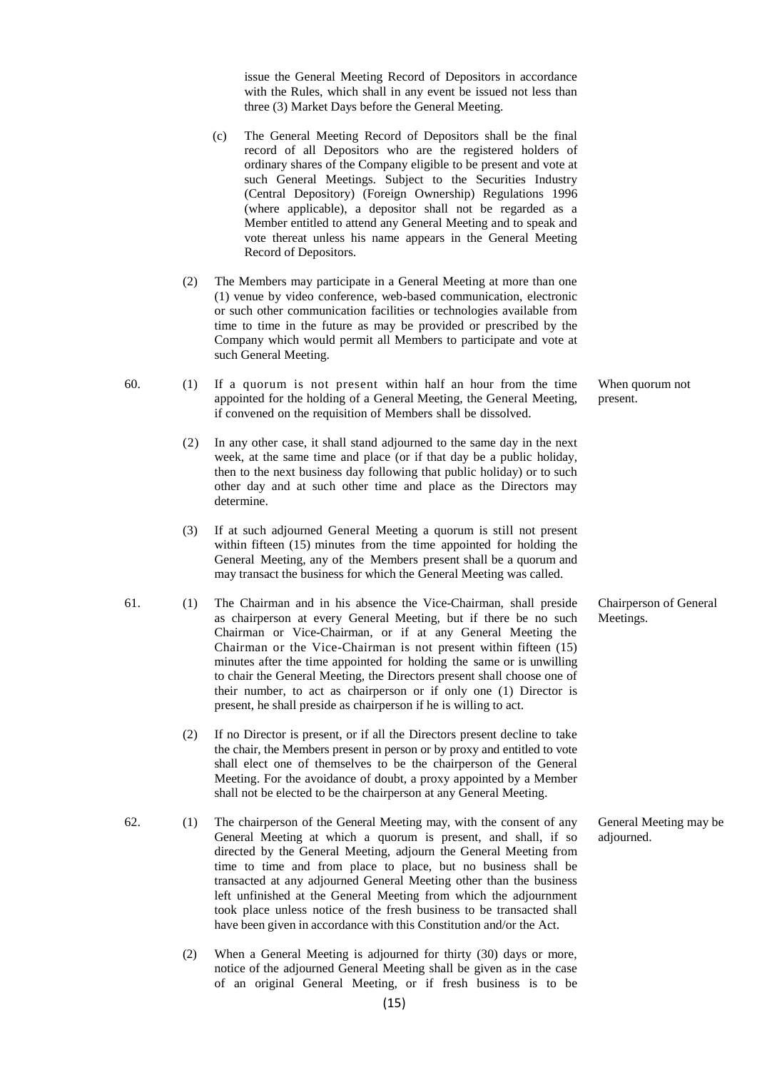issue the General Meeting Record of Depositors in accordance with the Rules, which shall in any event be issued not less than three (3) Market Days before the General Meeting.

(c) The General Meeting Record of Depositors shall be the final record of all Depositors who are the registered holders of ordinary shares of the Company eligible to be present and vote at such General Meetings. Subject to the Securities Industry (Central Depository) (Foreign Ownership) Regulations 1996 (where applicable), a depositor shall not be regarded as a Member entitled to attend any General Meeting and to speak and vote thereat unless his name appears in the General Meeting Record of Depositors.

(2) The Members may participate in a General Meeting at more than one (1) venue by video conference, web-based communication, electronic or such other communication facilities or technologies available from time to time in the future as may be provided or prescribed by the Company which would permit all Members to participate and vote at such General Meeting.

**When quorum not present.**

60. (1) If a quorum is not present within half an hour from the time appointed for the holding of a General Meeting, the General Meeting, if convened on the requisition of Members shall be dissolved.

(2) In any other case, it shall stand adjourned to the same day in the next week, at the same time and place (or if that day be a public holiday, then to the next business day following that public holiday) or to such other day and at such other time and place as the Directors may determine.

(3) If at such adjourned General Meeting a quorum is still not present within fifteen (15) minutes from the time appointed for holding the General Meeting, any of the Members present shall be a quorum and may transact the business for which the General Meeting was called.

**Chairperson of General Meetings.**

61. (1) The Chairman and in his absence the Vice-Chairman, shall preside as chairperson at every General Meeting, but if there be no such Chairman or Vice-Chairman, or if at any General Meeting the Chairman or the Vice-Chairman is not present within fifteen (15) minutes after the time appointed for holding the same or is unwilling to chair the General Meeting, the Directors present shall choose one of their number, to act as chairperson or if only one (1) Director is present, he shall preside as chairperson if he is willing to act.

(2) If no Director is present, or if all the Directors present decline to take the chair, the Members present in person or by proxy and entitled to vote shall elect one of themselves to be the chairperson of the General Meeting. For the avoidance of doubt, a proxy appointed by a Member shall not be elected to be the chairperson at any General Meeting.

**General Meeting may be adjourned.**

62. (1) The chairperson of the General Meeting may, with the consent of any General Meeting at which a quorum is present, and shall, if so directed by the General Meeting, adjourn the General Meeting from time to time and from place to place, but no business shall be transacted at any adjourned General Meeting other than the business left unfinished at the General Meeting from which the adjournment took place unless notice of the fresh business to be transacted shall have been given in accordance with this Constitution and/or the Act.

(2) When a General Meeting is adjourned for thirty (30) days or more, notice of the adjourned General Meeting shall be given as in the case of an original General Meeting, or if fresh business is to be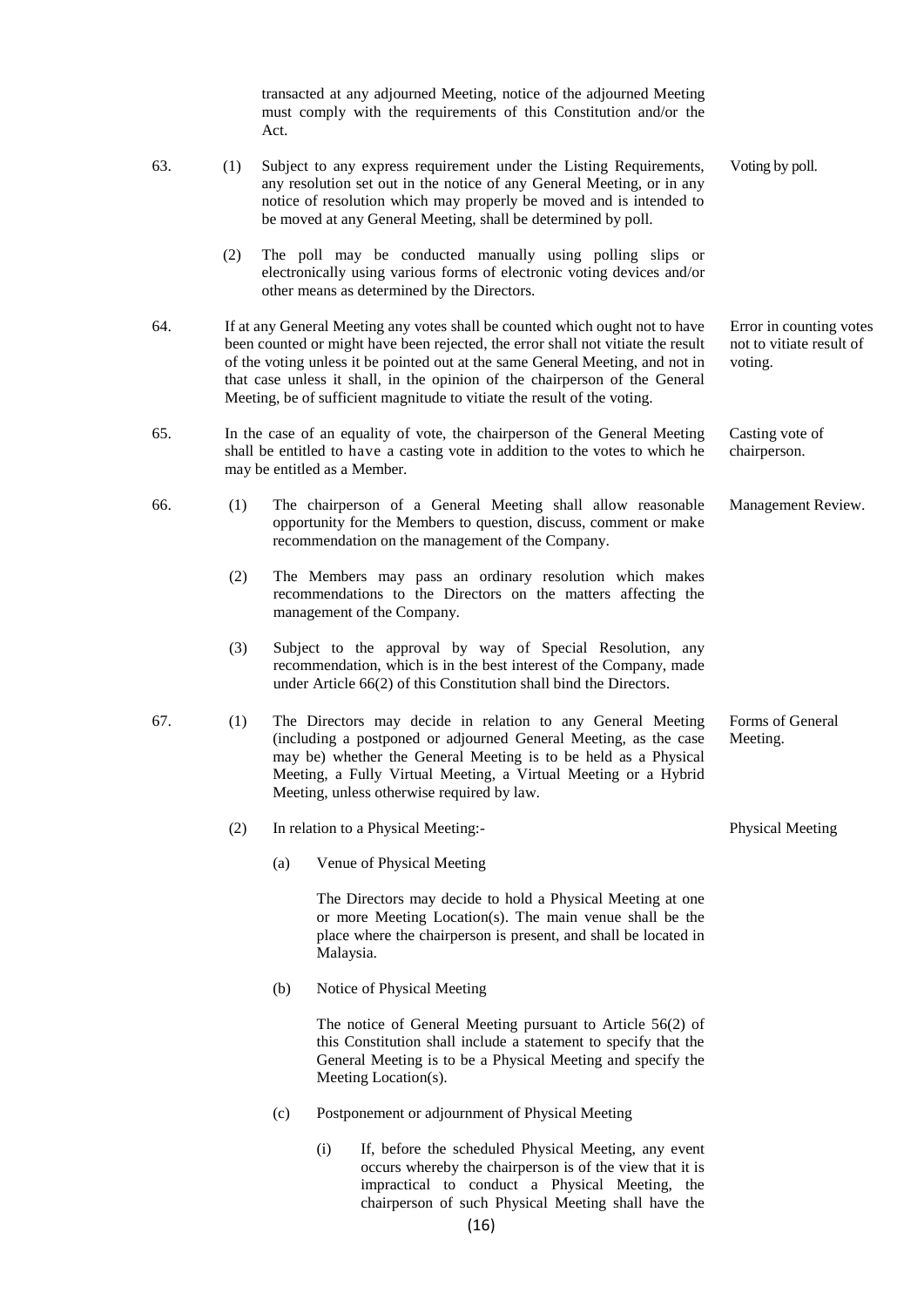transacted at any adjourned Meeting, notice of the adjourned Meeting must comply with the requirements of this Constitution and/or the Act.

63. (1) Subject to any express requirement under the Listing Requirements, any resolution set out in the notice of any General Meeting, or in any notice of resolution which may properly be moved and is intended to be moved at any General Meeting, shall be determined by poll. *Voting by poll.*

(2) The poll may be conducted manually using polling slips or electronically using various forms of electronic voting devices and/or other means as determined by the Directors.

64. If at any General Meeting any votes shall be counted which ought not to have been counted or might have been rejected, the error shall not vitiate the result of the voting unless it be pointed out at the same General Meeting, and not in that case unless it shall, in the opinion of the chairperson of the General Meeting, be of sufficient magnitude to vitiate the result of the voting. *Error in counting votes not to vitiate result of voting.*

65. In the case of an equality of vote, the chairperson of the General Meeting shall be entitled to have a casting vote in addition to the votes to which he may be entitled as a Member. *Casting vote of chairperson.*

66. (1) The chairperson of a General Meeting shall allow reasonable opportunity for the Members to question, discuss, comment or make recommendation on the management of the Company. *Management Review.*

(2) The Members may pass an ordinary resolution which makes recommendations to the Directors on the matters affecting the management of the Company.

(3) Subject to the approval by way of Special Resolution, any recommendation, which is in the best interest of the Company, made under Article 66(2) of this Constitution shall bind the Directors.

67. (1) The Directors may decide in relation to any General Meeting (including a postponed or adjourned General Meeting, as the case may be) whether the General Meeting is to be held as a Physical Meeting, a Fully Virtual Meeting, a Virtual Meeting or a Hybrid Meeting, unless otherwise required by law. *Forms of General Meeting.*

(2) In relation to a Physical Meeting:- *Physical Meeting*

(a) Venue of Physical Meeting

The Directors may decide to hold a Physical Meeting at one or more Meeting Location(s). The main venue shall be the place where the chairperson is present, and shall be located in Malaysia.

(b) Notice of Physical Meeting

The notice of General Meeting pursuant to Article 56(2) of this Constitution shall include a statement to specify that the General Meeting is to be a Physical Meeting and specify the Meeting Location(s).

(c) Postponement or adjournment of Physical Meeting

(i) If, before the scheduled Physical Meeting, any event occurs whereby the chairperson is of the view that it is impractical to conduct a Physical Meeting, the chairperson of such Physical Meeting shall have the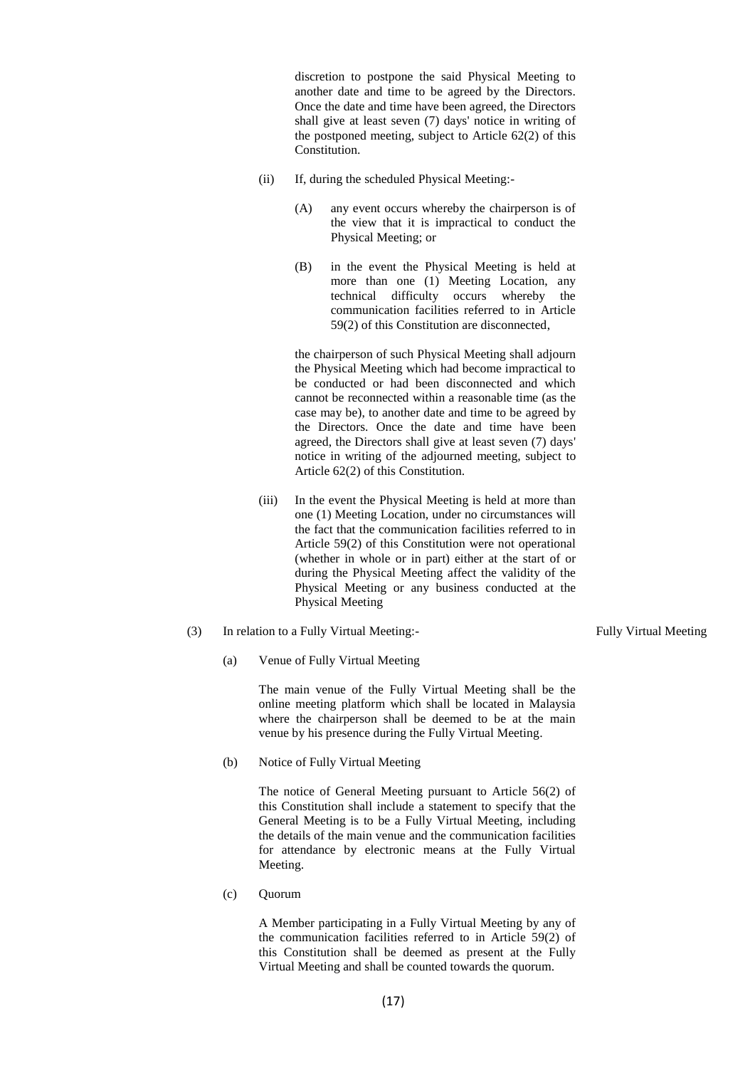discretion to postpone the said Physical Meeting to another date and time to be agreed by the Directors. Once the date and time have been agreed, the Directors shall give at least seven (7) days' notice in writing of the postponed meeting, subject to Article 62(2) of this Constitution.

(ii) If, during the scheduled Physical Meeting:-

(A) any event occurs whereby the chairperson is of the view that it is impractical to conduct the Physical Meeting; or

(B) in the event the Physical Meeting is held at more than one (1) Meeting Location, any technical difficulty occurs whereby the communication facilities referred to in Article 59(2) of this Constitution are disconnected,

the chairperson of such Physical Meeting shall adjourn the Physical Meeting which had become impractical to be conducted or had been disconnected and which cannot be reconnected within a reasonable time (as the case may be), to another date and time to be agreed by the Directors. Once the date and time have been agreed, the Directors shall give at least seven (7) days' notice in writing of the adjourned meeting, subject to Article 62(2) of this Constitution.

(iii) In the event the Physical Meeting is held at more than one (1) Meeting Location, under no circumstances will the fact that the communication facilities referred to in Article 59(2) of this Constitution were not operational (whether in whole or in part) either at the start of or during the Physical Meeting affect the validity of the Physical Meeting or any business conducted at the Physical Meeting

(3) In relation to a Fully Virtual Meeting:- *Fully Virtual Meeting*

(a) Venue of Fully Virtual Meeting

The main venue of the Fully Virtual Meeting shall be the online meeting platform which shall be located in Malaysia where the chairperson shall be deemed to be at the main venue by his presence during the Fully Virtual Meeting.

(b) Notice of Fully Virtual Meeting

The notice of General Meeting pursuant to Article 56(2) of this Constitution shall include a statement to specify that the General Meeting is to be a Fully Virtual Meeting, including the details of the main venue and the communication facilities for attendance by electronic means at the Fully Virtual Meeting.

(c) Quorum

A Member participating in a Fully Virtual Meeting by any of the communication facilities referred to in Article 59(2) of this Constitution shall be deemed as present at the Fully Virtual Meeting and shall be counted towards the quorum.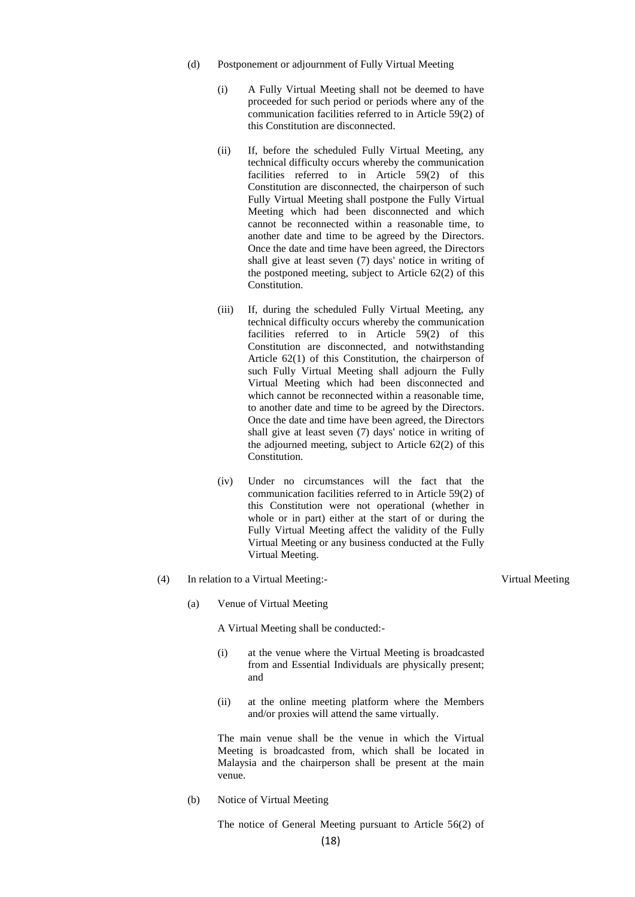(d) Postponement or adjournment of Fully Virtual Meeting

(i) A Fully Virtual Meeting shall not be deemed to have proceeded for such period or periods where any of the communication facilities referred to in Article 59(2) of this Constitution are disconnected.

(ii) If, before the scheduled Fully Virtual Meeting, any technical difficulty occurs whereby the communication facilities referred to in Article 59(2) of this Constitution are disconnected, the chairperson of such Fully Virtual Meeting shall postpone the Fully Virtual Meeting which had been disconnected and which cannot be reconnected within a reasonable time, to another date and time to be agreed by the Directors. Once the date and time have been agreed, the Directors shall give at least seven (7) days' notice in writing of the postponed meeting, subject to Article 62(2) of this Constitution.

(iii) If, during the scheduled Fully Virtual Meeting, any technical difficulty occurs whereby the communication facilities referred to in Article 59(2) of this Constitution are disconnected, and notwithstanding Article 62(1) of this Constitution, the chairperson of such Fully Virtual Meeting shall adjourn the Fully Virtual Meeting which had been disconnected and which cannot be reconnected within a reasonable time, to another date and time to be agreed by the Directors. Once the date and time have been agreed, the Directors shall give at least seven (7) days' notice in writing of the adjourned meeting, subject to Article 62(2) of this Constitution.

(iv) Under no circumstances will the fact that the communication facilities referred to in Article 59(2) of this Constitution were not operational (whether in whole or in part) either at the start of or during the Fully Virtual Meeting affect the validity of the Fully Virtual Meeting or any business conducted at the Fully Virtual Meeting.

(4) In relation to a Virtual Meeting:- *Virtual Meeting*

(a) Venue of Virtual Meeting

A Virtual Meeting shall be conducted:-

(i) at the venue where the Virtual Meeting is broadcasted from and Essential Individuals are physically present; and

(ii) at the online meeting platform where the Members and/or proxies will attend the same virtually.

The main venue shall be the venue in which the Virtual Meeting is broadcasted from, which shall be located in Malaysia and the chairperson shall be present at the main venue.

(b) Notice of Virtual Meeting

The notice of General Meeting pursuant to Article 56(2) of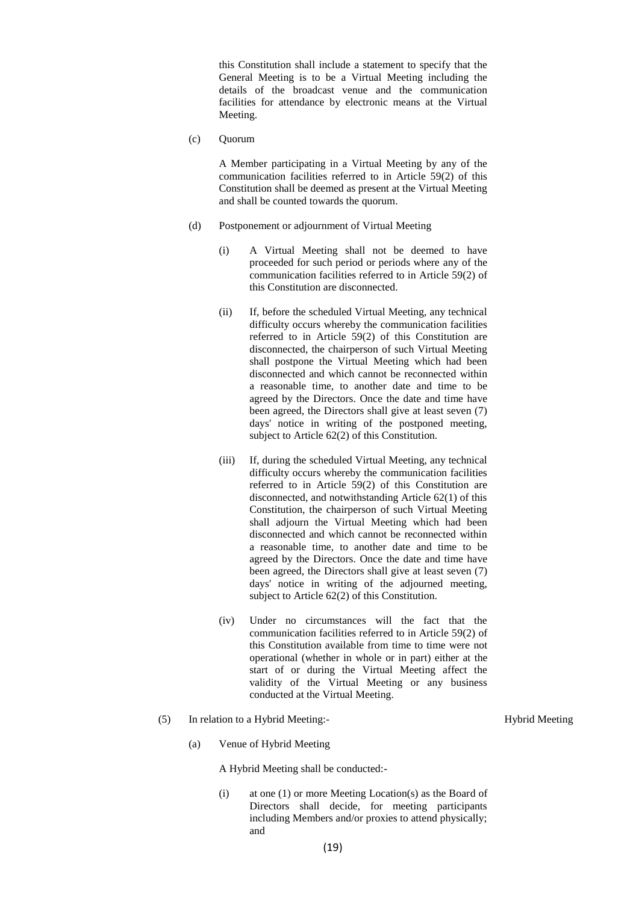this Constitution shall include a statement to specify that the General Meeting is to be a Virtual Meeting including the details of the broadcast venue and the communication facilities for attendance by electronic means at the Virtual Meeting.

(c) Quorum

A Member participating in a Virtual Meeting by any of the communication facilities referred to in Article 59(2) of this Constitution shall be deemed as present at the Virtual Meeting and shall be counted towards the quorum.

(d) Postponement or adjournment of Virtual Meeting

(i) A Virtual Meeting shall not be deemed to have proceeded for such period or periods where any of the communication facilities referred to in Article 59(2) of this Constitution are disconnected.

(ii) If, before the scheduled Virtual Meeting, any technical difficulty occurs whereby the communication facilities referred to in Article 59(2) of this Constitution are disconnected, the chairperson of such Virtual Meeting shall postpone the Virtual Meeting which had been disconnected and which cannot be reconnected within a reasonable time, to another date and time to be agreed by the Directors. Once the date and time have been agreed, the Directors shall give at least seven (7) days' notice in writing of the postponed meeting, subject to Article 62(2) of this Constitution.

(iii) If, during the scheduled Virtual Meeting, any technical difficulty occurs whereby the communication facilities referred to in Article 59(2) of this Constitution are disconnected, and notwithstanding Article 62(1) of this Constitution, the chairperson of such Virtual Meeting shall adjourn the Virtual Meeting which had been disconnected and which cannot be reconnected within a reasonable time, to another date and time to be agreed by the Directors. Once the date and time have been agreed, the Directors shall give at least seven (7) days' notice in writing of the adjourned meeting, subject to Article 62(2) of this Constitution.

(iv) Under no circumstances will the fact that the communication facilities referred to in Article 59(2) of this Constitution available from time to time were not operational (whether in whole or in part) either at the start of or during the Virtual Meeting affect the validity of the Virtual Meeting or any business conducted at the Virtual Meeting.

(5) In relation to a Hybrid Meeting:- *Hybrid Meeting*

(a) Venue of Hybrid Meeting

A Hybrid Meeting shall be conducted:-

(i) at one (1) or more Meeting Location(s) as the Board of Directors shall decide, for meeting participants including Members and/or proxies to attend physically; and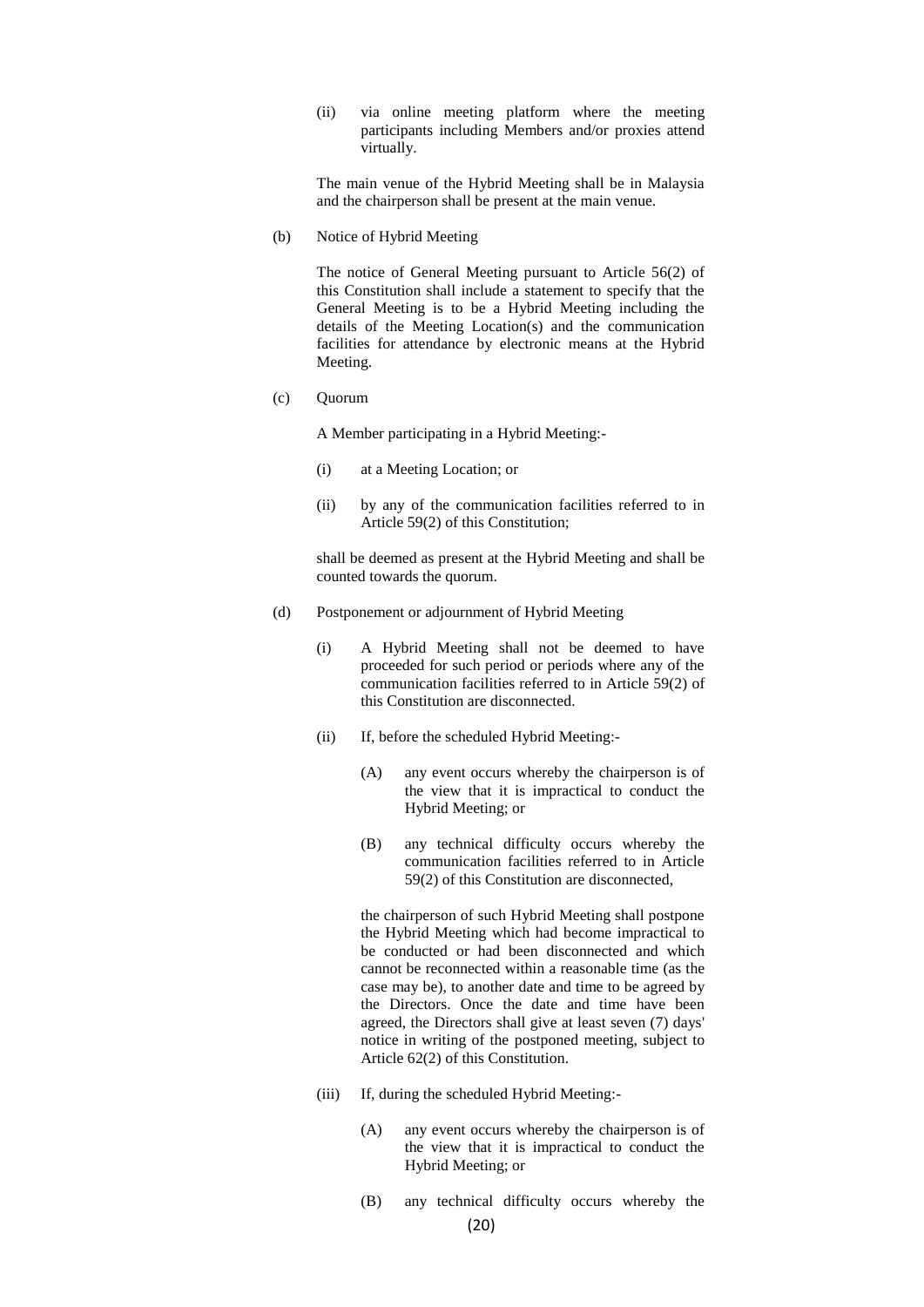(ii) via online meeting platform where the meeting participants including Members and/or proxies attend virtually.

The main venue of the Hybrid Meeting shall be in Malaysia and the chairperson shall be present at the main venue.

(b) Notice of Hybrid Meeting

The notice of General Meeting pursuant to Article 56(2) of this Constitution shall include a statement to specify that the General Meeting is to be a Hybrid Meeting including the details of the Meeting Location(s) and the communication facilities for attendance by electronic means at the Hybrid Meeting.

(c) Quorum

A Member participating in a Hybrid Meeting:-

(i) at a Meeting Location; or

(ii) by any of the communication facilities referred to in Article 59(2) of this Constitution;

shall be deemed as present at the Hybrid Meeting and shall be counted towards the quorum.

(d) Postponement or adjournment of Hybrid Meeting

(i) A Hybrid Meeting shall not be deemed to have proceeded for such period or periods where any of the communication facilities referred to in Article 59(2) of this Constitution are disconnected.

(ii) If, before the scheduled Hybrid Meeting:-

(A) any event occurs whereby the chairperson is of the view that it is impractical to conduct the Hybrid Meeting; or

(B) any technical difficulty occurs whereby the communication facilities referred to in Article 59(2) of this Constitution are disconnected,

the chairperson of such Hybrid Meeting shall postpone the Hybrid Meeting which had become impractical to be conducted or had been disconnected and which cannot be reconnected within a reasonable time (as the case may be), to another date and time to be agreed by the Directors. Once the date and time have been agreed, the Directors shall give at least seven (7) days' notice in writing of the postponed meeting, subject to Article 62(2) of this Constitution.

(iii) If, during the scheduled Hybrid Meeting:-

(A) any event occurs whereby the chairperson is of the view that it is impractical to conduct the Hybrid Meeting; or

(B) any technical difficulty occurs whereby the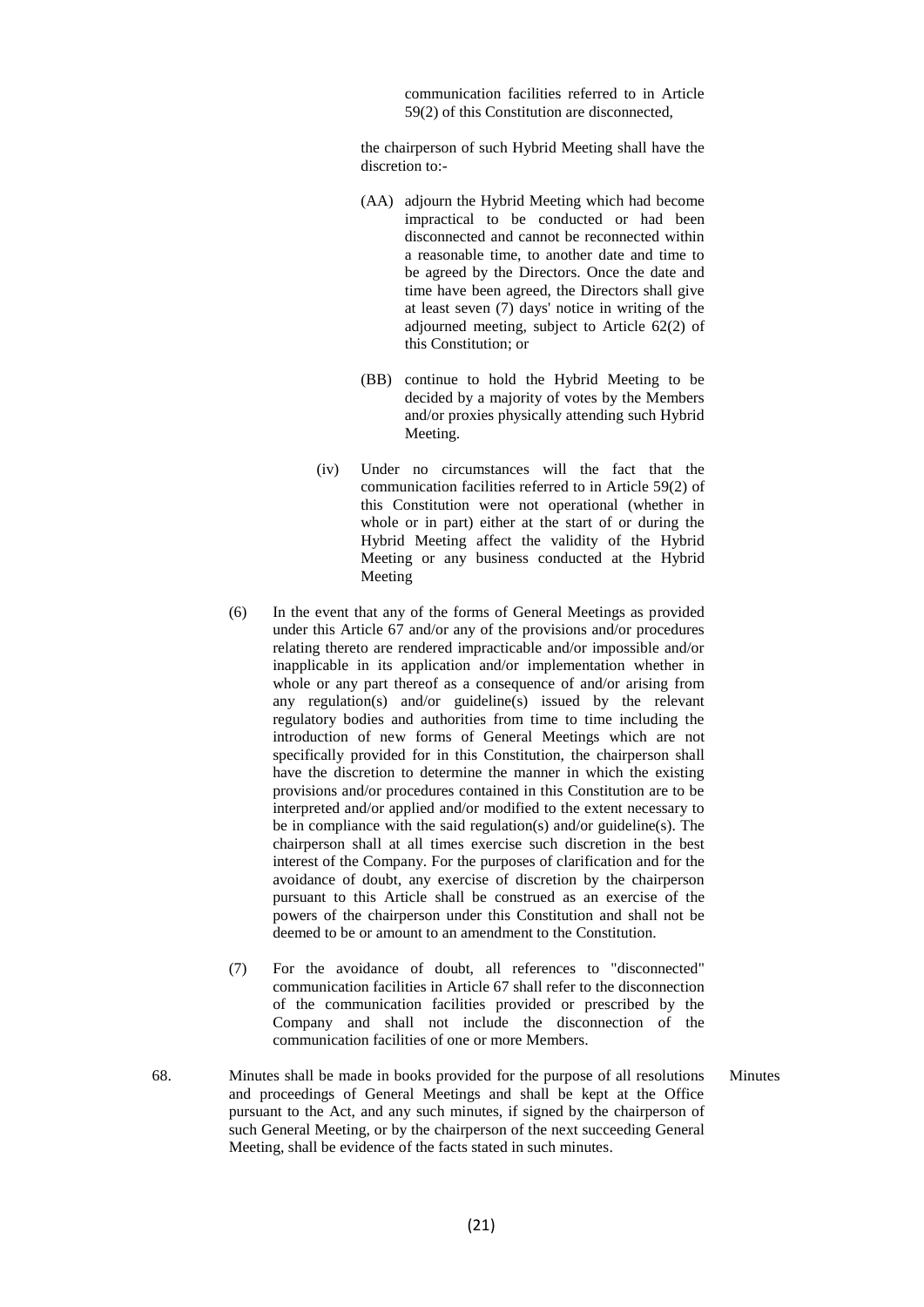communication facilities referred to in Article 59(2) of this Constitution are disconnected,

the chairperson of such Hybrid Meeting shall have the discretion to:-

(AA) adjourn the Hybrid Meeting which had become impractical to be conducted or had been disconnected and cannot be reconnected within a reasonable time, to another date and time to be agreed by the Directors. Once the date and time have been agreed, the Directors shall give at least seven (7) days' notice in writing of the adjourned meeting, subject to Article 62(2) of this Constitution; or

(BB) continue to hold the Hybrid Meeting to be decided by a majority of votes by the Members and/or proxies physically attending such Hybrid Meeting.

(iv) Under no circumstances will the fact that the communication facilities referred to in Article 59(2) of this Constitution were not operational (whether in whole or in part) either at the start of or during the Hybrid Meeting affect the validity of the Hybrid Meeting or any business conducted at the Hybrid Meeting

(6) In the event that any of the forms of General Meetings as provided under this Article 67 and/or any of the provisions and/or procedures relating thereto are rendered impracticable and/or impossible and/or inapplicable in its application and/or implementation whether in whole or any part thereof as a consequence of and/or arising from any regulation(s) and/or guideline(s) issued by the relevant regulatory bodies and authorities from time to time including the introduction of new forms of General Meetings which are not specifically provided for in this Constitution, the chairperson shall have the discretion to determine the manner in which the existing provisions and/or procedures contained in this Constitution are to be interpreted and/or applied and/or modified to the extent necessary to be in compliance with the said regulation(s) and/or guideline(s). The chairperson shall at all times exercise such discretion in the best interest of the Company. For the purposes of clarification and for the avoidance of doubt, any exercise of discretion by the chairperson pursuant to this Article shall be construed as an exercise of the powers of the chairperson under this Constitution and shall not be deemed to be or amount to an amendment to the Constitution.

(7) For the avoidance of doubt, all references to "disconnected" communication facilities in Article 67 shall refer to the disconnection of the communication facilities provided or prescribed by the Company and shall not include the disconnection of the communication facilities of one or more Members.

68. Minutes shall be made in books provided for the purpose of all resolutions and proceedings of General Meetings and shall be kept at the Office pursuant to the Act, and any such minutes, if signed by the chairperson of such General Meeting, or by the chairperson of the next succeeding General Meeting, shall be evidence of the facts stated in such minutes. *Minutes*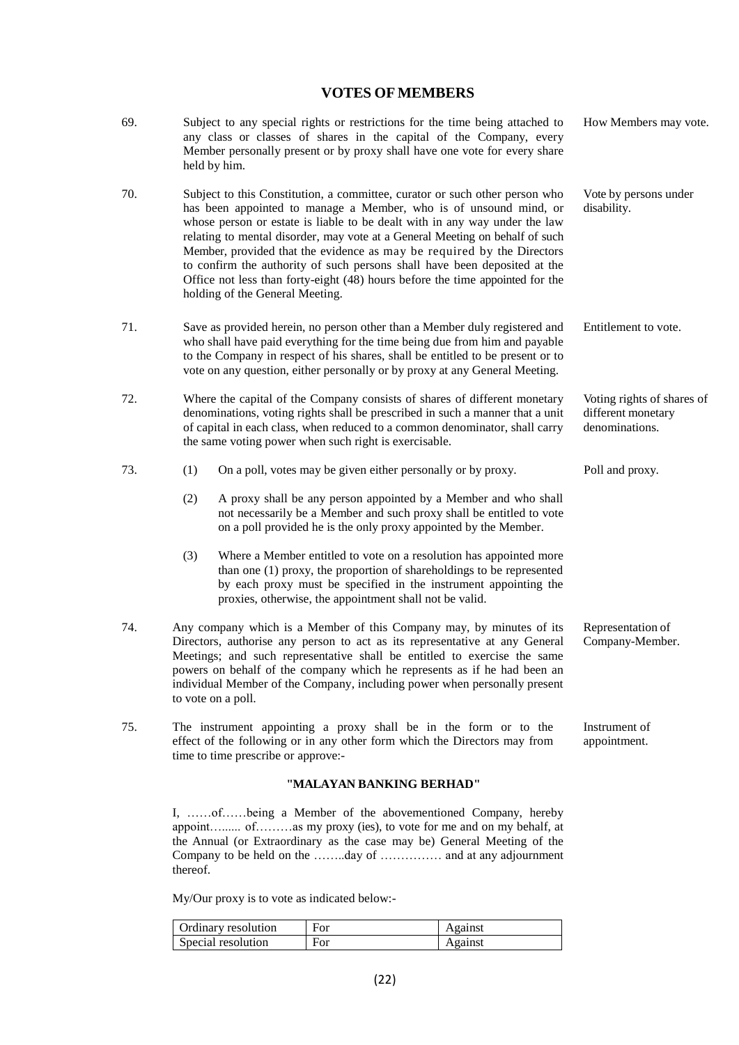## VOTES OF MEMBERS

69. Subject to any special rights or restrictions for the time being attached to any class or classes of shares in the capital of the Company, every Member personally present or by proxy shall have one vote for every share held by him. *How Members may vote.*

70. Subject to this Constitution, a committee, curator or such other person who has been appointed to manage a Member, who is of unsound mind, or whose person or estate is liable to be dealt with in any way under the law relating to mental disorder, may vote at a General Meeting on behalf of such Member, provided that the evidence as may be required by the Directors to confirm the authority of such persons shall have been deposited at the Office not less than forty-eight (48) hours before the time appointed for the holding of the General Meeting. *Vote by persons under disability.*

71. Save as provided herein, no person other than a Member duly registered and who shall have paid everything for the time being due from him and payable to the Company in respect of his shares, shall be entitled to be present or to vote on any question, either personally or by proxy at any General Meeting. *Entitlement to vote.*

72. Where the capital of the Company consists of shares of different monetary denominations, voting rights shall be prescribed in such a manner that a unit of capital in each class, when reduced to a common denominator, shall carry the same voting power when such right is exercisable. *Voting rights of shares of different monetary denominations.*

73. *Poll and proxy.*

(1) On a poll, votes may be given either personally or by proxy.

(2) A proxy shall be any person appointed by a Member and who shall not necessarily be a Member and such proxy shall be entitled to vote on a poll provided he is the only proxy appointed by the Member.

(3) Where a Member entitled to vote on a resolution has appointed more than one (1) proxy, the proportion of shareholdings to be represented by each proxy must be specified in the instrument appointing the proxies, otherwise, the appointment shall not be valid.

74. Any company which is a Member of this Company may, by minutes of its Directors, authorise any person to act as its representative at any General Meetings; and such representative shall be entitled to exercise the same powers on behalf of the company which he represents as if he had been an individual Member of the Company, including power when personally present to vote on a poll. *Representation of Company-Member.*

75. The instrument appointing a proxy shall be in the form or to the effect of the following or in any other form which the Directors may from time to time prescribe or approve:- *Instrument of appointment.*

**"MALAYAN BANKING BERHAD"**

I, ……of……being a Member of the abovementioned Company, hereby appoint…...... of………as my proxy (ies), to vote for me and on my behalf, at the Annual (or Extraordinary as the case may be) General Meeting of the Company to be held on the ……..day of …………… and at any adjournment thereof.

My/Our proxy is to vote as indicated below:-

| Ordinary resolution | For | Against |
|---|---|---|
| Special resolution | For | Against |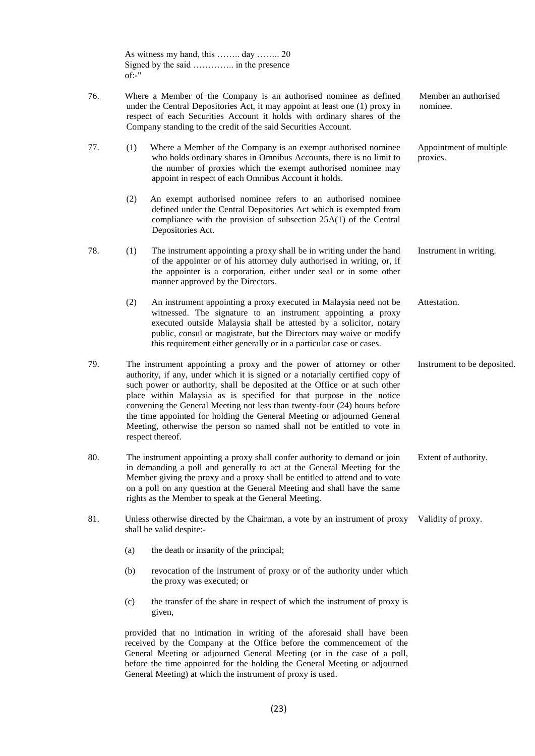As witness my hand, this …….. day …….. 20
Signed by the said ………….. in the presence of:-"

76. Where a Member of the Company is an authorised nominee as defined under the Central Depositories Act, it may appoint at least one (1) proxy in respect of each Securities Account it holds with ordinary shares of the Company standing to the credit of the said Securities Account.

*Member an authorised nominee.*

77. (1) Where a Member of the Company is an exempt authorised nominee who holds ordinary shares in Omnibus Accounts, there is no limit to the number of proxies which the exempt authorised nominee may appoint in respect of each Omnibus Account it holds.

*Appointment of multiple proxies.*

(2) An exempt authorised nominee refers to an authorised nominee defined under the Central Depositories Act which is exempted from compliance with the provision of subsection 25A(1) of the Central Depositories Act.

78. (1) The instrument appointing a proxy shall be in writing under the hand of the appointer or of his attorney duly authorised in writing, or, if the appointer is a corporation, either under seal or in some other manner approved by the Directors.

*Instrument in writing.*

(2) An instrument appointing a proxy executed in Malaysia need not be witnessed. The signature to an instrument appointing a proxy executed outside Malaysia shall be attested by a solicitor, notary public, consul or magistrate, but the Directors may waive or modify this requirement either generally or in a particular case or cases.

*Attestation.*

79. The instrument appointing a proxy and the power of attorney or other authority, if any, under which it is signed or a notarially certified copy of such power or authority, shall be deposited at the Office or at such other place within Malaysia as is specified for that purpose in the notice convening the General Meeting not less than twenty-four (24) hours before the time appointed for holding the General Meeting or adjourned General Meeting, otherwise the person so named shall not be entitled to vote in respect thereof.

*Instrument to be deposited.*

80. The instrument appointing a proxy shall confer authority to demand or join in demanding a poll and generally to act at the General Meeting for the Member giving the proxy and a proxy shall be entitled to attend and to vote on a poll on any question at the General Meeting and shall have the same rights as the Member to speak at the General Meeting.

*Extent of authority.*

81. Unless otherwise directed by the Chairman, a vote by an instrument of proxy shall be valid despite:-

*Validity of proxy.*

(a) the death or insanity of the principal;

(b) revocation of the instrument of proxy or of the authority under which the proxy was executed; or

(c) the transfer of the share in respect of which the instrument of proxy is given,

provided that no intimation in writing of the aforesaid shall have been received by the Company at the Office before the commencement of the General Meeting or adjourned General Meeting (or in the case of a poll, before the time appointed for the holding the General Meeting or adjourned General Meeting) at which the instrument of proxy is used.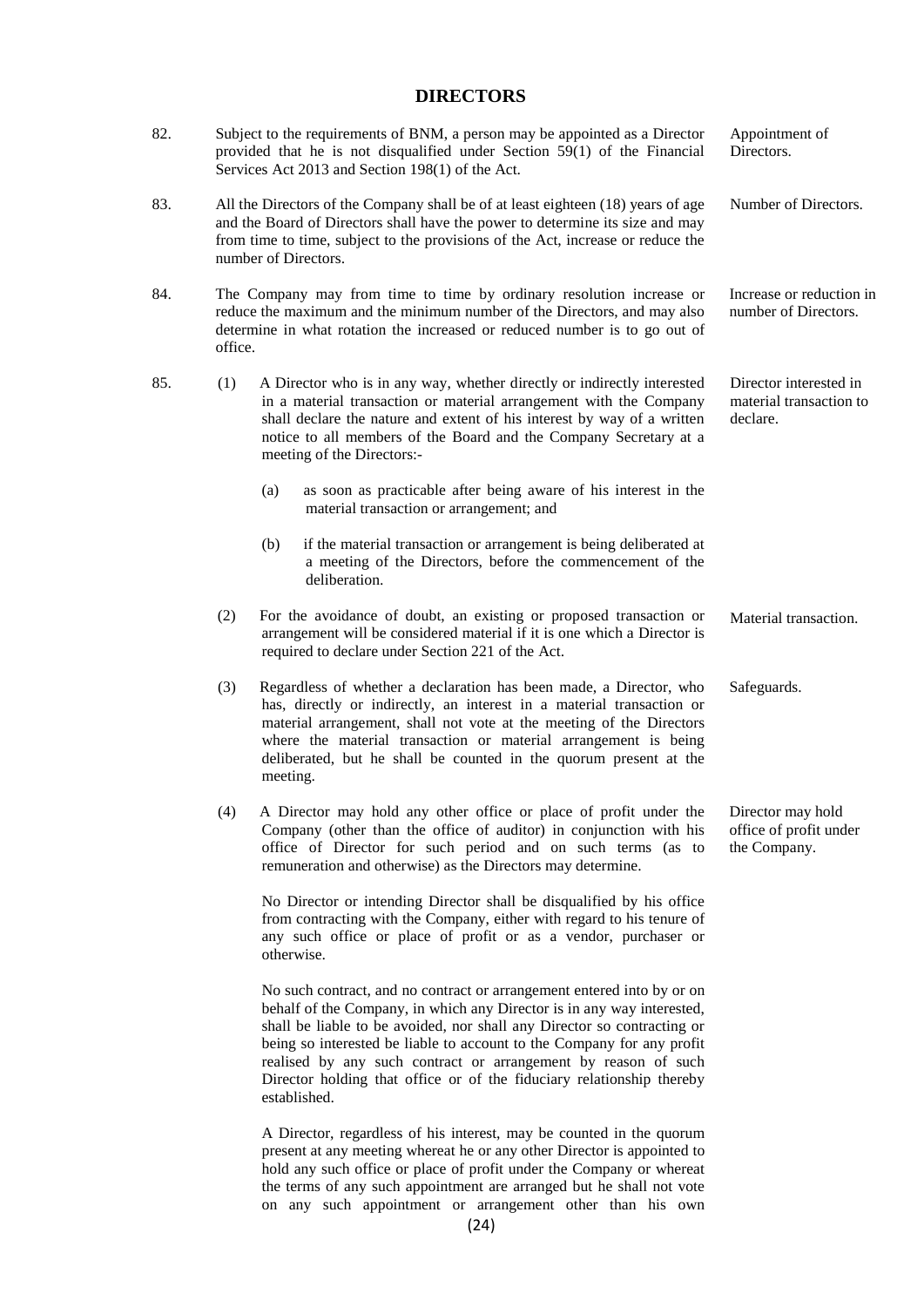## DIRECTORS

82. Subject to the requirements of BNM, a person may be appointed as a Director provided that he is not disqualified under Section 59(1) of the Financial Services Act 2013 and Section 198(1) of the Act.

*Appointment of Directors.*

83. All the Directors of the Company shall be of at least eighteen (18) years of age and the Board of Directors shall have the power to determine its size and may from time to time, subject to the provisions of the Act, increase or reduce the number of Directors.

*Number of Directors.*

84. The Company may from time to time by ordinary resolution increase or reduce the maximum and the minimum number of the Directors, and may also determine in what rotation the increased or reduced number is to go out of office.

*Increase or reduction in number of Directors.*

85. (1) A Director who is in any way, whether directly or indirectly interested in a material transaction or material arrangement with the Company shall declare the nature and extent of his interest by way of a written notice to all members of the Board and the Company Secretary at a meeting of the Directors:-

*Director interested in material transaction to declare.*

(a) as soon as practicable after being aware of his interest in the material transaction or arrangement; and

(b) if the material transaction or arrangement is being deliberated at a meeting of the Directors, before the commencement of the deliberation.

(2) For the avoidance of doubt, an existing or proposed transaction or arrangement will be considered material if it is one which a Director is required to declare under Section 221 of the Act.

*Material transaction.*

(3) Regardless of whether a declaration has been made, a Director, who has, directly or indirectly, an interest in a material transaction or material arrangement, shall not vote at the meeting of the Directors where the material transaction or material arrangement is being deliberated, but he shall be counted in the quorum present at the meeting.

*Safeguards.*

(4) A Director may hold any other office or place of profit under the Company (other than the office of auditor) in conjunction with his office of Director for such period and on such terms (as to remuneration and otherwise) as the Directors may determine.

*Director may hold office of profit under the Company.*

No Director or intending Director shall be disqualified by his office from contracting with the Company, either with regard to his tenure of any such office or place of profit or as a vendor, purchaser or otherwise.

No such contract, and no contract or arrangement entered into by or on behalf of the Company, in which any Director is in any way interested, shall be liable to be avoided, nor shall any Director so contracting or being so interested be liable to account to the Company for any profit realised by any such contract or arrangement by reason of such Director holding that office or of the fiduciary relationship thereby established.

A Director, regardless of his interest, may be counted in the quorum present at any meeting whereat he or any other Director is appointed to hold any such office or place of profit under the Company or whereat the terms of any such appointment are arranged but he shall not vote on any such appointment or arrangement other than his own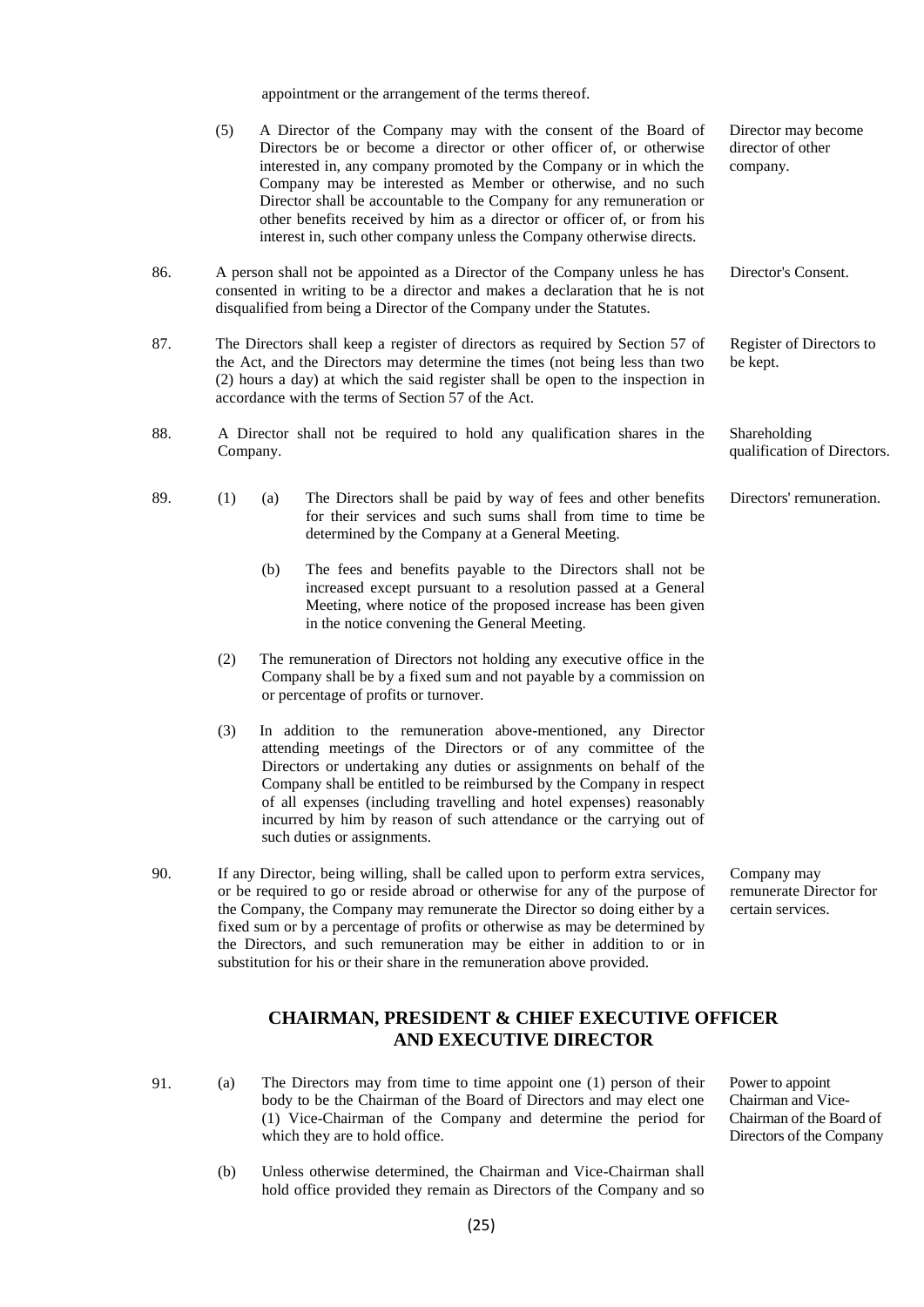appointment or the arrangement of the terms thereof.

(5) A Director of the Company may with the consent of the Board of Directors be or become a director or other officer of, or otherwise interested in, any company promoted by the Company or in which the Company may be interested as Member or otherwise, and no such Director shall be accountable to the Company for any remuneration or other benefits received by him as a director or officer of, or from his interest in, such other company unless the Company otherwise directs. *Director may become director of other company.*

86. A person shall not be appointed as a Director of the Company unless he has consented in writing to be a director and makes a declaration that he is not disqualified from being a Director of the Company under the Statutes. *Director's Consent.*

87. The Directors shall keep a register of directors as required by Section 57 of the Act, and the Directors may determine the times (not being less than two (2) hours a day) at which the said register shall be open to the inspection in accordance with the terms of Section 57 of the Act. *Register of Directors to be kept.*

88. A Director shall not be required to hold any qualification shares in the Company. *Shareholding qualification of Directors.*

89. (1) (a) The Directors shall be paid by way of fees and other benefits for their services and such sums shall from time to time be determined by the Company at a General Meeting. *Directors' remuneration.*

(b) The fees and benefits payable to the Directors shall not be increased except pursuant to a resolution passed at a General Meeting, where notice of the proposed increase has been given in the notice convening the General Meeting.

(2) The remuneration of Directors not holding any executive office in the Company shall be by a fixed sum and not payable by a commission on or percentage of profits or turnover.

(3) In addition to the remuneration above-mentioned, any Director attending meetings of the Directors or of any committee of the Directors or undertaking any duties or assignments on behalf of the Company shall be entitled to be reimbursed by the Company in respect of all expenses (including travelling and hotel expenses) reasonably incurred by him by reason of such attendance or the carrying out of such duties or assignments.

90. If any Director, being willing, shall be called upon to perform extra services, or be required to go or reside abroad or otherwise for any of the purpose of the Company, the Company may remunerate the Director so doing either by a fixed sum or by a percentage of profits or otherwise as may be determined by the Directors, and such remuneration may be either in addition to or in substitution for his or their share in the remuneration above provided. *Company may remunerate Director for certain services.*

## CHAIRMAN, PRESIDENT & CHIEF EXECUTIVE OFFICER AND EXECUTIVE DIRECTOR

91. (a) The Directors may from time to time appoint one (1) person of their body to be the Chairman of the Board of Directors and may elect one (1) Vice-Chairman of the Company and determine the period for which they are to hold office. *Power to appoint Chairman and Vice-Chairman of the Board of Directors of the Company*

(b) Unless otherwise determined, the Chairman and Vice-Chairman shall hold office provided they remain as Directors of the Company and so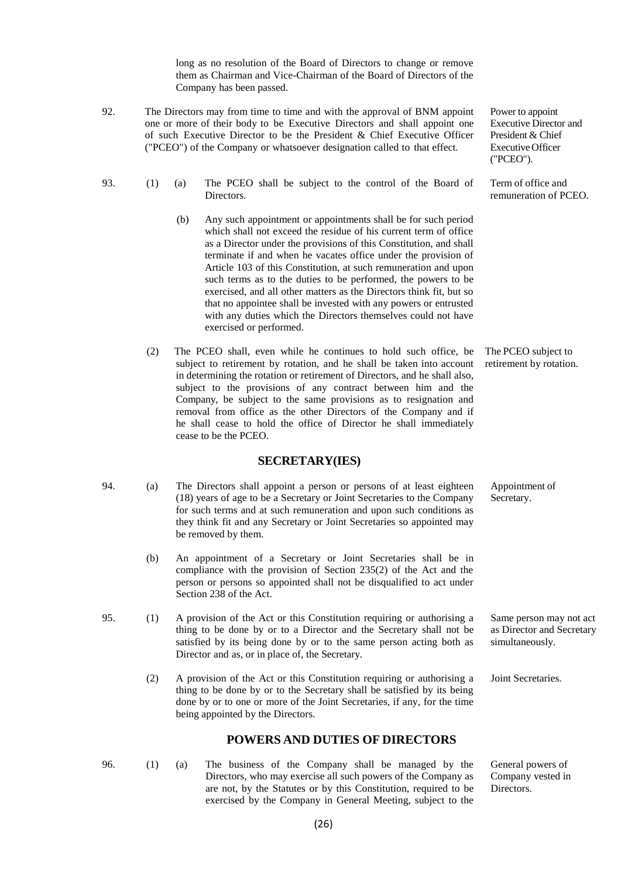long as no resolution of the Board of Directors to change or remove them as Chairman and Vice-Chairman of the Board of Directors of the Company has been passed.

92. The Directors may from time to time and with the approval of BNM appoint one or more of their body to be Executive Directors and shall appoint one of such Executive Director to be the President & Chief Executive Officer ("PCEO") of the Company or whatsoever designation called to that effect.

*Power to appoint Executive Director and President & Chief Executive Officer ("PCEO").*

93. (1) (a) The PCEO shall be subject to the control of the Board of Directors.

*Term of office and remuneration of PCEO.*

(b) Any such appointment or appointments shall be for such period which shall not exceed the residue of his current term of office as a Director under the provisions of this Constitution, and shall terminate if and when he vacates office under the provision of Article 103 of this Constitution, at such remuneration and upon such terms as to the duties to be performed, the powers to be exercised, and all other matters as the Directors think fit, but so that no appointee shall be invested with any powers or entrusted with any duties which the Directors themselves could not have exercised or performed.

(2) The PCEO shall, even while he continues to hold such office, be subject to retirement by rotation, and he shall be taken into account in determining the rotation or retirement of Directors, and he shall also, subject to the provisions of any contract between him and the Company, be subject to the same provisions as to resignation and removal from office as the other Directors of the Company and if he shall cease to hold the office of Director he shall immediately cease to be the PCEO.

*The PCEO subject to retirement by rotation.*

## SECRETARY(IES)

94. (a) The Directors shall appoint a person or persons of at least eighteen (18) years of age to be a Secretary or Joint Secretaries to the Company for such terms and at such remuneration and upon such conditions as they think fit and any Secretary or Joint Secretaries so appointed may be removed by them.

*Appointment of Secretary.*

(b) An appointment of a Secretary or Joint Secretaries shall be in compliance with the provision of Section 235(2) of the Act and the person or persons so appointed shall not be disqualified to act under Section 238 of the Act.

95. (1) A provision of the Act or this Constitution requiring or authorising a thing to be done by or to a Director and the Secretary shall not be satisfied by its being done by or to the same person acting both as Director and as, or in place of, the Secretary.

*Same person may not act as Director and Secretary simultaneously.*

(2) A provision of the Act or this Constitution requiring or authorising a thing to be done by or to the Secretary shall be satisfied by its being done by or to one or more of the Joint Secretaries, if any, for the time being appointed by the Directors.

*Joint Secretaries.*

## POWERS AND DUTIES OF DIRECTORS

96. (1) (a) The business of the Company shall be managed by the Directors, who may exercise all such powers of the Company as are not, by the Statutes or by this Constitution, required to be exercised by the Company in General Meeting, subject to the

*General powers of Company vested in Directors.*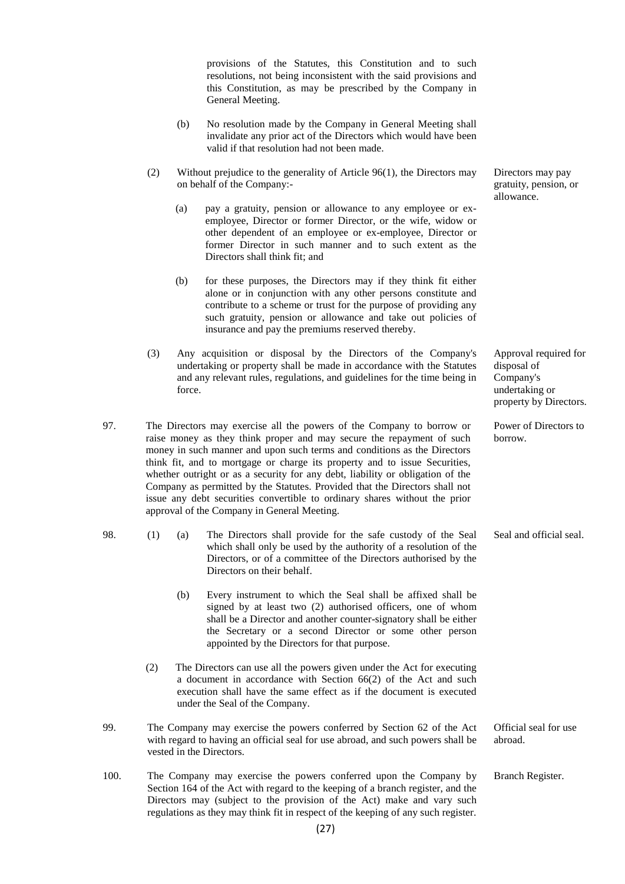provisions of the Statutes, this Constitution and to such resolutions, not being inconsistent with the said provisions and this Constitution, as may be prescribed by the Company in General Meeting.

(b) No resolution made by the Company in General Meeting shall invalidate any prior act of the Directors which would have been valid if that resolution had not been made.

(2) Without prejudice to the generality of Article 96(1), the Directors may on behalf of the Company:- *Directors may pay gratuity, pension, or allowance.*

(a) pay a gratuity, pension or allowance to any employee or ex-employee, Director or former Director, or the wife, widow or other dependent of an employee or ex-employee, Director or former Director in such manner and to such extent as the Directors shall think fit; and

(b) for these purposes, the Directors may if they think fit either alone or in conjunction with any other persons constitute and contribute to a scheme or trust for the purpose of providing any such gratuity, pension or allowance and take out policies of insurance and pay the premiums reserved thereby.

(3) Any acquisition or disposal by the Directors of the Company's undertaking or property shall be made in accordance with the Statutes and any relevant rules, regulations, and guidelines for the time being in force. *Approval required for disposal of Company's undertaking or property by Directors.*

97. The Directors may exercise all the powers of the Company to borrow or raise money as they think proper and may secure the repayment of such money in such manner and upon such terms and conditions as the Directors think fit, and to mortgage or charge its property and to issue Securities, whether outright or as a security for any debt, liability or obligation of the Company as permitted by the Statutes. Provided that the Directors shall not issue any debt securities convertible to ordinary shares without the prior approval of the Company in General Meeting. *Power of Directors to borrow.*

98. (1) (a) The Directors shall provide for the safe custody of the Seal which shall only be used by the authority of a resolution of the Directors, or of a committee of the Directors authorised by the Directors on their behalf. *Seal and official seal.*

(b) Every instrument to which the Seal shall be affixed shall be signed by at least two (2) authorised officers, one of whom shall be a Director and another counter-signatory shall be either the Secretary or a second Director or some other person appointed by the Directors for that purpose.

(2) The Directors can use all the powers given under the Act for executing a document in accordance with Section 66(2) of the Act and such execution shall have the same effect as if the document is executed under the Seal of the Company.

99. The Company may exercise the powers conferred by Section 62 of the Act with regard to having an official seal for use abroad, and such powers shall be vested in the Directors. *Official seal for use abroad.*

100. The Company may exercise the powers conferred upon the Company by Section 164 of the Act with regard to the keeping of a branch register, and the Directors may (subject to the provision of the Act) make and vary such regulations as they may think fit in respect of the keeping of any such register. *Branch Register.*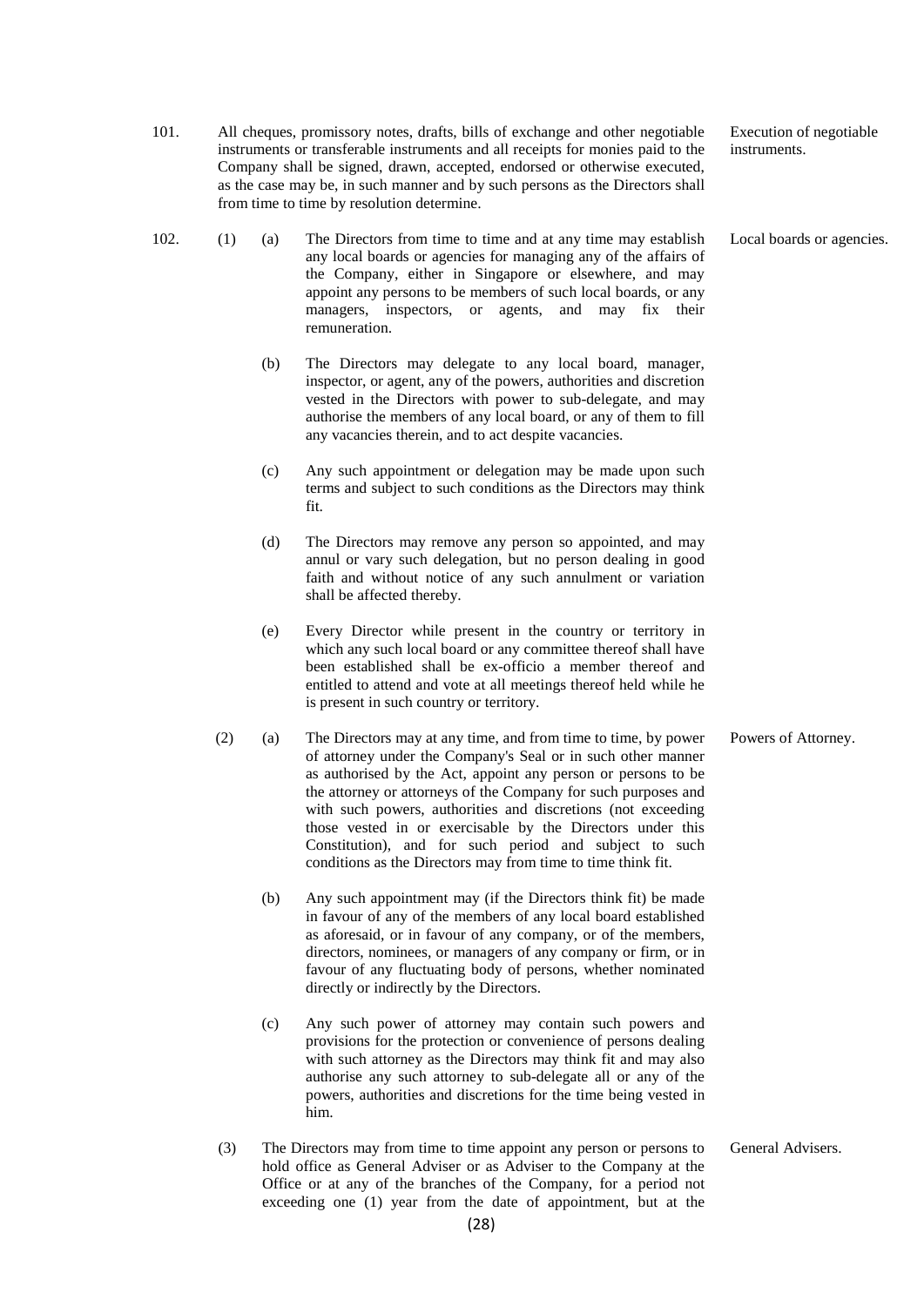101. All cheques, promissory notes, drafts, bills of exchange and other negotiable instruments or transferable instruments and all receipts for monies paid to the Company shall be signed, drawn, accepted, endorsed or otherwise executed, as the case may be, in such manner and by such persons as the Directors shall from time to time by resolution determine.

*Execution of negotiable instruments.*

102. (1) (a) The Directors from time to time and at any time may establish any local boards or agencies for managing any of the affairs of the Company, either in Singapore or elsewhere, and may appoint any persons to be members of such local boards, or any managers, inspectors, or agents, and may fix their remuneration.

*Local boards or agencies.*

(b) The Directors may delegate to any local board, manager, inspector, or agent, any of the powers, authorities and discretion vested in the Directors with power to sub-delegate, and may authorise the members of any local board, or any of them to fill any vacancies therein, and to act despite vacancies.

(c) Any such appointment or delegation may be made upon such terms and subject to such conditions as the Directors may think fit.

(d) The Directors may remove any person so appointed, and may annul or vary such delegation, but no person dealing in good faith and without notice of any such annulment or variation shall be affected thereby.

(e) Every Director while present in the country or territory in which any such local board or any committee thereof shall have been established shall be ex-officio a member thereof and entitled to attend and vote at all meetings thereof held while he is present in such country or territory.

(2) (a) The Directors may at any time, and from time to time, by power of attorney under the Company's Seal or in such other manner as authorised by the Act, appoint any person or persons to be the attorney or attorneys of the Company for such purposes and with such powers, authorities and discretions (not exceeding those vested in or exercisable by the Directors under this Constitution), and for such period and subject to such conditions as the Directors may from time to time think fit.

*Powers of Attorney.*

(b) Any such appointment may (if the Directors think fit) be made in favour of any of the members of any local board established as aforesaid, or in favour of any company, or of the members, directors, nominees, or managers of any company or firm, or in favour of any fluctuating body of persons, whether nominated directly or indirectly by the Directors.

(c) Any such power of attorney may contain such powers and provisions for the protection or convenience of persons dealing with such attorney as the Directors may think fit and may also authorise any such attorney to sub-delegate all or any of the powers, authorities and discretions for the time being vested in him.

(3) The Directors may from time to time appoint any person or persons to hold office as General Adviser or as Adviser to the Company at the Office or at any of the branches of the Company, for a period not exceeding one (1) year from the date of appointment, but at the

*General Advisers.*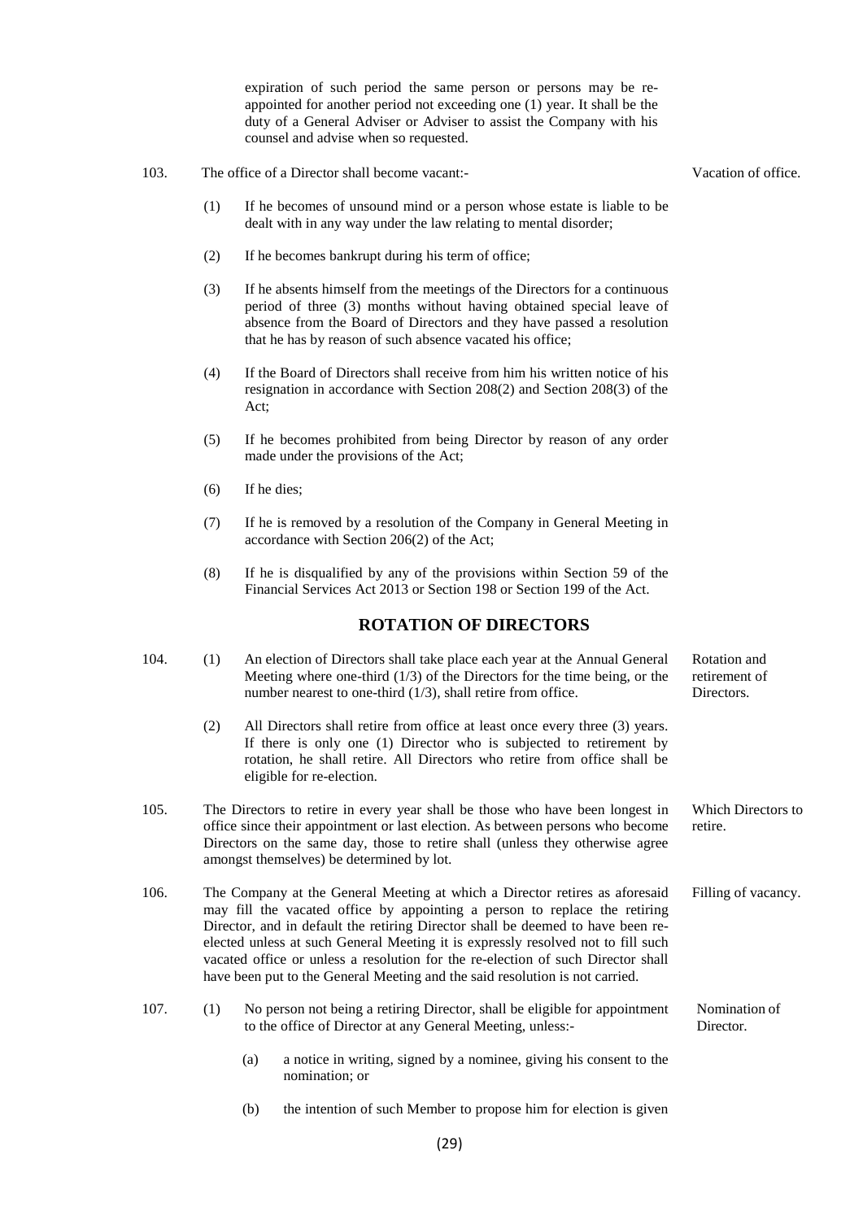expiration of such period the same person or persons may be re-appointed for another period not exceeding one (1) year. It shall be the duty of a General Adviser or Adviser to assist the Company with his counsel and advise when so requested.

103. The office of a Director shall become vacant:- *Vacation of office.*

(1) If he becomes of unsound mind or a person whose estate is liable to be dealt with in any way under the law relating to mental disorder;

(2) If he becomes bankrupt during his term of office;

(3) If he absents himself from the meetings of the Directors for a continuous period of three (3) months without having obtained special leave of absence from the Board of Directors and they have passed a resolution that he has by reason of such absence vacated his office;

(4) If the Board of Directors shall receive from him his written notice of his resignation in accordance with Section 208(2) and Section 208(3) of the Act;

(5) If he becomes prohibited from being Director by reason of any order made under the provisions of the Act;

(6) If he dies;

(7) If he is removed by a resolution of the Company in General Meeting in accordance with Section 206(2) of the Act;

(8) If he is disqualified by any of the provisions within Section 59 of the Financial Services Act 2013 or Section 198 or Section 199 of the Act.

## ROTATION OF DIRECTORS

104. (1) An election of Directors shall take place each year at the Annual General Meeting where one-third (1/3) of the Directors for the time being, or the number nearest to one-third (1/3), shall retire from office. *Rotation and retirement of Directors.*

(2) All Directors shall retire from office at least once every three (3) years. If there is only one (1) Director who is subjected to retirement by rotation, he shall retire. All Directors who retire from office shall be eligible for re-election.

105. The Directors to retire in every year shall be those who have been longest in office since their appointment or last election. As between persons who become Directors on the same day, those to retire shall (unless they otherwise agree amongst themselves) be determined by lot. *Which Directors to retire.*

106. The Company at the General Meeting at which a Director retires as aforesaid may fill the vacated office by appointing a person to replace the retiring Director, and in default the retiring Director shall be deemed to have been re-elected unless at such General Meeting it is expressly resolved not to fill such vacated office or unless a resolution for the re-election of such Director shall have been put to the General Meeting and the said resolution is not carried. *Filling of vacancy.*

107. (1) No person not being a retiring Director, shall be eligible for appointment to the office of Director at any General Meeting, unless:- *Nomination of Director.*

(a) a notice in writing, signed by a nominee, giving his consent to the nomination; or

(b) the intention of such Member to propose him for election is given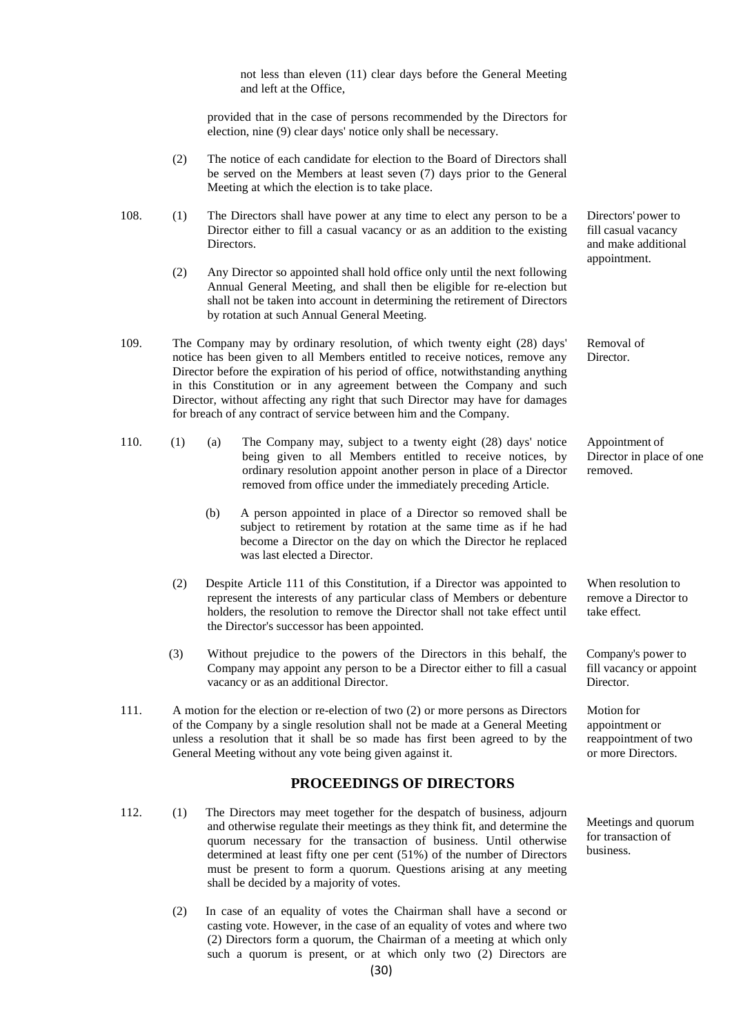not less than eleven (11) clear days before the General Meeting and left at the Office,

provided that in the case of persons recommended by the Directors for election, nine (9) clear days' notice only shall be necessary.

(2) The notice of each candidate for election to the Board of Directors shall be served on the Members at least seven (7) days prior to the General Meeting at which the election is to take place.

108. (1) The Directors shall have power at any time to elect any person to be a Director either to fill a casual vacancy or as an addition to the existing Directors. *Directors' power to fill casual vacancy and make additional appointment.*

(2) Any Director so appointed shall hold office only until the next following Annual General Meeting, and shall then be eligible for re-election but shall not be taken into account in determining the retirement of Directors by rotation at such Annual General Meeting.

109. The Company may by ordinary resolution, of which twenty eight (28) days' notice has been given to all Members entitled to receive notices, remove any Director before the expiration of his period of office, notwithstanding anything in this Constitution or in any agreement between the Company and such Director, without affecting any right that such Director may have for damages for breach of any contract of service between him and the Company. *Removal of Director.*

110. (1) (a) The Company may, subject to a twenty eight (28) days' notice being given to all Members entitled to receive notices, by ordinary resolution appoint another person in place of a Director removed from office under the immediately preceding Article. *Appointment of Director in place of one removed.*

(b) A person appointed in place of a Director so removed shall be subject to retirement by rotation at the same time as if he had become a Director on the day on which the Director he replaced was last elected a Director.

(2) Despite Article 111 of this Constitution, if a Director was appointed to represent the interests of any particular class of Members or debenture holders, the resolution to remove the Director shall not take effect until the Director's successor has been appointed. *When resolution to remove a Director to take effect.*

(3) Without prejudice to the powers of the Directors in this behalf, the Company may appoint any person to be a Director either to fill a casual vacancy or as an additional Director. *Company's power to fill vacancy or appoint Director.*

111. A motion for the election or re-election of two (2) or more persons as Directors of the Company by a single resolution shall not be made at a General Meeting unless a resolution that it shall be so made has first been agreed to by the General Meeting without any vote being given against it. *Motion for appointment or reappointment of two or more Directors.*

## PROCEEDINGS OF DIRECTORS

112. (1) The Directors may meet together for the despatch of business, adjourn and otherwise regulate their meetings as they think fit, and determine the quorum necessary for the transaction of business. Until otherwise determined at least fifty one per cent (51%) of the number of Directors must be present to form a quorum. Questions arising at any meeting shall be decided by a majority of votes. *Meetings and quorum for transaction of business.*

(2) In case of an equality of votes the Chairman shall have a second or casting vote. However, in the case of an equality of votes and where two (2) Directors form a quorum, the Chairman of a meeting at which only such a quorum is present, or at which only two (2) Directors are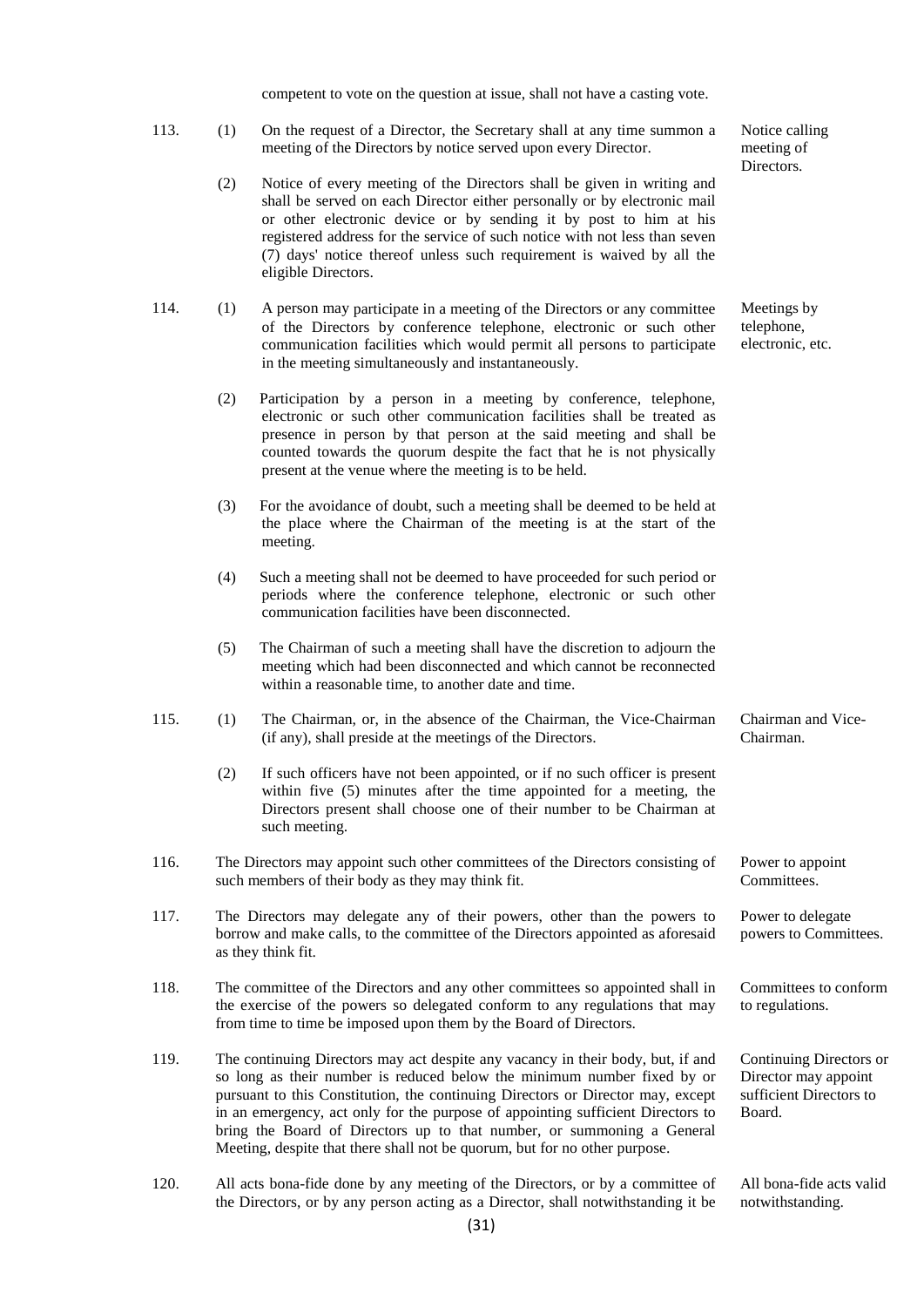competent to vote on the question at issue, shall not have a casting vote.

113. (1) On the request of a Director, the Secretary shall at any time summon a meeting of the Directors by notice served upon every Director. *Notice calling meeting of Directors.*

(2) Notice of every meeting of the Directors shall be given in writing and shall be served on each Director either personally or by electronic mail or other electronic device or by sending it by post to him at his registered address for the service of such notice with not less than seven (7) days' notice thereof unless such requirement is waived by all the eligible Directors.

114. (1) A person may participate in a meeting of the Directors or any committee of the Directors by conference telephone, electronic or such other communication facilities which would permit all persons to participate in the meeting simultaneously and instantaneously. *Meetings by telephone, electronic, etc.*

(2) Participation by a person in a meeting by conference, telephone, electronic or such other communication facilities shall be treated as presence in person by that person at the said meeting and shall be counted towards the quorum despite the fact that he is not physically present at the venue where the meeting is to be held.

(3) For the avoidance of doubt, such a meeting shall be deemed to be held at the place where the Chairman of the meeting is at the start of the meeting.

(4) Such a meeting shall not be deemed to have proceeded for such period or periods where the conference telephone, electronic or such other communication facilities have been disconnected.

(5) The Chairman of such a meeting shall have the discretion to adjourn the meeting which had been disconnected and which cannot be reconnected within a reasonable time, to another date and time.

115. (1) The Chairman, or, in the absence of the Chairman, the Vice-Chairman (if any), shall preside at the meetings of the Directors. *Chairman and Vice-Chairman.*

(2) If such officers have not been appointed, or if no such officer is present within five (5) minutes after the time appointed for a meeting, the Directors present shall choose one of their number to be Chairman at such meeting.

116. The Directors may appoint such other committees of the Directors consisting of such members of their body as they may think fit. *Power to appoint Committees.*

117. The Directors may delegate any of their powers, other than the powers to borrow and make calls, to the committee of the Directors appointed as aforesaid as they think fit. *Power to delegate powers to Committees.*

118. The committee of the Directors and any other committees so appointed shall in the exercise of the powers so delegated conform to any regulations that may from time to time be imposed upon them by the Board of Directors. *Committees to conform to regulations.*

119. The continuing Directors may act despite any vacancy in their body, but, if and so long as their number is reduced below the minimum number fixed by or pursuant to this Constitution, the continuing Directors or Director may, except in an emergency, act only for the purpose of appointing sufficient Directors to bring the Board of Directors up to that number, or summoning a General Meeting, despite that there shall not be quorum, but for no other purpose. *Continuing Directors or Director may appoint sufficient Directors to Board.*

120. All acts bona-fide done by any meeting of the Directors, or by a committee of the Directors, or by any person acting as a Director, shall notwithstanding it be *All bona-fide acts valid notwithstanding.*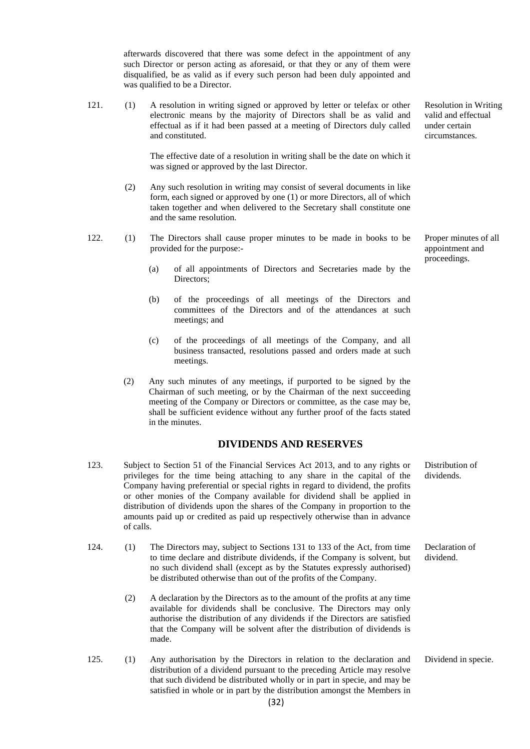afterwards discovered that there was some defect in the appointment of any such Director or person acting as aforesaid, or that they or any of them were disqualified, be as valid as if every such person had been duly appointed and was qualified to be a Director.

121. (1) A resolution in writing signed or approved by letter or telefax or other electronic means by the majority of Directors shall be as valid and effectual as if it had been passed at a meeting of Directors duly called and constituted.

*Resolution in Writing valid and effectual under certain circumstances.*

The effective date of a resolution in writing shall be the date on which it was signed or approved by the last Director.

(2) Any such resolution in writing may consist of several documents in like form, each signed or approved by one (1) or more Directors, all of which taken together and when delivered to the Secretary shall constitute one and the same resolution.

122. (1) The Directors shall cause proper minutes to be made in books to be provided for the purpose:-

*Proper minutes of all appointment and proceedings.*

(a) of all appointments of Directors and Secretaries made by the Directors;

(b) of the proceedings of all meetings of the Directors and committees of the Directors and of the attendances at such meetings; and

(c) of the proceedings of all meetings of the Company, and all business transacted, resolutions passed and orders made at such meetings.

(2) Any such minutes of any meetings, if purported to be signed by the Chairman of such meeting, or by the Chairman of the next succeeding meeting of the Company or Directors or committee, as the case may be, shall be sufficient evidence without any further proof of the facts stated in the minutes.

## DIVIDENDS AND RESERVES

123. Subject to Section 51 of the Financial Services Act 2013, and to any rights or privileges for the time being attaching to any share in the capital of the Company having preferential or special rights in regard to dividend, the profits or other monies of the Company available for dividend shall be applied in distribution of dividends upon the shares of the Company in proportion to the amounts paid up or credited as paid up respectively otherwise than in advance of calls.

*Distribution of dividends.*

124. (1) The Directors may, subject to Sections 131 to 133 of the Act, from time to time declare and distribute dividends, if the Company is solvent, but no such dividend shall (except as by the Statutes expressly authorised) be distributed otherwise than out of the profits of the Company.

*Declaration of dividend.*

(2) A declaration by the Directors as to the amount of the profits at any time available for dividends shall be conclusive. The Directors may only authorise the distribution of any dividends if the Directors are satisfied that the Company will be solvent after the distribution of dividends is made.

125. (1) Any authorisation by the Directors in relation to the declaration and distribution of a dividend pursuant to the preceding Article may resolve that such dividend be distributed wholly or in part in specie, and may be satisfied in whole or in part by the distribution amongst the Members in

*Dividend in specie.*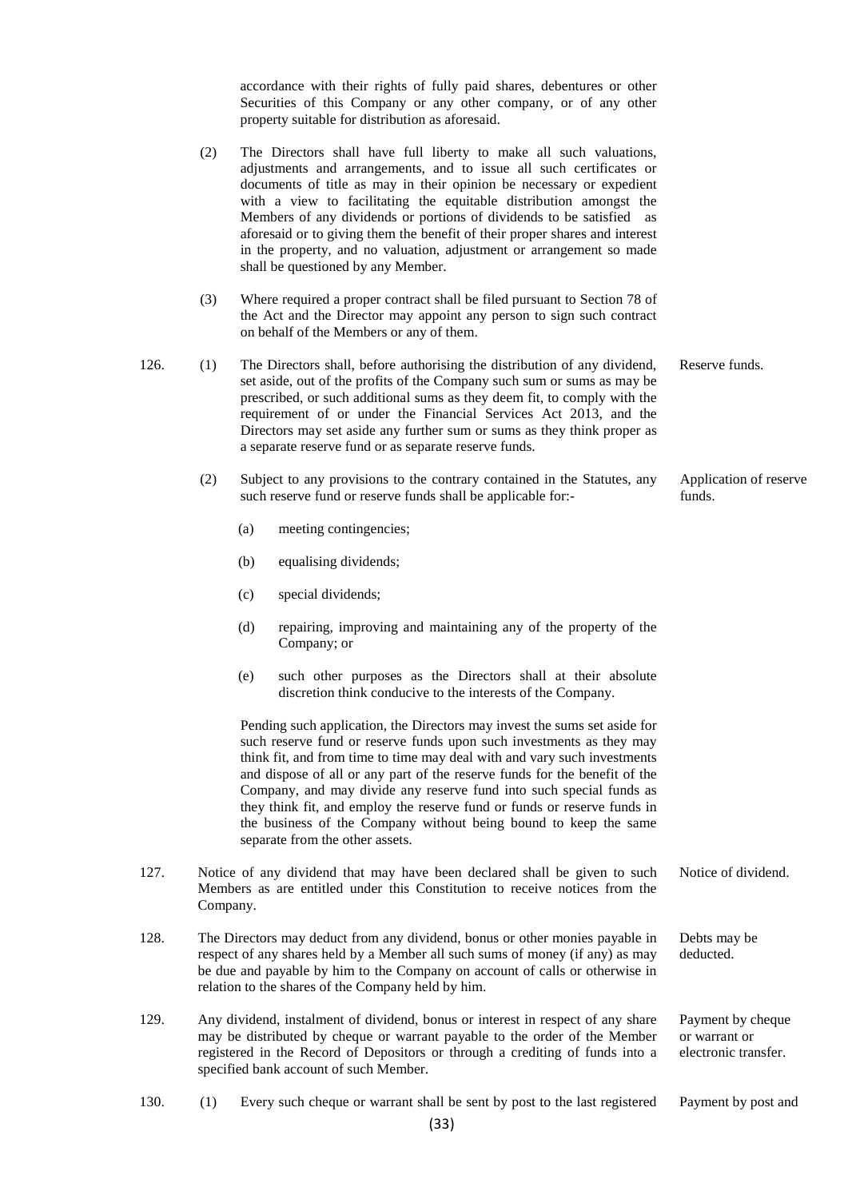accordance with their rights of fully paid shares, debentures or other Securities of this Company or any other company, or of any other property suitable for distribution as aforesaid.

(2) The Directors shall have full liberty to make all such valuations, adjustments and arrangements, and to issue all such certificates or documents of title as may in their opinion be necessary or expedient with a view to facilitating the equitable distribution amongst the Members of any dividends or portions of dividends to be satisfied as aforesaid or to giving them the benefit of their proper shares and interest in the property, and no valuation, adjustment or arrangement so made shall be questioned by any Member.

(3) Where required a proper contract shall be filed pursuant to Section 78 of the Act and the Director may appoint any person to sign such contract on behalf of the Members or any of them.

126. (1) The Directors shall, before authorising the distribution of any dividend, set aside, out of the profits of the Company such sum or sums as may be prescribed, or such additional sums as they deem fit, to comply with the requirement of or under the Financial Services Act 2013, and the Directors may set aside any further sum or sums as they think proper as a separate reserve fund or as separate reserve funds. *Reserve funds.*

(2) Subject to any provisions to the contrary contained in the Statutes, any such reserve fund or reserve funds shall be applicable for:- *Application of reserve funds.*

(a) meeting contingencies;

(b) equalising dividends;

(c) special dividends;

(d) repairing, improving and maintaining any of the property of the Company; or

(e) such other purposes as the Directors shall at their absolute discretion think conducive to the interests of the Company.

Pending such application, the Directors may invest the sums set aside for such reserve fund or reserve funds upon such investments as they may think fit, and from time to time may deal with and vary such investments and dispose of all or any part of the reserve funds for the benefit of the Company, and may divide any reserve fund into such special funds as they think fit, and employ the reserve fund or funds or reserve funds in the business of the Company without being bound to keep the same separate from the other assets.

127. Notice of any dividend that may have been declared shall be given to such Members as are entitled under this Constitution to receive notices from the Company. *Notice of dividend.*

128. The Directors may deduct from any dividend, bonus or other monies payable in respect of any shares held by a Member all such sums of money (if any) as may be due and payable by him to the Company on account of calls or otherwise in relation to the shares of the Company held by him. *Debts may be deducted.*

129. Any dividend, instalment of dividend, bonus or interest in respect of any share may be distributed by cheque or warrant payable to the order of the Member registered in the Record of Depositors or through a crediting of funds into a specified bank account of such Member. *Payment by cheque or warrant or electronic transfer.*

130. (1) Every such cheque or warrant shall be sent by post to the last registered *Payment by post and*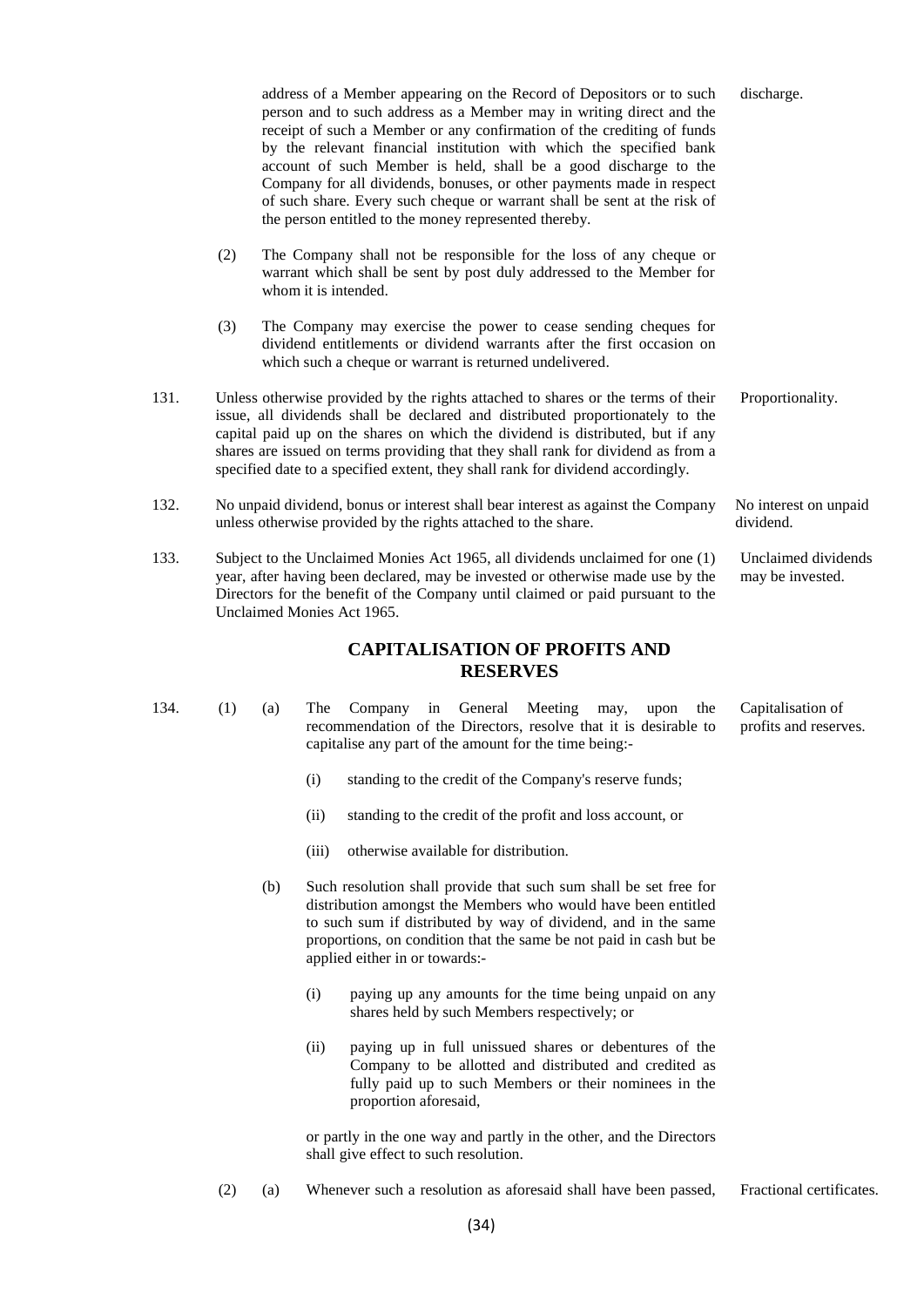address of a Member appearing on the Record of Depositors or to such person and to such address as a Member may in writing direct and the receipt of such a Member or any confirmation of the crediting of funds by the relevant financial institution with which the specified bank account of such Member is held, shall be a good discharge to the Company for all dividends, bonuses, or other payments made in respect of such share. Every such cheque or warrant shall be sent at the risk of the person entitled to the money represented thereby. *discharge.*

(2) The Company shall not be responsible for the loss of any cheque or warrant which shall be sent by post duly addressed to the Member for whom it is intended.

(3) The Company may exercise the power to cease sending cheques for dividend entitlements or dividend warrants after the first occasion on which such a cheque or warrant is returned undelivered.

131. *Proportionality.* Unless otherwise provided by the rights attached to shares or the terms of their issue, all dividends shall be declared and distributed proportionately to the capital paid up on the shares on which the dividend is distributed, but if any shares are issued on terms providing that they shall rank for dividend as from a specified date to a specified extent, they shall rank for dividend accordingly.

132. *No interest on unpaid dividend.* No unpaid dividend, bonus or interest shall bear interest as against the Company unless otherwise provided by the rights attached to the share.

133. *Unclaimed dividends may be invested.* Subject to the Unclaimed Monies Act 1965, all dividends unclaimed for one (1) year, after having been declared, may be invested or otherwise made use by the Directors for the benefit of the Company until claimed or paid pursuant to the Unclaimed Monies Act 1965.

## CAPITALISATION OF PROFITS AND RESERVES

134. *Capitalisation of profits and reserves.*

(1) (a) The Company in General Meeting may, upon the recommendation of the Directors, resolve that it is desirable to capitalise any part of the amount for the time being:-

(i) standing to the credit of the Company's reserve funds;

(ii) standing to the credit of the profit and loss account, or

(iii) otherwise available for distribution.

(b) Such resolution shall provide that such sum shall be set free for distribution amongst the Members who would have been entitled to such sum if distributed by way of dividend, and in the same proportions, on condition that the same be not paid in cash but be applied either in or towards:-

(i) paying up any amounts for the time being unpaid on any shares held by such Members respectively; or

(ii) paying up in full unissued shares or debentures of the Company to be allotted and distributed and credited as fully paid up to such Members or their nominees in the proportion aforesaid,

or partly in the one way and partly in the other, and the Directors shall give effect to such resolution.

(2) *Fractional certificates.* (a) Whenever such a resolution as aforesaid shall have been passed,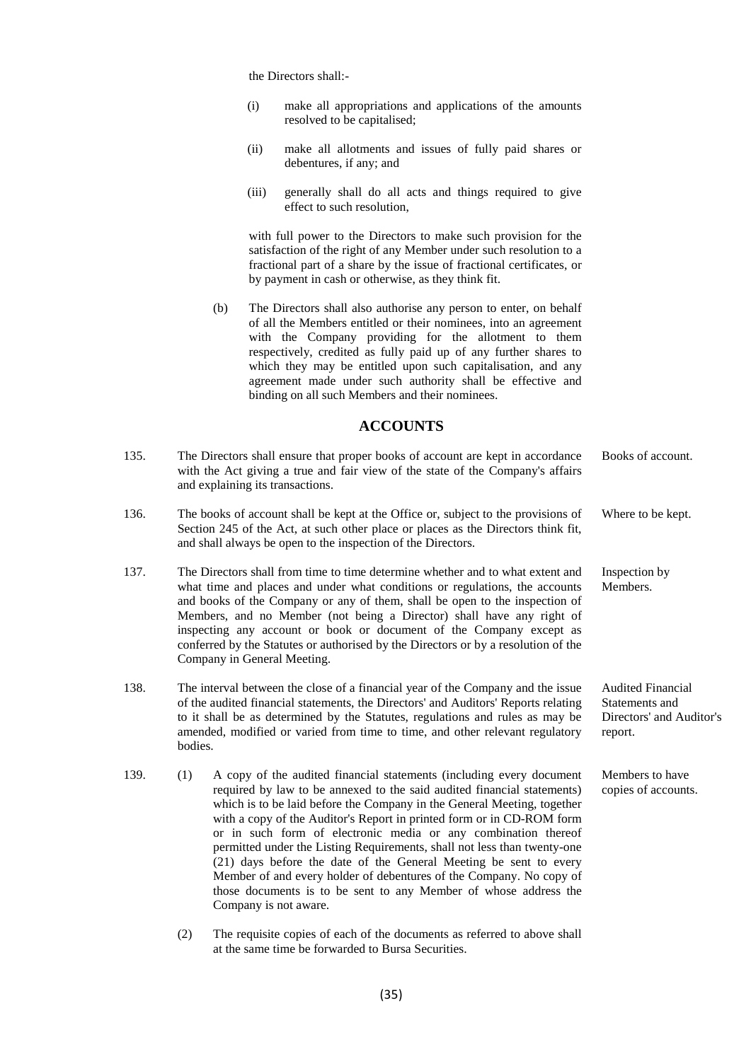the Directors shall:-

(i) make all appropriations and applications of the amounts resolved to be capitalised;

(ii) make all allotments and issues of fully paid shares or debentures, if any; and

(iii) generally shall do all acts and things required to give effect to such resolution,

with full power to the Directors to make such provision for the satisfaction of the right of any Member under such resolution to a fractional part of a share by the issue of fractional certificates, or by payment in cash or otherwise, as they think fit.

(b) The Directors shall also authorise any person to enter, on behalf of all the Members entitled or their nominees, into an agreement with the Company providing for the allotment to them respectively, credited as fully paid up of any further shares to which they may be entitled upon such capitalisation, and any agreement made under such authority shall be effective and binding on all such Members and their nominees.

## ACCOUNTS

135. The Directors shall ensure that proper books of account are kept in accordance with the Act giving a true and fair view of the state of the Company's affairs and explaining its transactions. *Books of account.*

136. The books of account shall be kept at the Office or, subject to the provisions of Section 245 of the Act, at such other place or places as the Directors think fit, and shall always be open to the inspection of the Directors. *Where to be kept.*

137. The Directors shall from time to time determine whether and to what extent and what time and places and under what conditions or regulations, the accounts and books of the Company or any of them, shall be open to the inspection of Members, and no Member (not being a Director) shall have any right of inspecting any account or book or document of the Company except as conferred by the Statutes or authorised by the Directors or by a resolution of the Company in General Meeting. *Inspection by Members.*

138. The interval between the close of a financial year of the Company and the issue of the audited financial statements, the Directors' and Auditors' Reports relating to it shall be as determined by the Statutes, regulations and rules as may be amended, modified or varied from time to time, and other relevant regulatory bodies. *Audited Financial Statements and Directors' and Auditor's report.*

139. (1) A copy of the audited financial statements (including every document required by law to be annexed to the said audited financial statements) which is to be laid before the Company in the General Meeting, together with a copy of the Auditor's Report in printed form or in CD-ROM form or in such form of electronic media or any combination thereof permitted under the Listing Requirements, shall not less than twenty-one (21) days before the date of the General Meeting be sent to every Member of and every holder of debentures of the Company. No copy of those documents is to be sent to any Member of whose address the Company is not aware. *Members to have copies of accounts.*

(2) The requisite copies of each of the documents as referred to above shall at the same time be forwarded to Bursa Securities.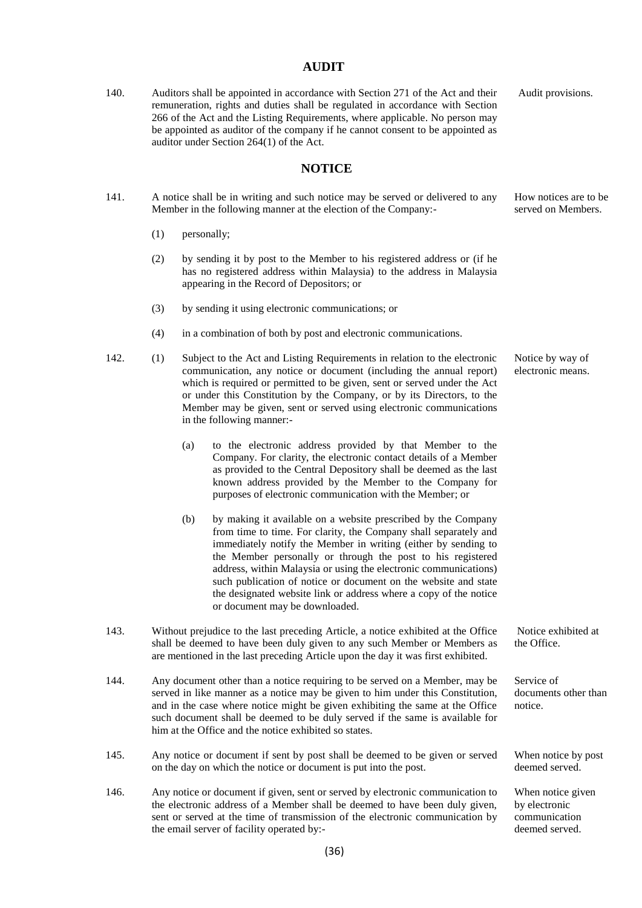## AUDIT

140. Auditors shall be appointed in accordance with Section 271 of the Act and their remuneration, rights and duties shall be regulated in accordance with Section 266 of the Act and the Listing Requirements, where applicable. No person may be appointed as auditor of the company if he cannot consent to be appointed as auditor under Section 264(1) of the Act. *Audit provisions.*

## NOTICE

141. A notice shall be in writing and such notice may be served or delivered to any Member in the following manner at the election of the Company:- *How notices are to be served on Members.*

   (1) personally;

   (2) by sending it by post to the Member to his registered address or (if he has no registered address within Malaysia) to the address in Malaysia appearing in the Record of Depositors; or

   (3) by sending it using electronic communications; or

   (4) in a combination of both by post and electronic communications.

142. (1) Subject to the Act and Listing Requirements in relation to the electronic communication, any notice or document (including the annual report) which is required or permitted to be given, sent or served under the Act or under this Constitution by the Company, or by its Directors, to the Member may be given, sent or served using electronic communications in the following manner:- *Notice by way of electronic means.*

   (a) to the electronic address provided by that Member to the Company. For clarity, the electronic contact details of a Member as provided to the Central Depository shall be deemed as the last known address provided by the Member to the Company for purposes of electronic communication with the Member; or

   (b) by making it available on a website prescribed by the Company from time to time. For clarity, the Company shall separately and immediately notify the Member in writing (either by sending to the Member personally or through the post to his registered address, within Malaysia or using the electronic communications) such publication of notice or document on the website and state the designated website link or address where a copy of the notice or document may be downloaded.

143. Without prejudice to the last preceding Article, a notice exhibited at the Office shall be deemed to have been duly given to any such Member or Members as are mentioned in the last preceding Article upon the day it was first exhibited. *Notice exhibited at the Office.*

144. Any document other than a notice requiring to be served on a Member, may be served in like manner as a notice may be given to him under this Constitution, and in the case where notice might be given exhibiting the same at the Office such document shall be deemed to be duly served if the same is available for him at the Office and the notice exhibited so states. *Service of documents other than notice.*

145. Any notice or document if sent by post shall be deemed to be given or served on the day on which the notice or document is put into the post. *When notice by post deemed served.*

146. Any notice or document if given, sent or served by electronic communication to the electronic address of a Member shall be deemed to have been duly given, sent or served at the time of transmission of the electronic communication by the email server of facility operated by:- *When notice given by electronic communication deemed served.*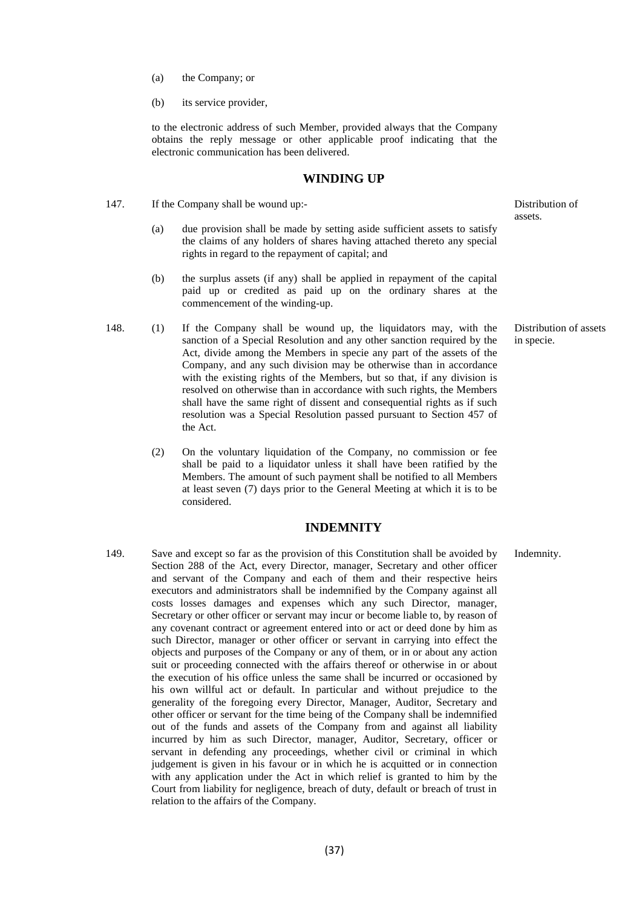(a) the Company; or

(b) its service provider,

to the electronic address of such Member, provided always that the Company obtains the reply message or other applicable proof indicating that the electronic communication has been delivered.

## WINDING UP

147. If the Company shall be wound up:- *Distribution of assets.*

(a) due provision shall be made by setting aside sufficient assets to satisfy the claims of any holders of shares having attached thereto any special rights in regard to the repayment of capital; and

(b) the surplus assets (if any) shall be applied in repayment of the capital paid up or credited as paid up on the ordinary shares at the commencement of the winding-up.

148. (1) If the Company shall be wound up, the liquidators may, with the sanction of a Special Resolution and any other sanction required by the Act, divide among the Members in specie any part of the assets of the Company, and any such division may be otherwise than in accordance with the existing rights of the Members, but so that, if any division is resolved on otherwise than in accordance with such rights, the Members shall have the same right of dissent and consequential rights as if such resolution was a Special Resolution passed pursuant to Section 457 of the Act. *Distribution of assets in specie.*

(2) On the voluntary liquidation of the Company, no commission or fee shall be paid to a liquidator unless it shall have been ratified by the Members. The amount of such payment shall be notified to all Members at least seven (7) days prior to the General Meeting at which it is to be considered.

## INDEMNITY

149. Save and except so far as the provision of this Constitution shall be avoided by Section 288 of the Act, every Director, manager, Secretary and other officer and servant of the Company and each of them and their respective heirs executors and administrators shall be indemnified by the Company against all costs losses damages and expenses which any such Director, manager, Secretary or other officer or servant may incur or become liable to, by reason of any covenant contract or agreement entered into or act or deed done by him as such Director, manager or other officer or servant in carrying into effect the objects and purposes of the Company or any of them, or in or about any action suit or proceeding connected with the affairs thereof or otherwise in or about the execution of his office unless the same shall be incurred or occasioned by his own willful act or default. In particular and without prejudice to the generality of the foregoing every Director, Manager, Auditor, Secretary and other officer or servant for the time being of the Company shall be indemnified out of the funds and assets of the Company from and against all liability incurred by him as such Director, manager, Auditor, Secretary, officer or servant in defending any proceedings, whether civil or criminal in which judgement is given in his favour or in which he is acquitted or in connection with any application under the Act in which relief is granted to him by the Court from liability for negligence, breach of duty, default or breach of trust in relation to the affairs of the Company. *Indemnity.*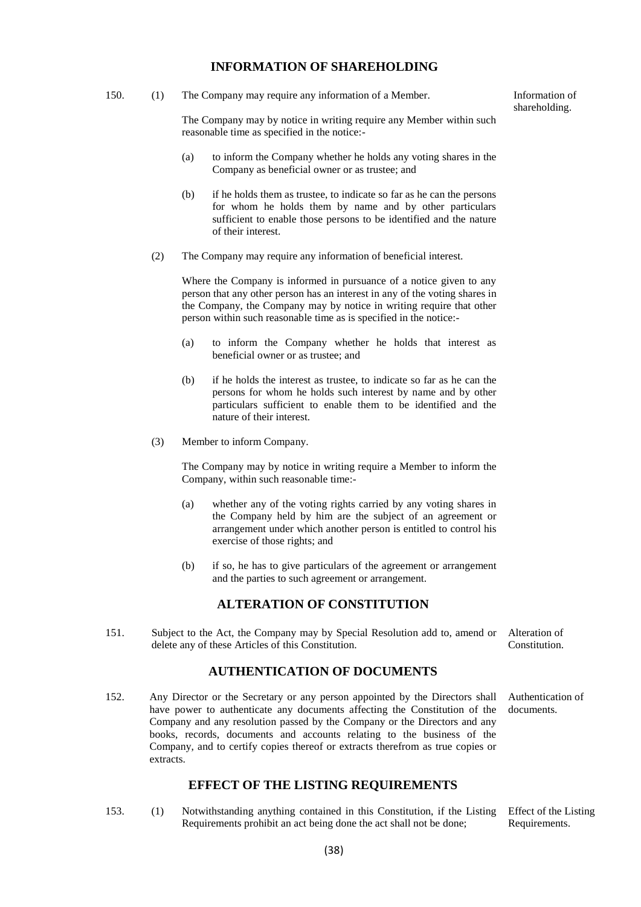## INFORMATION OF SHAREHOLDING

150. (1) The Company may require any information of a Member.

Information of shareholding.

The Company may by notice in writing require any Member within such reasonable time as specified in the notice:-

(a) to inform the Company whether he holds any voting shares in the Company as beneficial owner or as trustee; and

(b) if he holds them as trustee, to indicate so far as he can the persons for whom he holds them by name and by other particulars sufficient to enable those persons to be identified and the nature of their interest.

(2) The Company may require any information of beneficial interest.

Where the Company is informed in pursuance of a notice given to any person that any other person has an interest in any of the voting shares in the Company, the Company may by notice in writing require that other person within such reasonable time as is specified in the notice:-

(a) to inform the Company whether he holds that interest as beneficial owner or as trustee; and

(b) if he holds the interest as trustee, to indicate so far as he can the persons for whom he holds such interest by name and by other particulars sufficient to enable them to be identified and the nature of their interest.

(3) Member to inform Company.

The Company may by notice in writing require a Member to inform the Company, within such reasonable time:-

(a) whether any of the voting rights carried by any voting shares in the Company held by him are the subject of an agreement or arrangement under which another person is entitled to control his exercise of those rights; and

(b) if so, he has to give particulars of the agreement or arrangement and the parties to such agreement or arrangement.

## ALTERATION OF CONSTITUTION

151. Subject to the Act, the Company may by Special Resolution add to, amend or delete any of these Articles of this Constitution.

Alteration of Constitution.

## AUTHENTICATION OF DOCUMENTS

152. Any Director or the Secretary or any person appointed by the Directors shall have power to authenticate any documents affecting the Constitution of the Company and any resolution passed by the Company or the Directors and any books, records, documents and accounts relating to the business of the Company, and to certify copies thereof or extracts therefrom as true copies or extracts.

Authentication of documents.

## EFFECT OF THE LISTING REQUIREMENTS

153. (1) Notwithstanding anything contained in this Constitution, if the Listing Requirements prohibit an act being done the act shall not be done;

Effect of the Listing Requirements.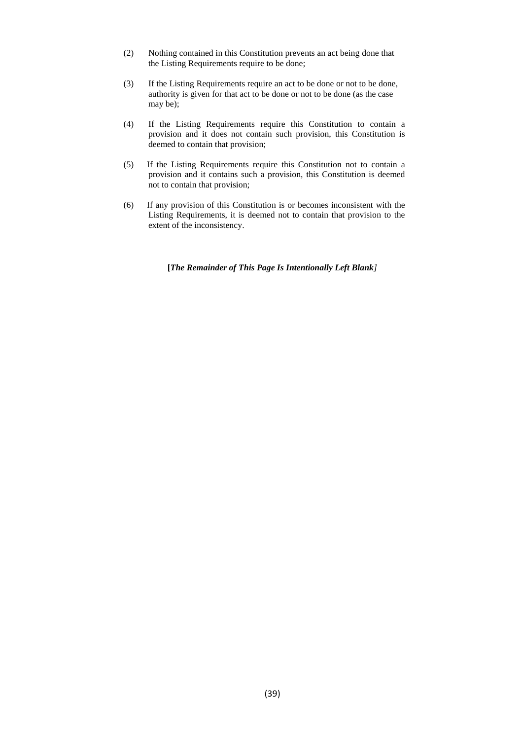(2) Nothing contained in this Constitution prevents an act being done that the Listing Requirements require to be done;

(3) If the Listing Requirements require an act to be done or not to be done, authority is given for that act to be done or not to be done (as the case may be);

(4) If the Listing Requirements require this Constitution to contain a provision and it does not contain such provision, this Constitution is deemed to contain that provision;

(5) If the Listing Requirements require this Constitution not to contain a provision and it contains such a provision, this Constitution is deemed not to contain that provision;

(6) If any provision of this Constitution is or becomes inconsistent with the Listing Requirements, it is deemed not to contain that provision to the extent of the inconsistency.

**[*The Remainder of This Page Is Intentionally Left Blank*]**